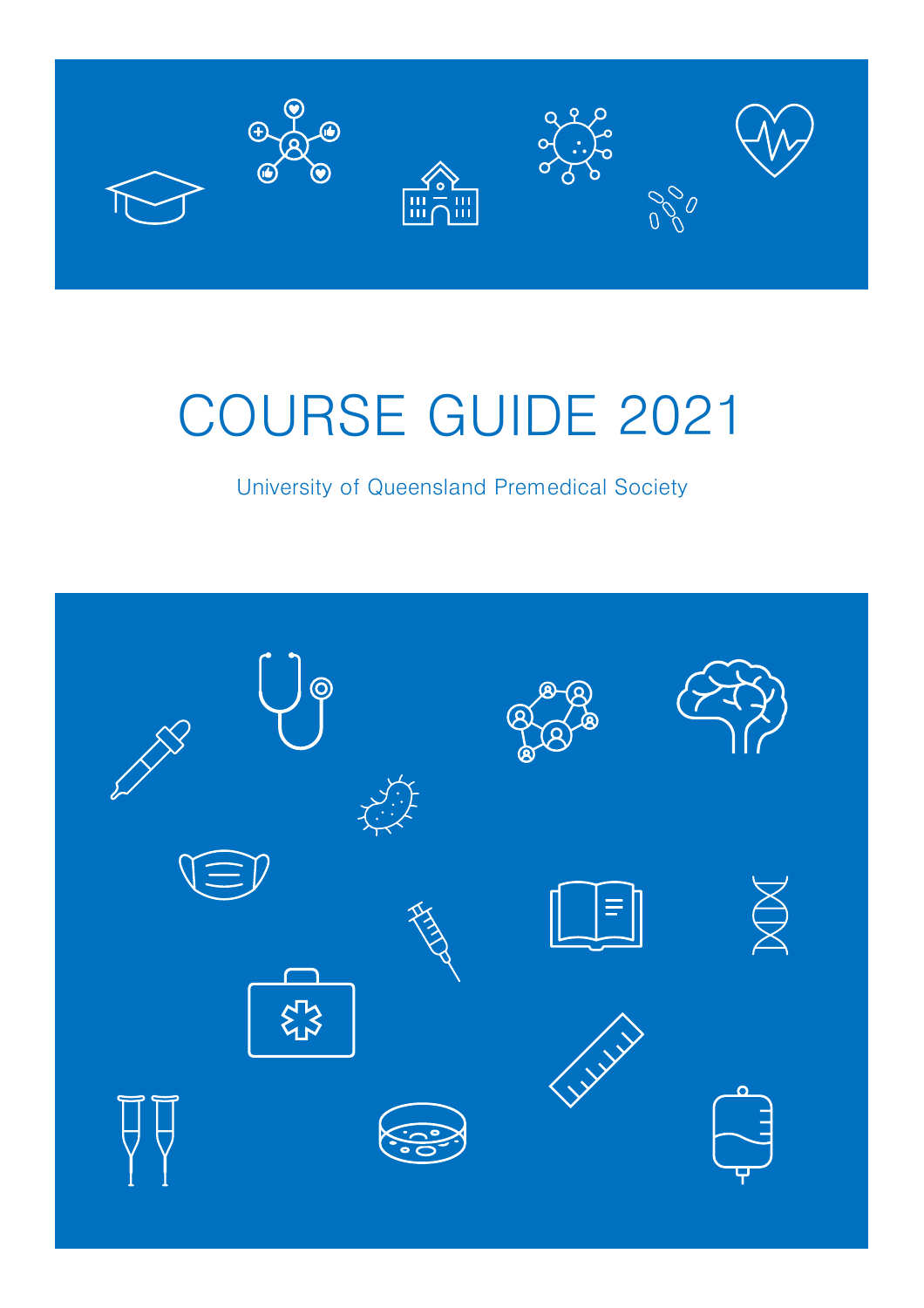# COURSE GUIDE 2021

University of Queensland Premedical Society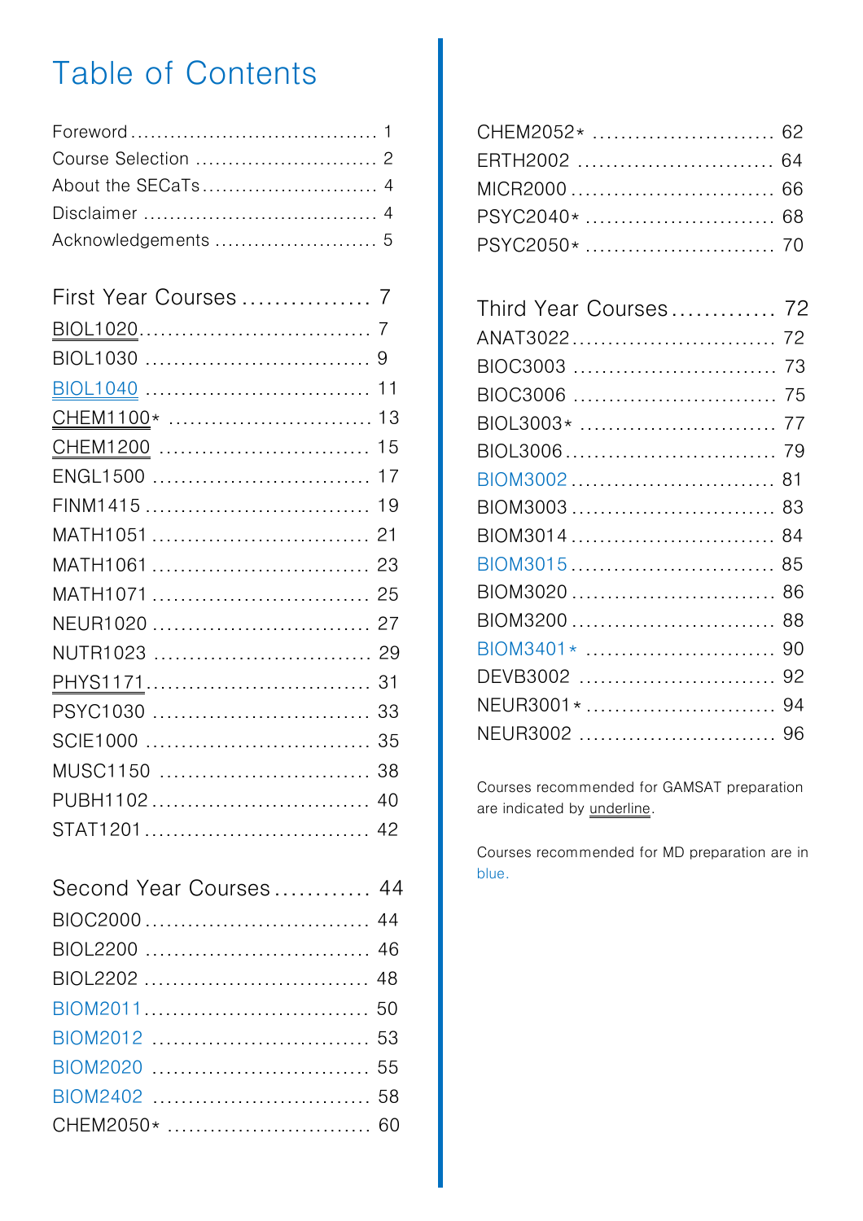# Table of Contents

Foreword ..................................... 1
Course Selection ............................ 2
About the SECaTs .......................... 4
Disclaimer .................................... 4
Acknowledgements ......................... 5

## First Year Courses ................ 7

<u>BIOL1020</u>................................. 7
BIOL1030 ................................ 9
<u>BIOL1040</u> ................................ 11
<u>CHEM1100</u>* ............................. 13
<u>CHEM1200</u> .............................. 15
ENGL1500 ............................... 17
FINM1415 ................................ 19
MATH1051 ............................... 21
MATH1061 ............................... 23
MATH1071 ............................... 25
NEUR1020 ............................... 27
NUTR1023 ............................... 29
<u>PHYS1171</u>................................ 31
PSYC1030 ............................... 33
SCIE1000 ................................ 35
MUSC1150 .............................. 38
PUBH1102 ............................... 40
STAT1201 ................................ 42

## Second Year Courses ............ 44

BIOC2000 ................................ 44
BIOL2200 ................................ 46
BIOL2202 ................................ 48
BIOM2011 ................................ 50
BIOM2012 ............................... 53
BIOM2020 ............................... 55
BIOM2402 ............................... 58
CHEM2050* ............................. 60
CHEM2052* .......................... 62
ERTH2002 ............................ 64
MICR2000 ............................. 66
PSYC2040* ........................... 68
PSYC2050* ........................... 70

## Third Year Courses............. 72

ANAT3022............................. 72
BIOC3003 ............................ 73
BIOC3006 ............................ 75
BIOL3003* ........................... 77
BIOL3006............................. 79
BIOM3002 ............................ 81
BIOM3003 ............................ 83
BIOM3014 ............................ 84
BIOM3015 ............................ 85
BIOM3020 ............................ 86
BIOM3200 ............................ 88
BIOM3401* ........................... 90
DEVB3002 ........................... 92
NEUR3001* ........................... 94
NEUR3002 ........................... 96

Courses recommended for GAMSAT preparation are indicated by <u>underline</u>.

Courses recommended for MD preparation are in blue.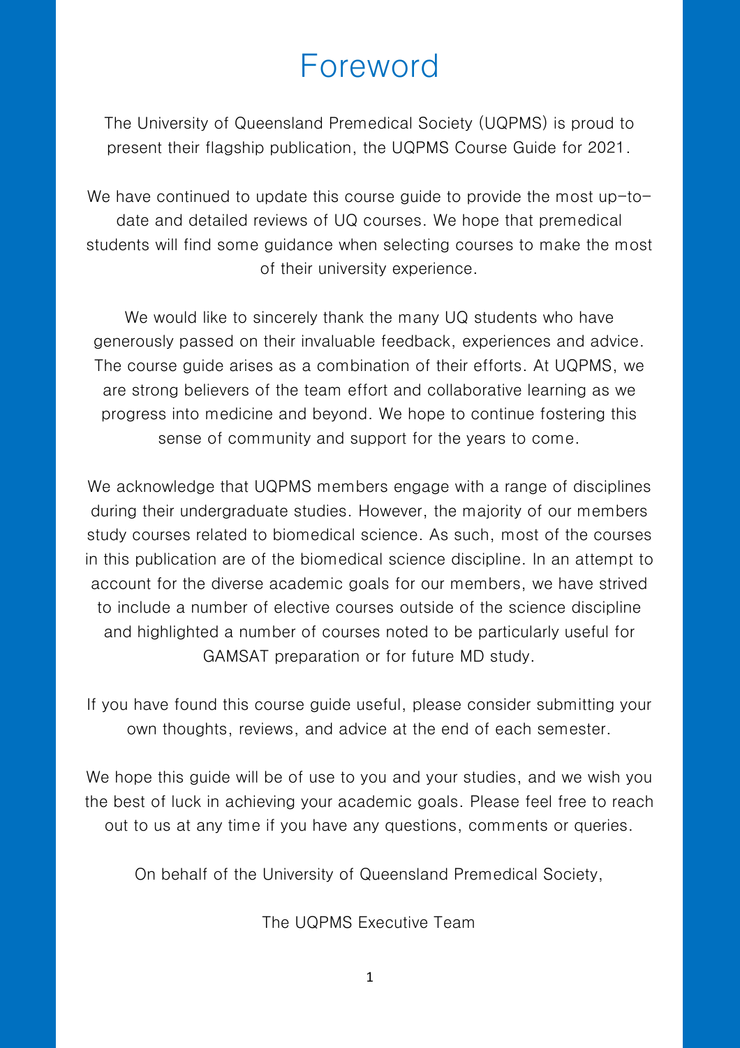# Foreword

The University of Queensland Premedical Society (UQPMS) is proud to present their flagship publication, the UQPMS Course Guide for 2021.

We have continued to update this course guide to provide the most up-to-date and detailed reviews of UQ courses. We hope that premedical students will find some guidance when selecting courses to make the most of their university experience.

We would like to sincerely thank the many UQ students who have generously passed on their invaluable feedback, experiences and advice. The course guide arises as a combination of their efforts. At UQPMS, we are strong believers of the team effort and collaborative learning as we progress into medicine and beyond. We hope to continue fostering this sense of community and support for the years to come.

We acknowledge that UQPMS members engage with a range of disciplines during their undergraduate studies. However, the majority of our members study courses related to biomedical science. As such, most of the courses in this publication are of the biomedical science discipline. In an attempt to account for the diverse academic goals for our members, we have strived to include a number of elective courses outside of the science discipline and highlighted a number of courses noted to be particularly useful for GAMSAT preparation or for future MD study.

If you have found this course guide useful, please consider submitting your own thoughts, reviews, and advice at the end of each semester.

We hope this guide will be of use to you and your studies, and we wish you the best of luck in achieving your academic goals. Please feel free to reach out to us at any time if you have any questions, comments or queries.

On behalf of the University of Queensland Premedical Society,

The UQPMS Executive Team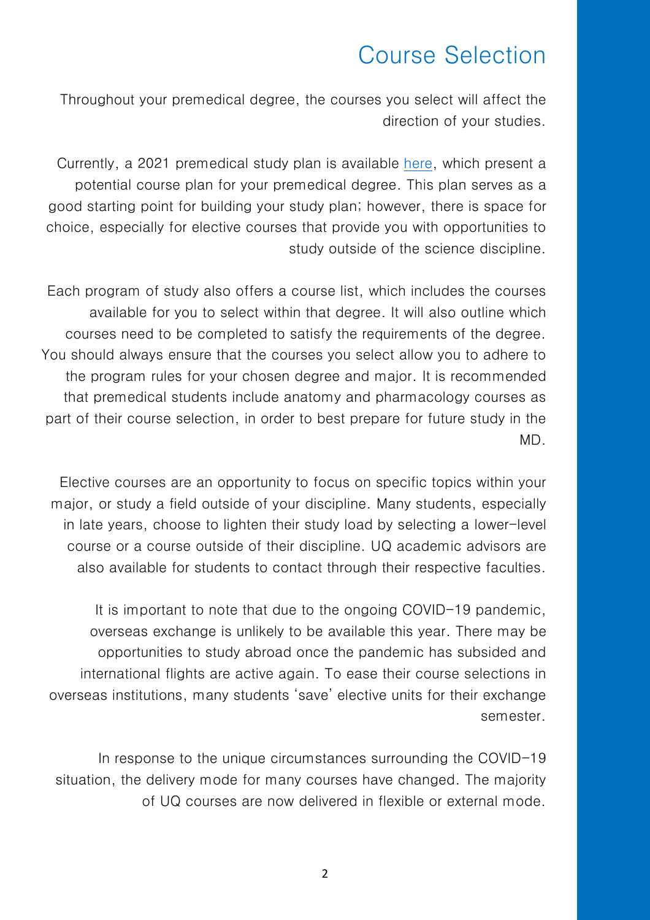# Course Selection

Throughout your premedical degree, the courses you select will affect the direction of your studies.

Currently, a 2021 premedical study plan is available here, which present a potential course plan for your premedical degree. This plan serves as a good starting point for building your study plan; however, there is space for choice, especially for elective courses that provide you with opportunities to study outside of the science discipline.

Each program of study also offers a course list, which includes the courses available for you to select within that degree. It will also outline which courses need to be completed to satisfy the requirements of the degree. You should always ensure that the courses you select allow you to adhere to the program rules for your chosen degree and major. It is recommended that premedical students include anatomy and pharmacology courses as part of their course selection, in order to best prepare for future study in the MD.

Elective courses are an opportunity to focus on specific topics within your major, or study a field outside of your discipline. Many students, especially in late years, choose to lighten their study load by selecting a lower-level course or a course outside of their discipline. UQ academic advisors are also available for students to contact through their respective faculties.

It is important to note that due to the ongoing COVID-19 pandemic, overseas exchange is unlikely to be available this year. There may be opportunities to study abroad once the pandemic has subsided and international flights are active again. To ease their course selections in overseas institutions, many students 'save' elective units for their exchange semester.

In response to the unique circumstances surrounding the COVID-19 situation, the delivery mode for many courses have changed. The majority of UQ courses are now delivered in flexible or external mode.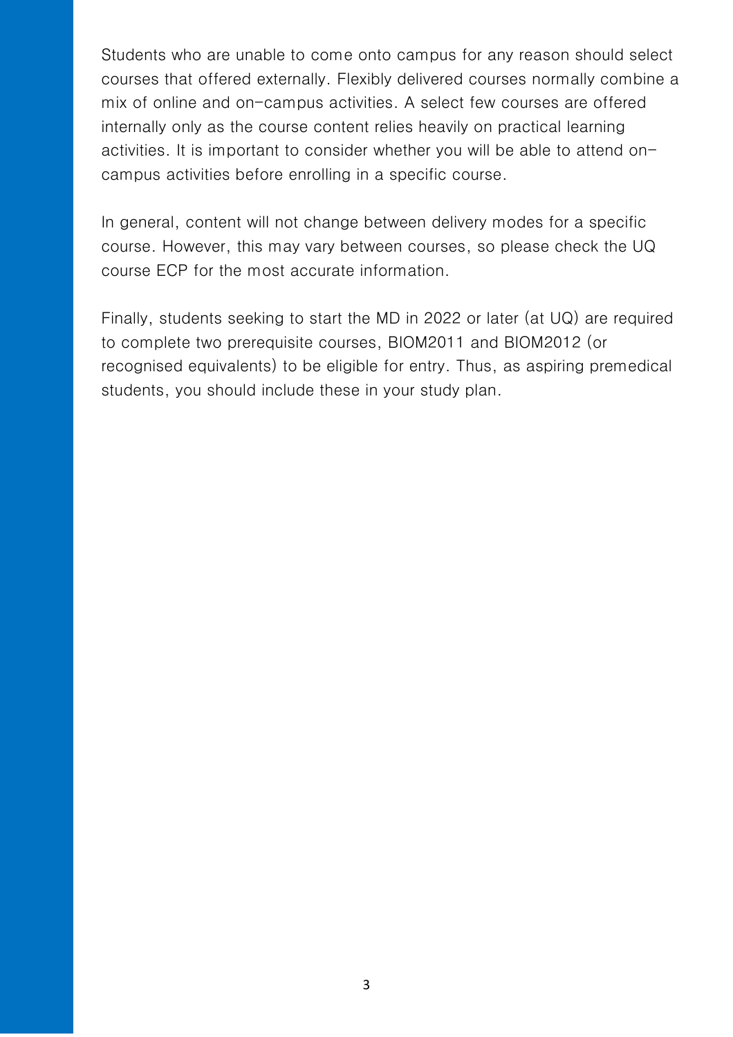Students who are unable to come onto campus for any reason should select courses that offered externally. Flexibly delivered courses normally combine a mix of online and on-campus activities. A select few courses are offered internally only as the course content relies heavily on practical learning activities. It is important to consider whether you will be able to attend on-campus activities before enrolling in a specific course.

In general, content will not change between delivery modes for a specific course. However, this may vary between courses, so please check the UQ course ECP for the most accurate information.

Finally, students seeking to start the MD in 2022 or later (at UQ) are required to complete two prerequisite courses, BIOM2011 and BIOM2012 (or recognised equivalents) to be eligible for entry. Thus, as aspiring premedical students, you should include these in your study plan.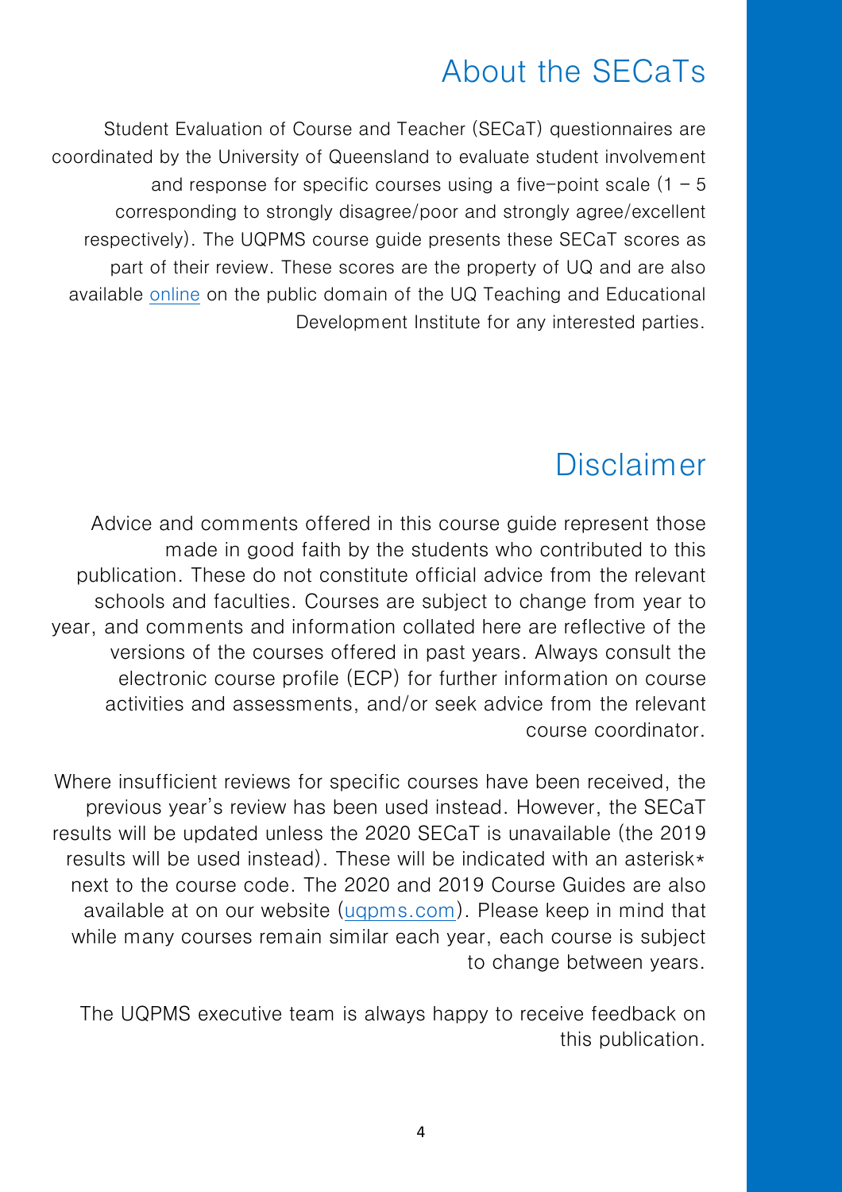# About the SECaTs

Student Evaluation of Course and Teacher (SECaT) questionnaires are coordinated by the University of Queensland to evaluate student involvement and response for specific courses using a five-point scale (1 – 5 corresponding to strongly disagree/poor and strongly agree/excellent respectively). The UQPMS course guide presents these SECaT scores as part of their review. These scores are the property of UQ and are also available online on the public domain of the UQ Teaching and Educational Development Institute for any interested parties.

# Disclaimer

Advice and comments offered in this course guide represent those made in good faith by the students who contributed to this publication. These do not constitute official advice from the relevant schools and faculties. Courses are subject to change from year to year, and comments and information collated here are reflective of the versions of the courses offered in past years. Always consult the electronic course profile (ECP) for further information on course activities and assessments, and/or seek advice from the relevant course coordinator.

Where insufficient reviews for specific courses have been received, the previous year's review has been used instead. However, the SECaT results will be updated unless the 2020 SECaT is unavailable (the 2019 results will be used instead). These will be indicated with an asterisk* next to the course code. The 2020 and 2019 Course Guides are also available at on our website (uqpms.com). Please keep in mind that while many courses remain similar each year, each course is subject to change between years.

The UQPMS executive team is always happy to receive feedback on this publication.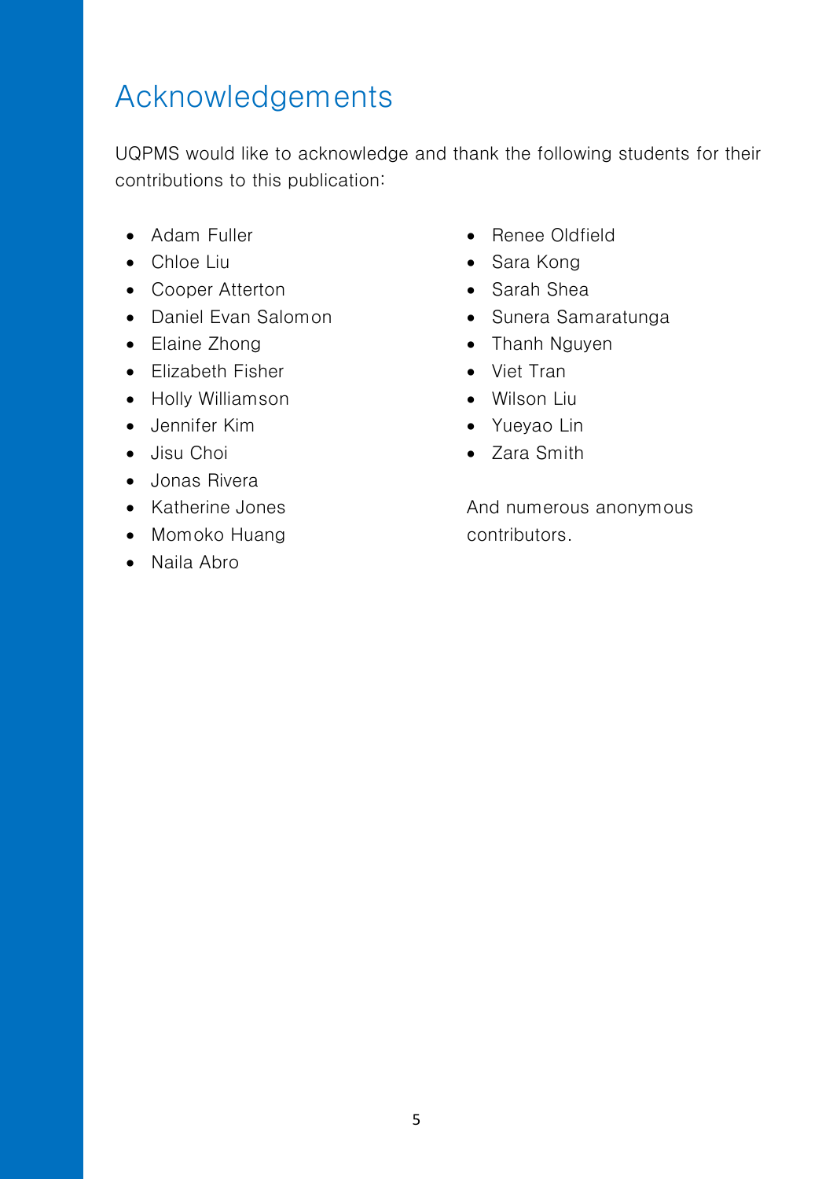# Acknowledgements

UQPMS would like to acknowledge and thank the following students for their contributions to this publication:

- Adam Fuller
- Chloe Liu
- Cooper Atterton
- Daniel Evan Salomon
- Elaine Zhong
- Elizabeth Fisher
- Holly Williamson
- Jennifer Kim
- Jisu Choi
- Jonas Rivera
- Katherine Jones
- Momoko Huang
- Naila Abro
- Renee Oldfield
- Sara Kong
- Sarah Shea
- Sunera Samaratunga
- Thanh Nguyen
- Viet Tran
- Wilson Liu
- Yueyao Lin
- Zara Smith

And numerous anonymous contributors.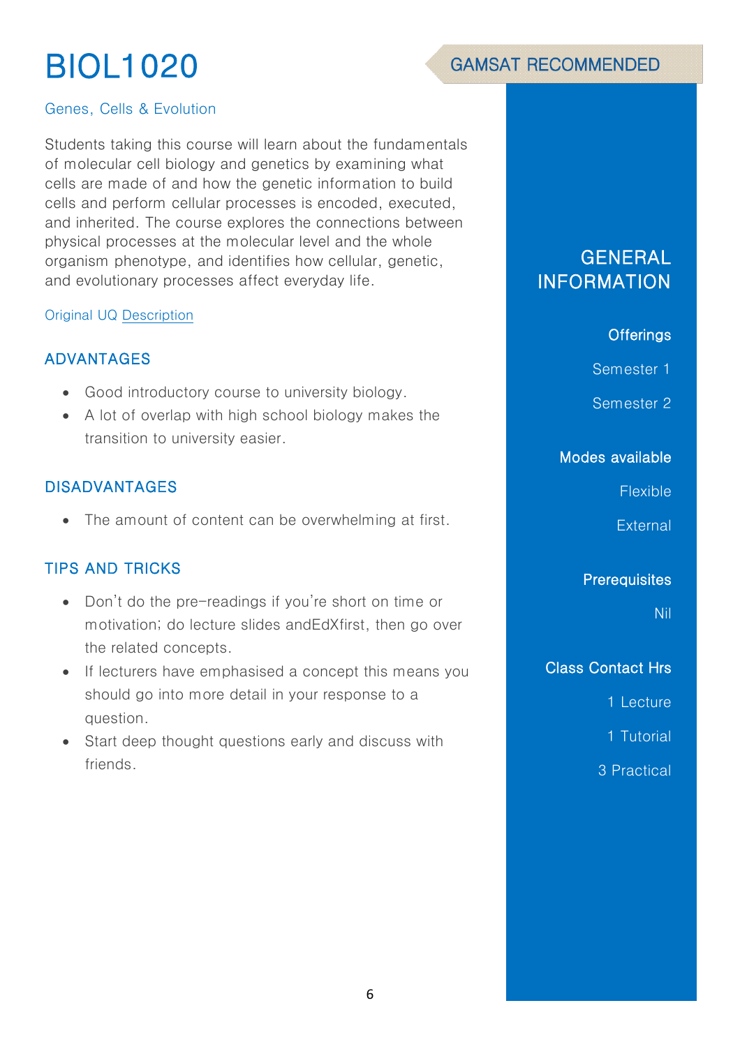# BIOL1020

GAMSAT RECOMMENDED

Genes, Cells & Evolution

Students taking this course will learn about the fundamentals of molecular cell biology and genetics by examining what cells are made of and how the genetic information to build cells and perform cellular processes is encoded, executed, and inherited. The course explores the connections between physical processes at the molecular level and the whole organism phenotype, and identifies how cellular, genetic, and evolutionary processes affect everyday life.

Original UQ Description

## ADVANTAGES

- Good introductory course to university biology.
- A lot of overlap with high school biology makes the transition to university easier.

## DISADVANTAGES

- The amount of content can be overwhelming at first.

## TIPS AND TRICKS

- Don't do the pre-readings if you're short on time or motivation; do lecture slides andEdXfirst, then go over the related concepts.
- If lecturers have emphasised a concept this means you should go into more detail in your response to a question.
- Start deep thought questions early and discuss with friends.

## GENERAL INFORMATION

### Offerings

Semester 1

Semester 2

### Modes available

Flexible

External

### Prerequisites

Nil

### Class Contact Hrs

1 Lecture

1 Tutorial

3 Practical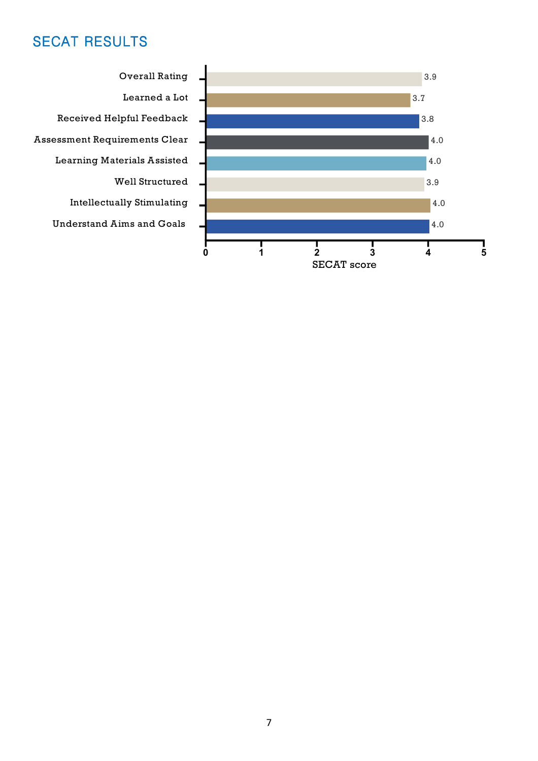## SECAT RESULTS

| Item | SECAT score |
|---|---|
| Overall Rating | 3.9 |
| Learned a Lot | 3.7 |
| Received Helpful Feedback | 3.8 |
| Assessment Requirements Clear | 4.0 |
| Learning Materials Assisted | 4.0 |
| Well Structured | 3.9 |
| Intellectually Stimulating | 4.0 |
| Understand Aims and Goals | 4.0 |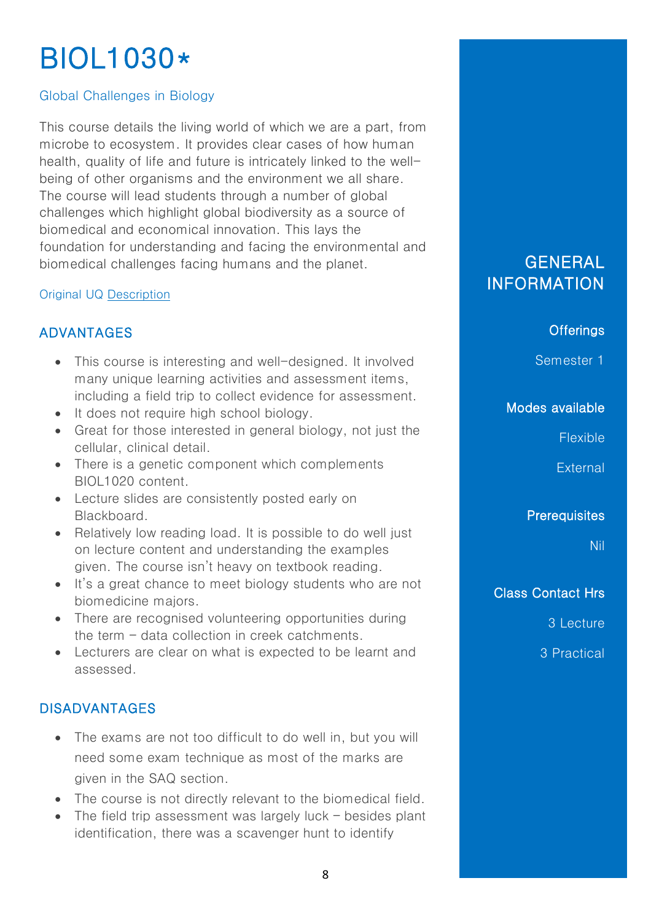# BIOL1030*

Global Challenges in Biology

This course details the living world of which we are a part, from microbe to ecosystem. It provides clear cases of how human health, quality of life and future is intricately linked to the well-being of other organisms and the environment we all share. The course will lead students through a number of global challenges which highlight global biodiversity as a source of biomedical and economical innovation. This lays the foundation for understanding and facing the environmental and biomedical challenges facing humans and the planet.

Original UQ Description

## ADVANTAGES

- This course is interesting and well-designed. It involved many unique learning activities and assessment items, including a field trip to collect evidence for assessment.
- It does not require high school biology.
- Great for those interested in general biology, not just the cellular, clinical detail.
- There is a genetic component which complements BIOL1020 content.
- Lecture slides are consistently posted early on Blackboard.
- Relatively low reading load. It is possible to do well just on lecture content and understanding the examples given. The course isn't heavy on textbook reading.
- It's a great chance to meet biology students who are not biomedicine majors.
- There are recognised volunteering opportunities during the term – data collection in creek catchments.
- Lecturers are clear on what is expected to be learnt and assessed.

## DISADVANTAGES

- The exams are not too difficult to do well in, but you will need some exam technique as most of the marks are given in the SAQ section.
- The course is not directly relevant to the biomedical field.
- The field trip assessment was largely luck – besides plant identification, there was a scavenger hunt to identify

## GENERAL INFORMATION

**Offerings**

Semester 1

**Modes available**

Flexible

External

**Prerequisites**

Nil

**Class Contact Hrs**

3 Lecture

3 Practical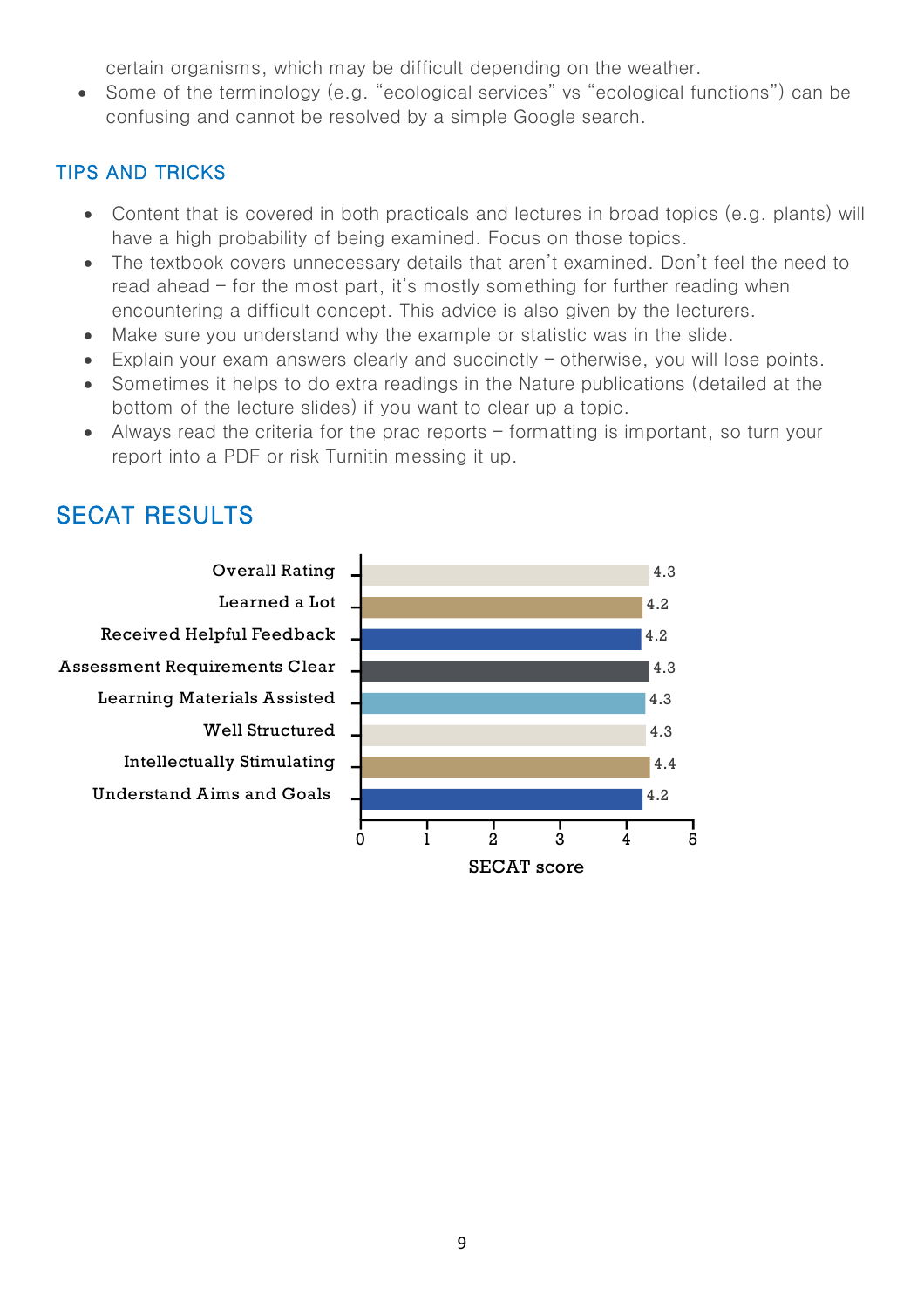certain organisms, which may be difficult depending on the weather.

- Some of the terminology (e.g. "ecological services" vs "ecological functions") can be confusing and cannot be resolved by a simple Google search.

### TIPS AND TRICKS

- Content that is covered in both practicals and lectures in broad topics (e.g. plants) will have a high probability of being examined. Focus on those topics.
- The textbook covers unnecessary details that aren't examined. Don't feel the need to read ahead – for the most part, it's mostly something for further reading when encountering a difficult concept. This advice is also given by the lecturers.
- Make sure you understand why the example or statistic was in the slide.
- Explain your exam answers clearly and succinctly – otherwise, you will lose points.
- Sometimes it helps to do extra readings in the Nature publications (detailed at the bottom of the lecture slides) if you want to clear up a topic.
- Always read the criteria for the prac reports – formatting is important, so turn your report into a PDF or risk Turnitin messing it up.

## SECAT RESULTS

| Category | SECAT score |
|---|---|
| Overall Rating | 4.3 |
| Learned a Lot | 4.2 |
| Received Helpful Feedback | 4.2 |
| Assessment Requirements Clear | 4.3 |
| Learning Materials Assisted | 4.3 |
| Well Structured | 4.3 |
| Intellectually Stimulating | 4.4 |
| Understand Aims and Goals | 4.2 |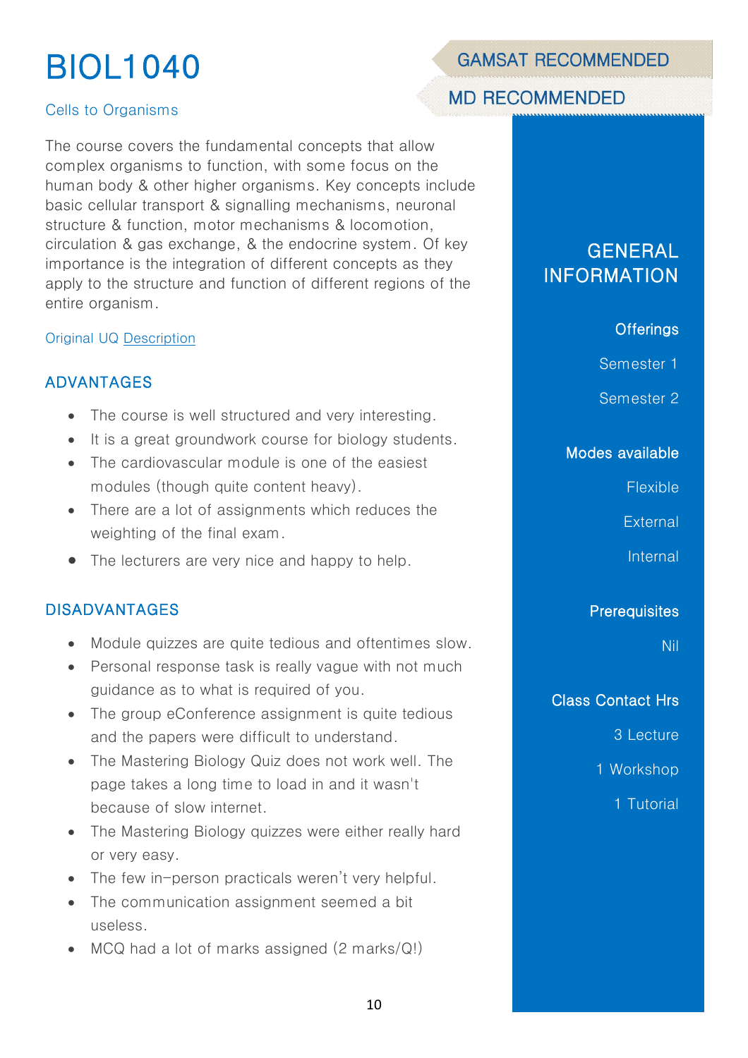# BIOL1040

GAMSAT RECOMMENDED

MD RECOMMENDED

Cells to Organisms

The course covers the fundamental concepts that allow complex organisms to function, with some focus on the human body & other higher organisms. Key concepts include basic cellular transport & signalling mechanisms, neuronal structure & function, motor mechanisms & locomotion, circulation & gas exchange, & the endocrine system. Of key importance is the integration of different concepts as they apply to the structure and function of different regions of the entire organism.

Original UQ Description

## ADVANTAGES

- The course is well structured and very interesting.
- It is a great groundwork course for biology students.
- The cardiovascular module is one of the easiest modules (though quite content heavy).
- There are a lot of assignments which reduces the weighting of the final exam.
- The lecturers are very nice and happy to help.

## DISADVANTAGES

- Module quizzes are quite tedious and oftentimes slow.
- Personal response task is really vague with not much guidance as to what is required of you.
- The group eConference assignment is quite tedious and the papers were difficult to understand.
- The Mastering Biology Quiz does not work well. The page takes a long time to load in and it wasn't because of slow internet.
- The Mastering Biology quizzes were either really hard or very easy.
- The few in-person practicals weren't very helpful.
- The communication assignment seemed a bit useless.
- MCQ had a lot of marks assigned (2 marks/Q!)

## GENERAL INFORMATION

**Offerings**

Semester 1

Semester 2

**Modes available**

Flexible

External

Internal

**Prerequisites**

Nil

**Class Contact Hrs**

3 Lecture

1 Workshop

1 Tutorial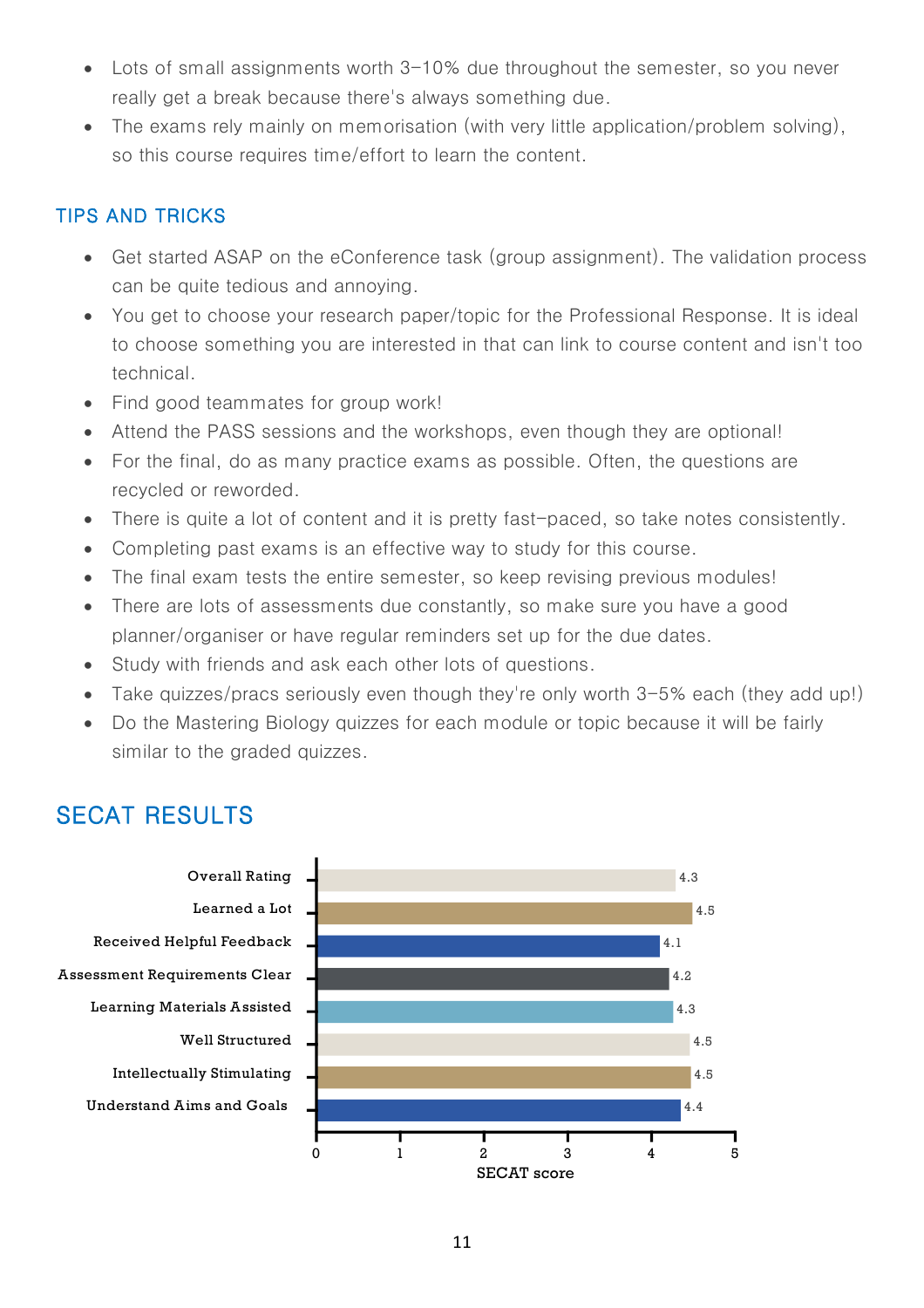- Lots of small assignments worth 3–10% due throughout the semester, so you never really get a break because there's always something due.
- The exams rely mainly on memorisation (with very little application/problem solving), so this course requires time/effort to learn the content.

### TIPS AND TRICKS

- Get started ASAP on the eConference task (group assignment). The validation process can be quite tedious and annoying.
- You get to choose your research paper/topic for the Professional Response. It is ideal to choose something you are interested in that can link to course content and isn't too technical.
- Find good teammates for group work!
- Attend the PASS sessions and the workshops, even though they are optional!
- For the final, do as many practice exams as possible. Often, the questions are recycled or reworded.
- There is quite a lot of content and it is pretty fast-paced, so take notes consistently.
- Completing past exams is an effective way to study for this course.
- The final exam tests the entire semester, so keep revising previous modules!
- There are lots of assessments due constantly, so make sure you have a good planner/organiser or have regular reminders set up for the due dates.
- Study with friends and ask each other lots of questions.
- Take quizzes/pracs seriously even though they're only worth 3–5% each (they add up!)
- Do the Mastering Biology quizzes for each module or topic because it will be fairly similar to the graded quizzes.

## SECAT RESULTS

| Category | SECAT score |
| --- | --- |
| Overall Rating | 4.3 |
| Learned a Lot | 4.5 |
| Received Helpful Feedback | 4.1 |
| Assessment Requirements Clear | 4.2 |
| Learning Materials Assisted | 4.3 |
| Well Structured | 4.5 |
| Intellectually Stimulating | 4.5 |
| Understand Aims and Goals | 4.4 |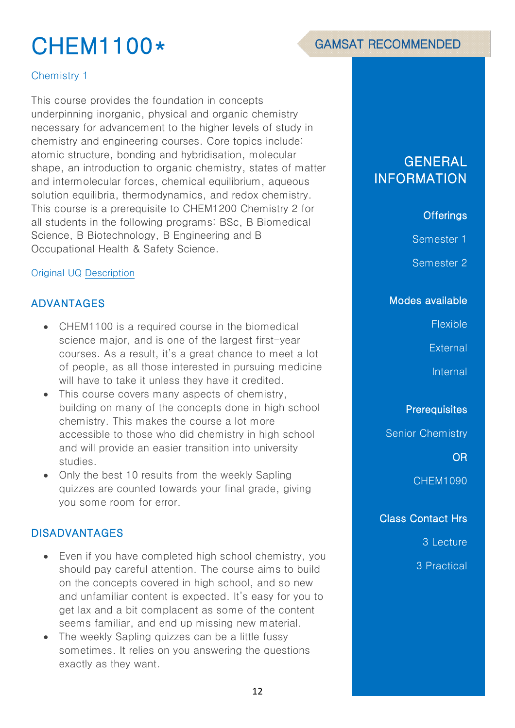# CHEM1100*

GAMSAT RECOMMENDED

Chemistry 1

This course provides the foundation in concepts underpinning inorganic, physical and organic chemistry necessary for advancement to the higher levels of study in chemistry and engineering courses. Core topics include: atomic structure, bonding and hybridisation, molecular shape, an introduction to organic chemistry, states of matter and intermolecular forces, chemical equilibrium, aqueous solution equilibria, thermodynamics, and redox chemistry. This course is a prerequisite to CHEM1200 Chemistry 2 for all students in the following programs: BSc, B Biomedical Science, B Biotechnology, B Engineering and B Occupational Health & Safety Science.

Original UQ Description

## ADVANTAGES

- CHEM1100 is a required course in the biomedical science major, and is one of the largest first-year courses. As a result, it's a great chance to meet a lot of people, as all those interested in pursuing medicine will have to take it unless they have it credited.
- This course covers many aspects of chemistry, building on many of the concepts done in high school chemistry. This makes the course a lot more accessible to those who did chemistry in high school and will provide an easier transition into university studies.
- Only the best 10 results from the weekly Sapling quizzes are counted towards your final grade, giving you some room for error.

## DISADVANTAGES

- Even if you have completed high school chemistry, you should pay careful attention. The course aims to build on the concepts covered in high school, and so new and unfamiliar content is expected. It's easy for you to get lax and a bit complacent as some of the content seems familiar, and end up missing new material.
- The weekly Sapling quizzes can be a little fussy sometimes. It relies on you answering the questions exactly as they want.

## GENERAL INFORMATION

**Offerings**

Semester 1

Semester 2

**Modes available**

Flexible

External

Internal

**Prerequisites**

Senior Chemistry

OR

CHEM1090

**Class Contact Hrs**

3 Lecture

3 Practical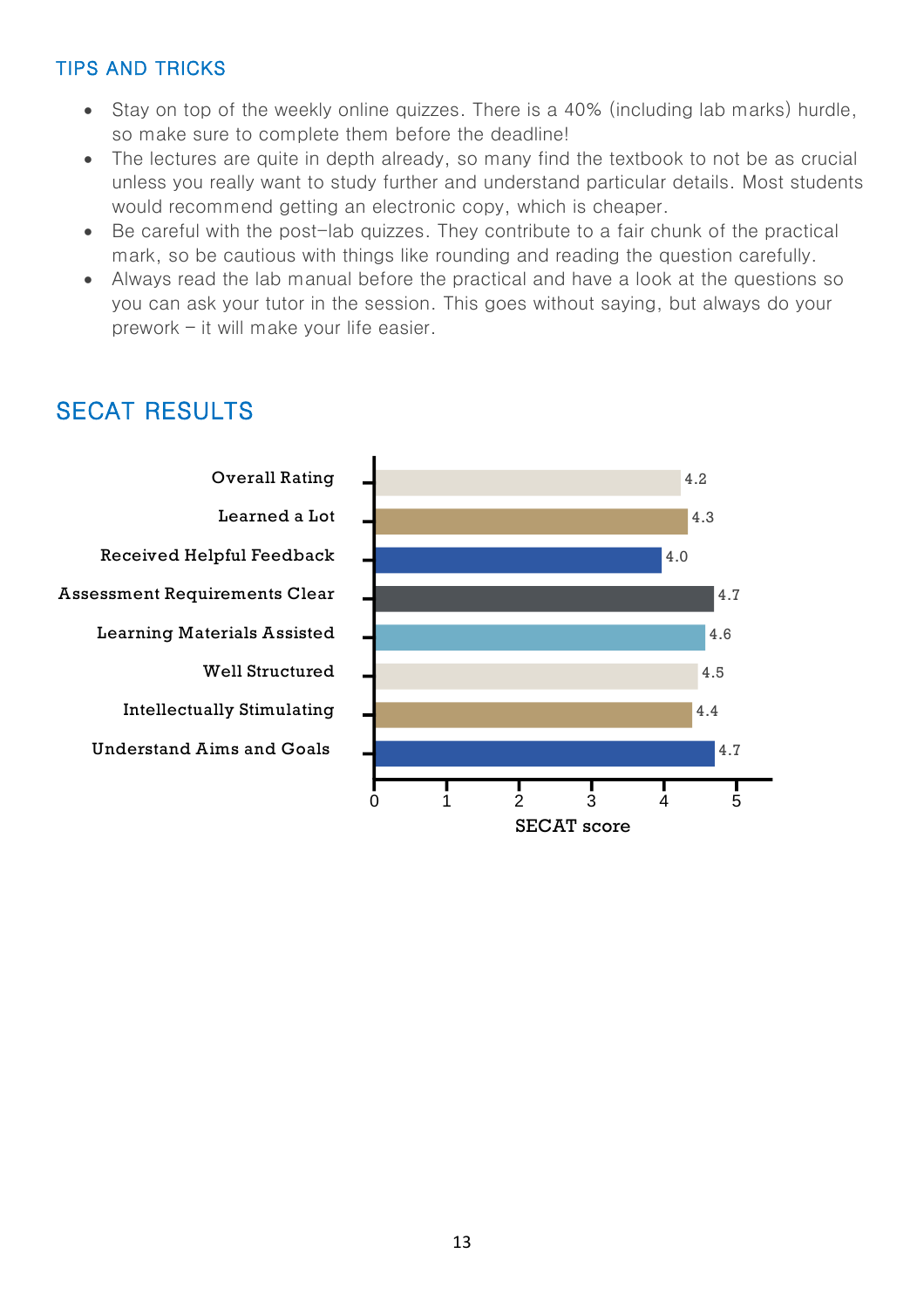### TIPS AND TRICKS

- Stay on top of the weekly online quizzes. There is a 40% (including lab marks) hurdle, so make sure to complete them before the deadline!
- The lectures are quite in depth already, so many find the textbook to not be as crucial unless you really want to study further and understand particular details. Most students would recommend getting an electronic copy, which is cheaper.
- Be careful with the post-lab quizzes. They contribute to a fair chunk of the practical mark, so be cautious with things like rounding and reading the question carefully.
- Always read the lab manual before the practical and have a look at the questions so you can ask your tutor in the session. This goes without saying, but always do your prework – it will make your life easier.

## SECAT RESULTS

| Category | SECAT score |
|---|---|
| Overall Rating | 4.2 |
| Learned a Lot | 4.3 |
| Received Helpful Feedback | 4.0 |
| Assessment Requirements Clear | 4.7 |
| Learning Materials Assisted | 4.6 |
| Well Structured | 4.5 |
| Intellectually Stimulating | 4.4 |
| Understand Aims and Goals | 4.7 |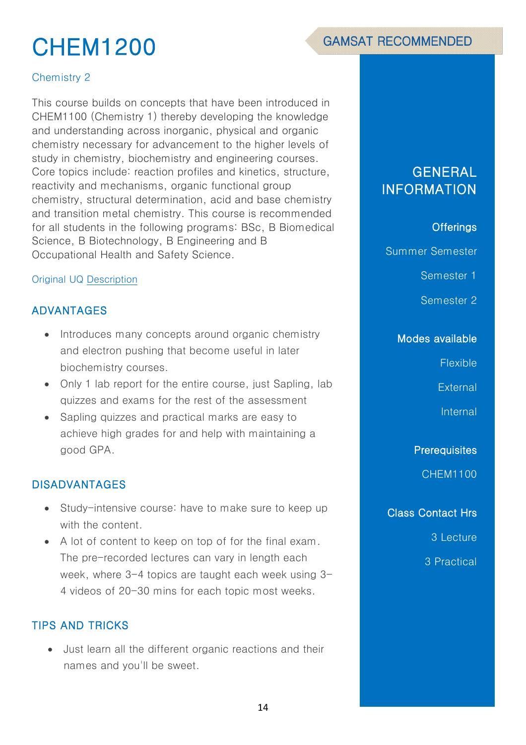# CHEM1200

GAMSAT RECOMMENDED

### Chemistry 2

This course builds on concepts that have been introduced in CHEM1100 (Chemistry 1) thereby developing the knowledge and understanding across inorganic, physical and organic chemistry necessary for advancement to the higher levels of study in chemistry, biochemistry and engineering courses. Core topics include: reaction profiles and kinetics, structure, reactivity and mechanisms, organic functional group chemistry, structural determination, acid and base chemistry and transition metal chemistry. This course is recommended for all students in the following programs: BSc, B Biomedical Science, B Biotechnology, B Engineering and B Occupational Health and Safety Science.

Original UQ Description

## ADVANTAGES

- Introduces many concepts around organic chemistry and electron pushing that become useful in later biochemistry courses.
- Only 1 lab report for the entire course, just Sapling, lab quizzes and exams for the rest of the assessment
- Sapling quizzes and practical marks are easy to achieve high grades for and help with maintaining a good GPA.

## DISADVANTAGES

- Study-intensive course: have to make sure to keep up with the content.
- A lot of content to keep on top of for the final exam. The pre-recorded lectures can vary in length each week, where 3-4 topics are taught each week using 3-4 videos of 20-30 mins for each topic most weeks.

## TIPS AND TRICKS

- Just learn all the different organic reactions and their names and you'll be sweet.

## GENERAL INFORMATION

### Offerings

Summer Semester

Semester 1

Semester 2

### Modes available

Flexible

External

Internal

### Prerequisites

CHEM1100

### Class Contact Hrs

3 Lecture

3 Practical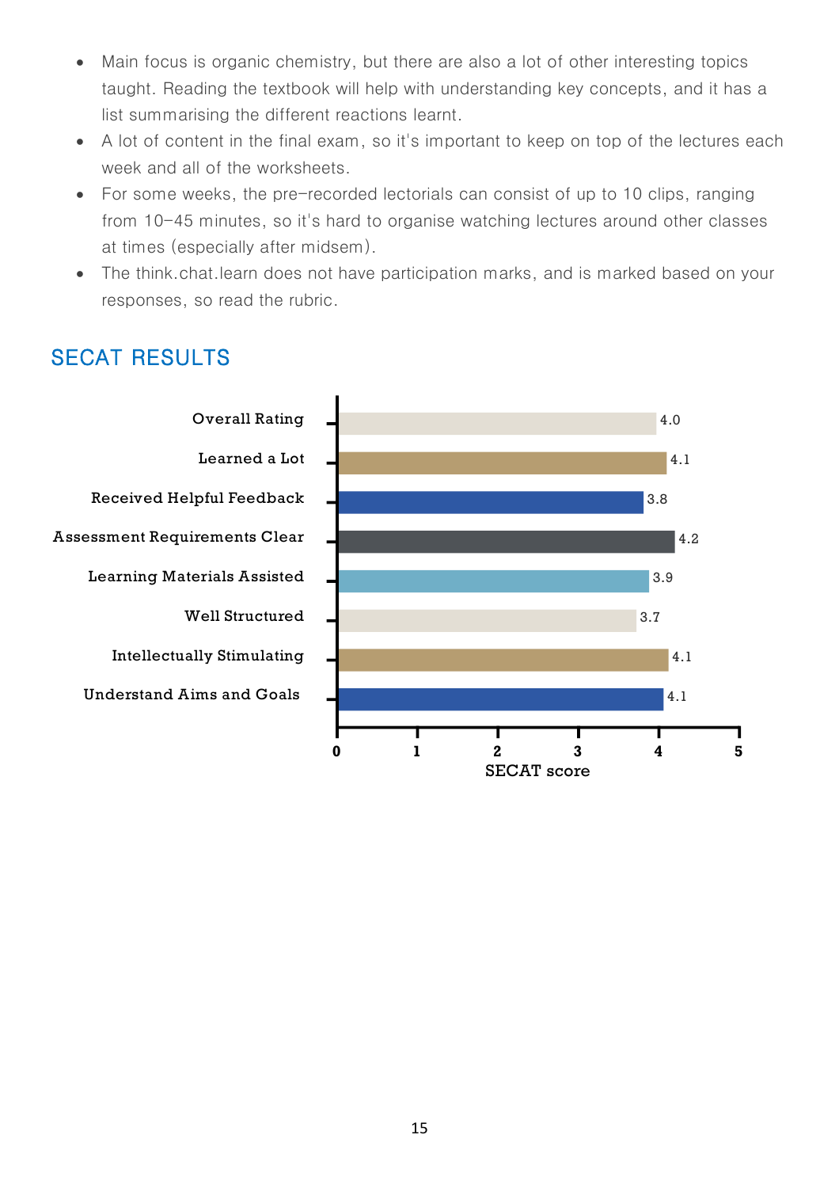- Main focus is organic chemistry, but there are also a lot of other interesting topics taught. Reading the textbook will help with understanding key concepts, and it has a list summarising the different reactions learnt.
- A lot of content in the final exam, so it's important to keep on top of the lectures each week and all of the worksheets.
- For some weeks, the pre-recorded lectorials can consist of up to 10 clips, ranging from 10–45 minutes, so it's hard to organise watching lectures around other classes at times (especially after midsem).
- The think.chat.learn does not have participation marks, and is marked based on your responses, so read the rubric.

## SECAT RESULTS

| Category | SECAT score |
|---|---|
| Overall Rating | 4.0 |
| Learned a Lot | 4.1 |
| Received Helpful Feedback | 3.8 |
| Assessment Requirements Clear | 4.2 |
| Learning Materials Assisted | 3.9 |
| Well Structured | 3.7 |
| Intellectually Stimulating | 4.1 |
| Understand Aims and Goals | 4.1 |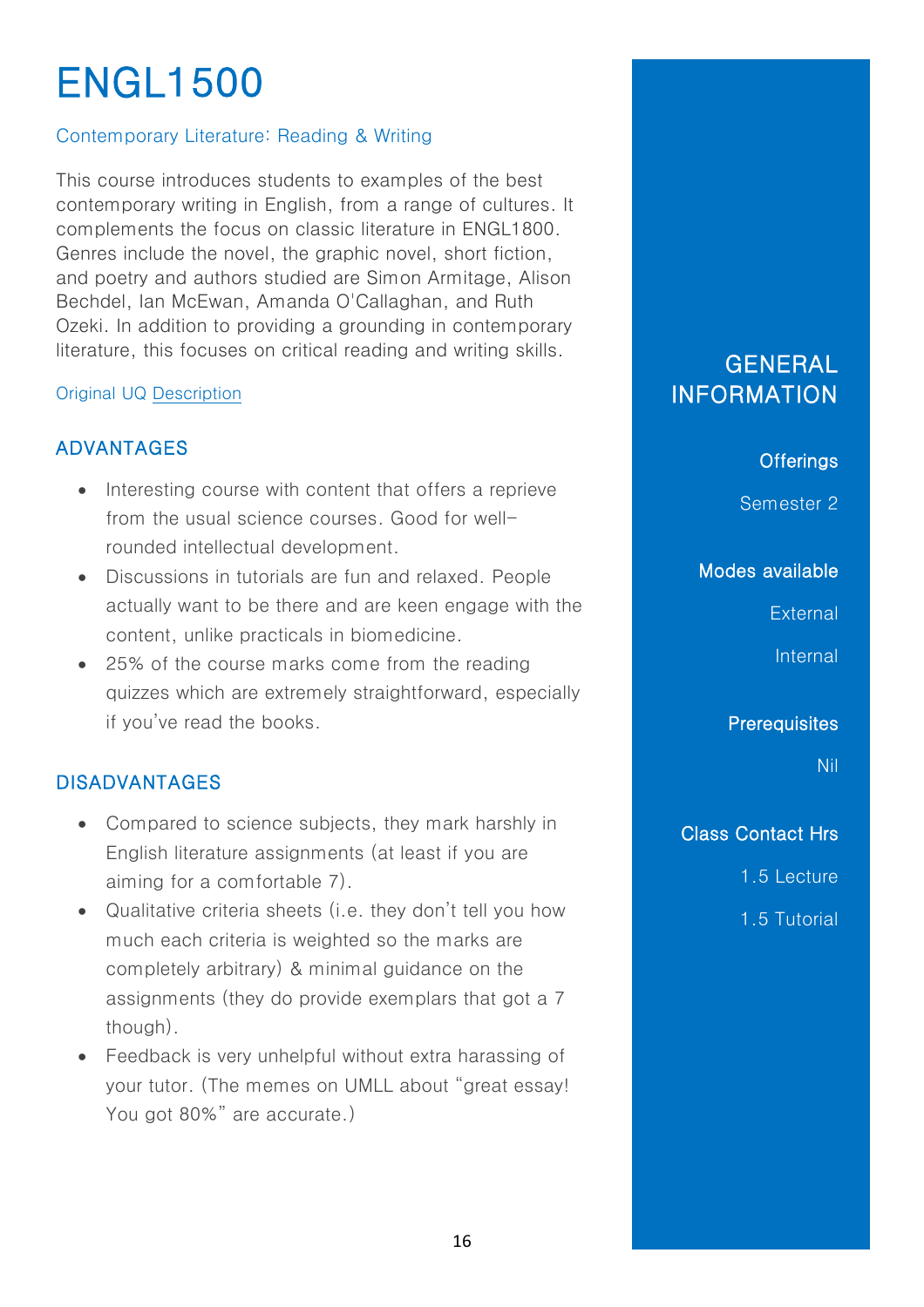# ENGL1500

Contemporary Literature: Reading & Writing

This course introduces students to examples of the best contemporary writing in English, from a range of cultures. It complements the focus on classic literature in ENGL1800. Genres include the novel, the graphic novel, short fiction, and poetry and authors studied are Simon Armitage, Alison Bechdel, Ian McEwan, Amanda O'Callaghan, and Ruth Ozeki. In addition to providing a grounding in contemporary literature, this focuses on critical reading and writing skills.

Original UQ Description

## ADVANTAGES

- Interesting course with content that offers a reprieve from the usual science courses. Good for well-rounded intellectual development.
- Discussions in tutorials are fun and relaxed. People actually want to be there and are keen engage with the content, unlike practicals in biomedicine.
- 25% of the course marks come from the reading quizzes which are extremely straightforward, especially if you've read the books.

## DISADVANTAGES

- Compared to science subjects, they mark harshly in English literature assignments (at least if you are aiming for a comfortable 7).
- Qualitative criteria sheets (i.e. they don't tell you how much each criteria is weighted so the marks are completely arbitrary) & minimal guidance on the assignments (they do provide exemplars that got a 7 though).
- Feedback is very unhelpful without extra harassing of your tutor. (The memes on UMLL about "great essay! You got 80%" are accurate.)

## GENERAL INFORMATION

**Offerings**

Semester 2

**Modes available**

External

Internal

**Prerequisites**

Nil

**Class Contact Hrs**

1.5 Lecture

1.5 Tutorial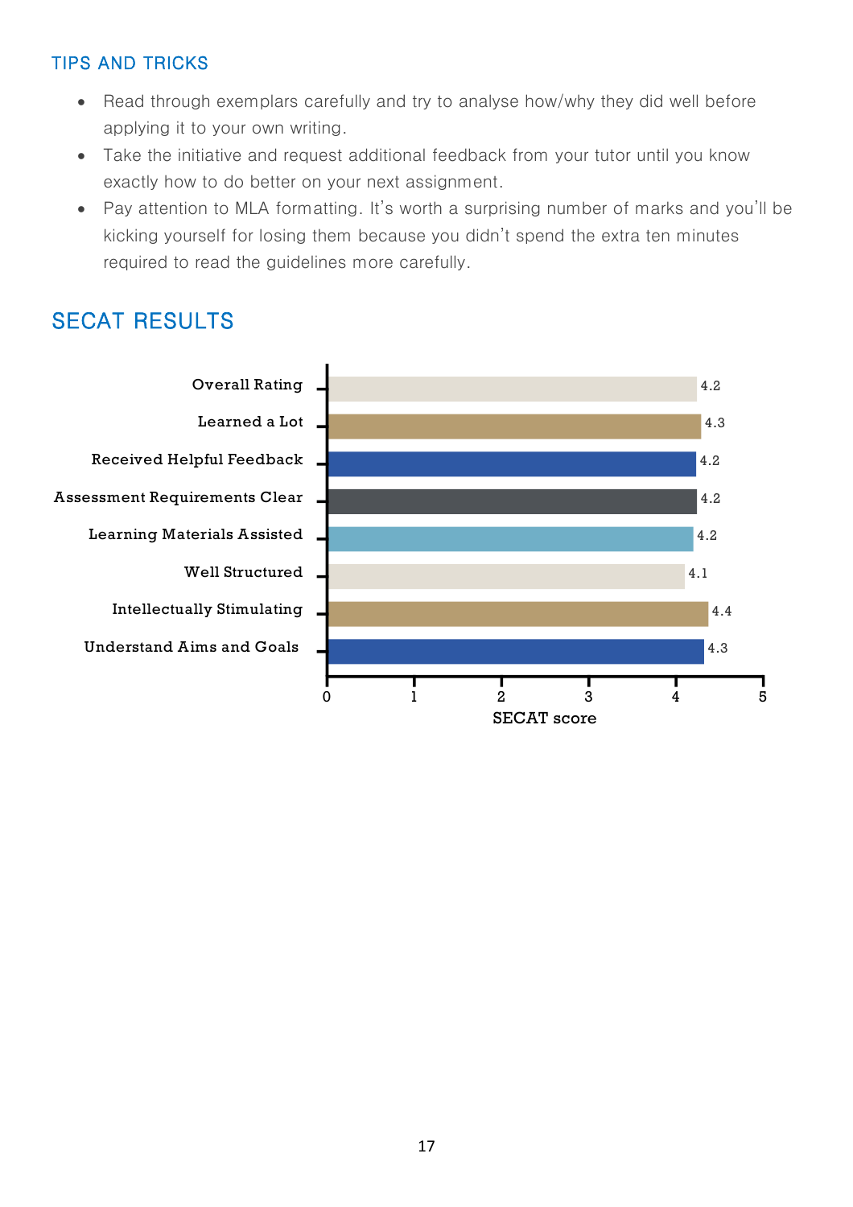### TIPS AND TRICKS

- Read through exemplars carefully and try to analyse how/why they did well before applying it to your own writing.
- Take the initiative and request additional feedback from your tutor until you know exactly how to do better on your next assignment.
- Pay attention to MLA formatting. It's worth a surprising number of marks and you'll be kicking yourself for losing them because you didn't spend the extra ten minutes required to read the guidelines more carefully.

## SECAT RESULTS

| Item | SECAT score |
| --- | --- |
| Overall Rating | 4.2 |
| Learned a Lot | 4.3 |
| Received Helpful Feedback | 4.2 |
| Assessment Requirements Clear | 4.2 |
| Learning Materials Assisted | 4.2 |
| Well Structured | 4.1 |
| Intellectually Stimulating | 4.4 |
| Understand Aims and Goals | 4.3 |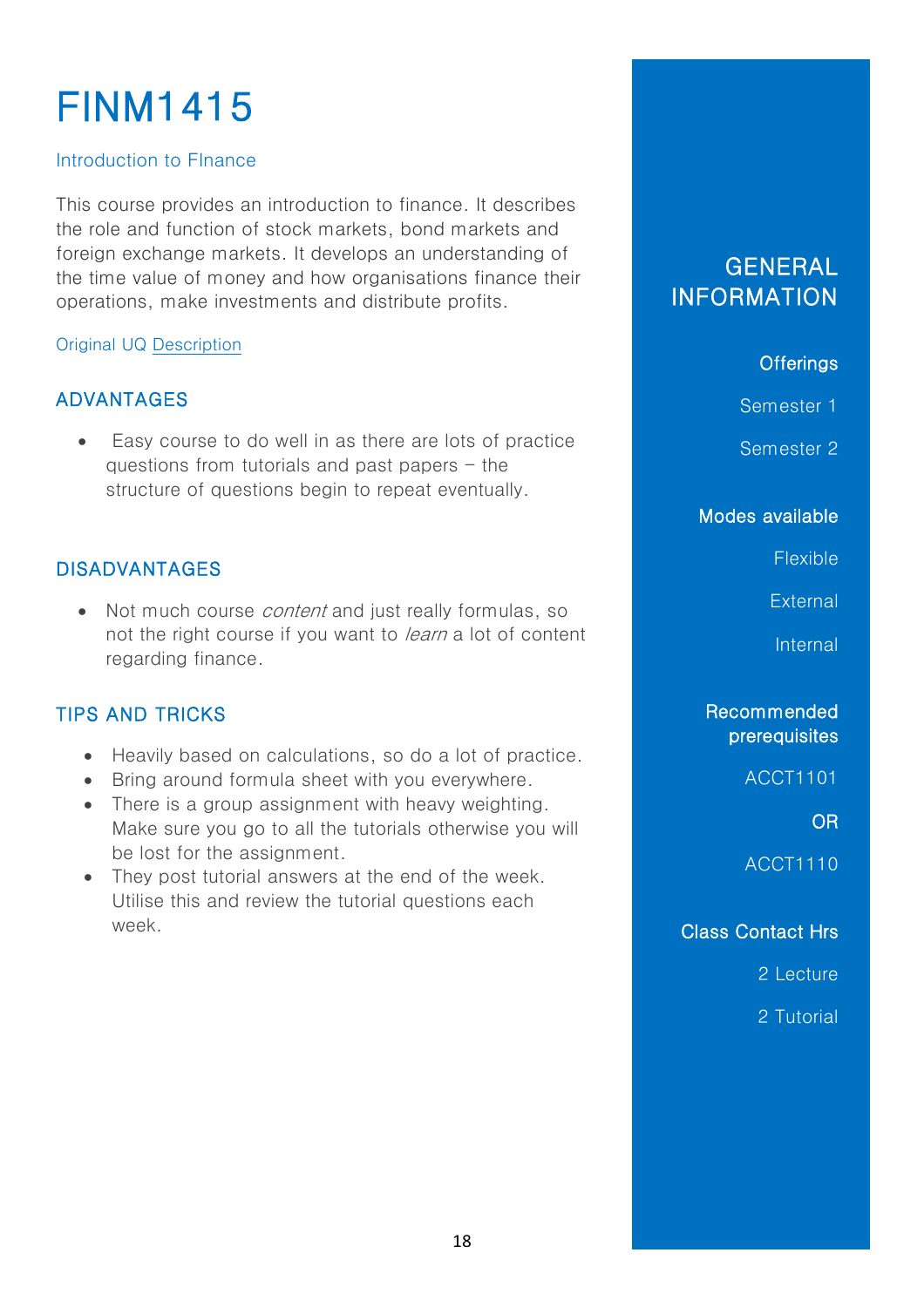# FINM1415

## Introduction to FInance

This course provides an introduction to finance. It describes the role and function of stock markets, bond markets and foreign exchange markets. It develops an understanding of the time value of money and how organisations finance their operations, make investments and distribute profits.

Original UQ Description

### ADVANTAGES

- Easy course to do well in as there are lots of practice questions from tutorials and past papers – the structure of questions begin to repeat eventually.

### DISADVANTAGES

- Not much course *content* and just really formulas, so not the right course if you want to *learn* a lot of content regarding finance.

### TIPS AND TRICKS

- Heavily based on calculations, so do a lot of practice.
- Bring around formula sheet with you everywhere.
- There is a group assignment with heavy weighting. Make sure you go to all the tutorials otherwise you will be lost for the assignment.
- They post tutorial answers at the end of the week. Utilise this and review the tutorial questions each week.

## GENERAL INFORMATION

**Offerings**

Semester 1

Semester 2

**Modes available**

Flexible

External

Internal

**Recommended prerequisites**

ACCT1101

OR

ACCT1110

**Class Contact Hrs**

2 Lecture

2 Tutorial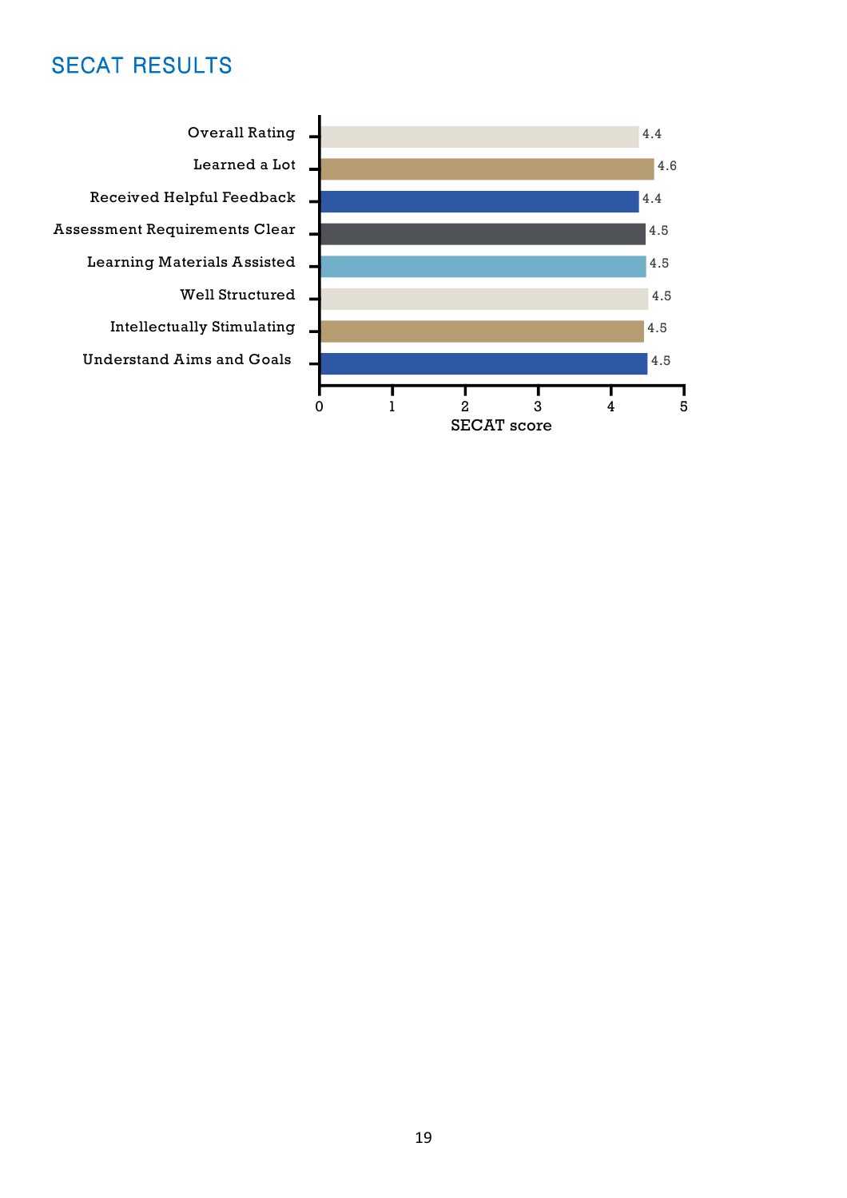## SECAT RESULTS

| Item | SECAT score |
|---|---|
| Overall Rating | 4.4 |
| Learned a Lot | 4.6 |
| Received Helpful Feedback | 4.4 |
| Assessment Requirements Clear | 4.5 |
| Learning Materials Assisted | 4.5 |
| Well Structured | 4.5 |
| Intellectually Stimulating | 4.5 |
| Understand Aims and Goals | 4.5 |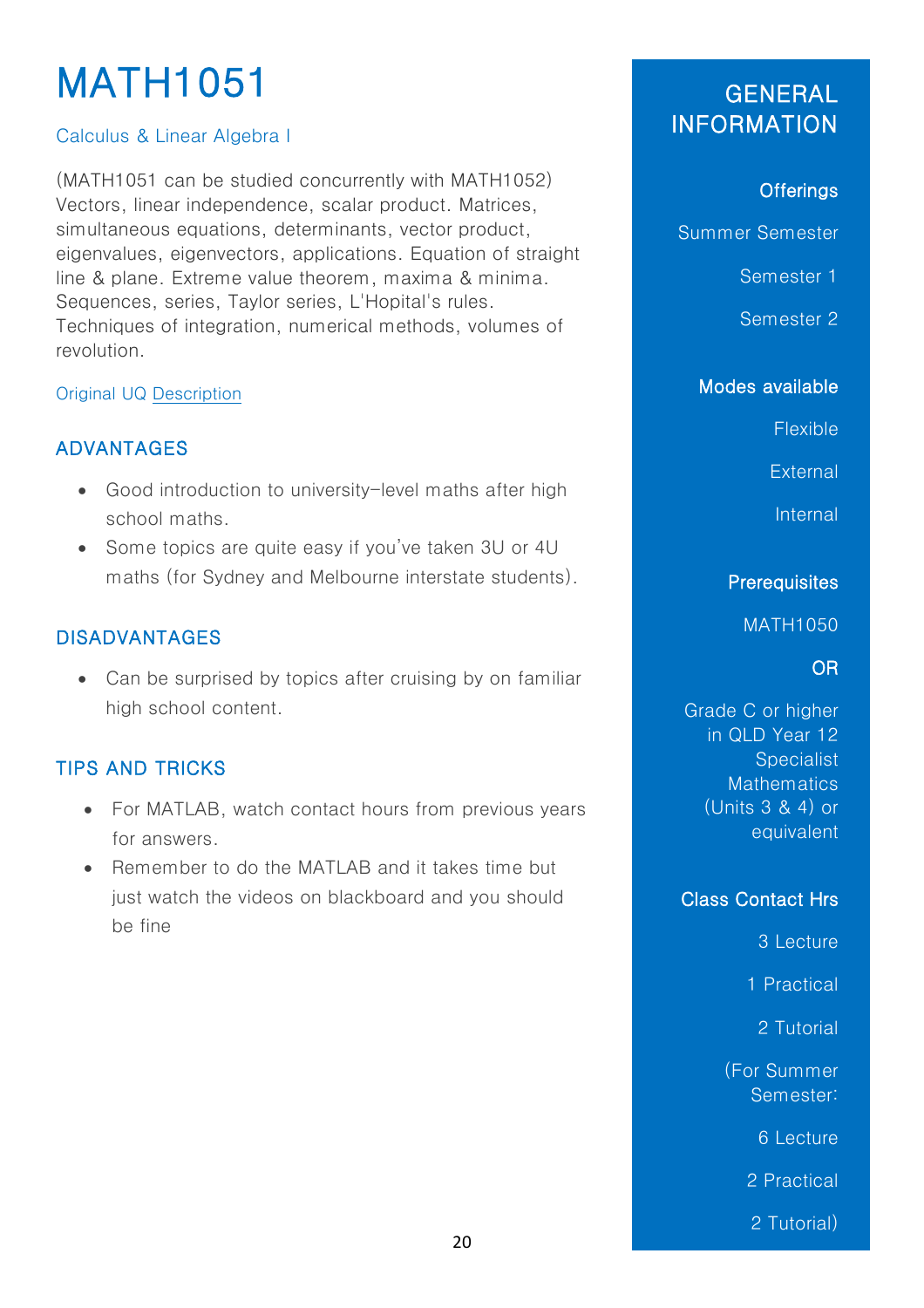# MATH1051

Calculus & Linear Algebra I

(MATH1051 can be studied concurrently with MATH1052) Vectors, linear independence, scalar product. Matrices, simultaneous equations, determinants, vector product, eigenvalues, eigenvectors, applications. Equation of straight line & plane. Extreme value theorem, maxima & minima. Sequences, series, Taylor series, L'Hopital's rules. Techniques of integration, numerical methods, volumes of revolution.

Original UQ Description

## ADVANTAGES

- Good introduction to university-level maths after high school maths.
- Some topics are quite easy if you've taken 3U or 4U maths (for Sydney and Melbourne interstate students).

## DISADVANTAGES

- Can be surprised by topics after cruising by on familiar high school content.

## TIPS AND TRICKS

- For MATLAB, watch contact hours from previous years for answers.
- Remember to do the MATLAB and it takes time but just watch the videos on blackboard and you should be fine

## GENERAL INFORMATION

### Offerings

Summer Semester

Semester 1

Semester 2

### Modes available

Flexible

External

Internal

### Prerequisites

MATH1050

OR

Grade C or higher in QLD Year 12 Specialist Mathematics (Units 3 & 4) or equivalent

### Class Contact Hrs

3 Lecture

1 Practical

2 Tutorial

(For Summer Semester:

6 Lecture

2 Practical

2 Tutorial)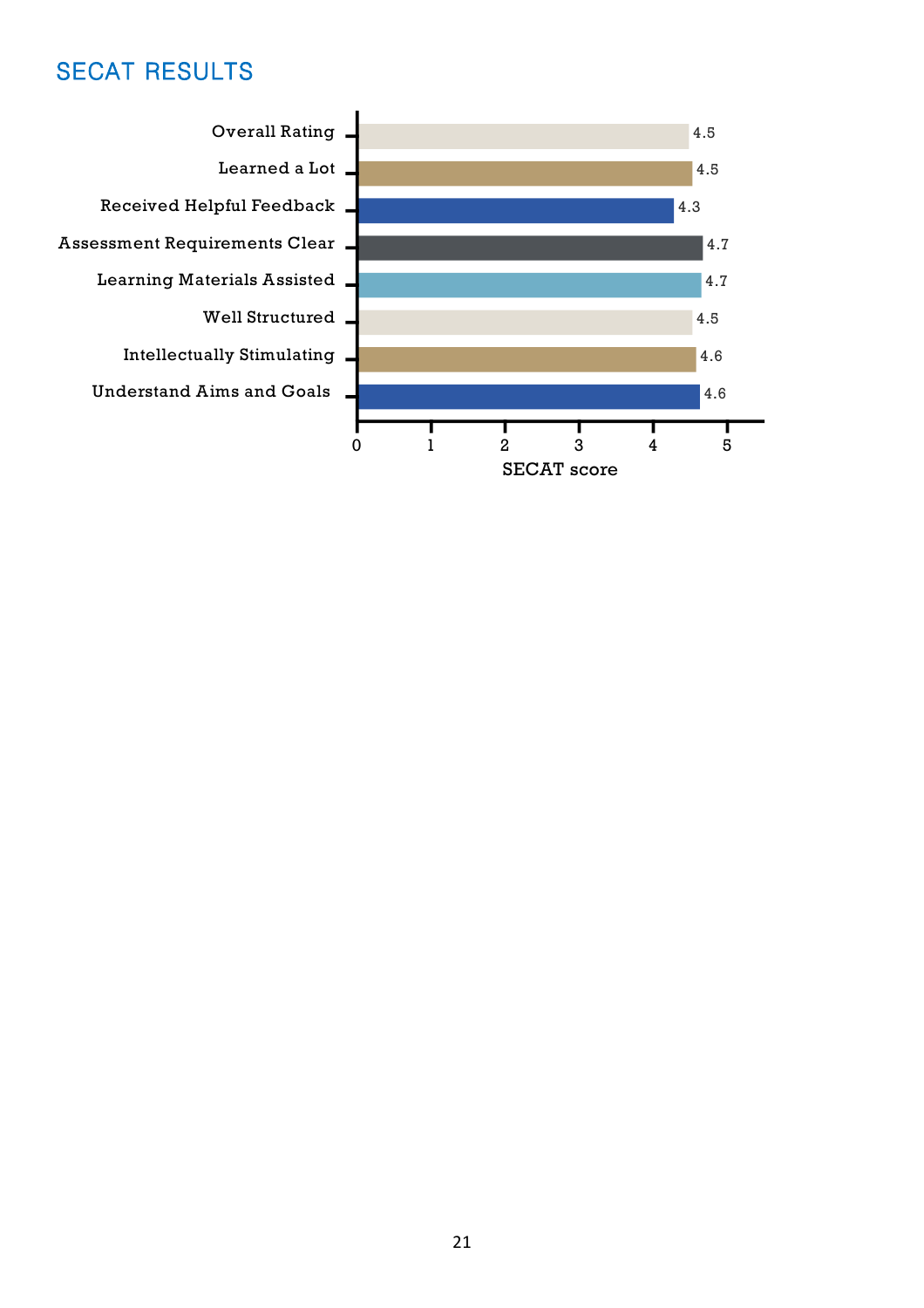## SECAT RESULTS

| Item | SECAT score |
|---|---|
| Overall Rating | 4.5 |
| Learned a Lot | 4.5 |
| Received Helpful Feedback | 4.3 |
| Assessment Requirements Clear | 4.7 |
| Learning Materials Assisted | 4.7 |
| Well Structured | 4.5 |
| Intellectually Stimulating | 4.6 |
| Understand Aims and Goals | 4.6 |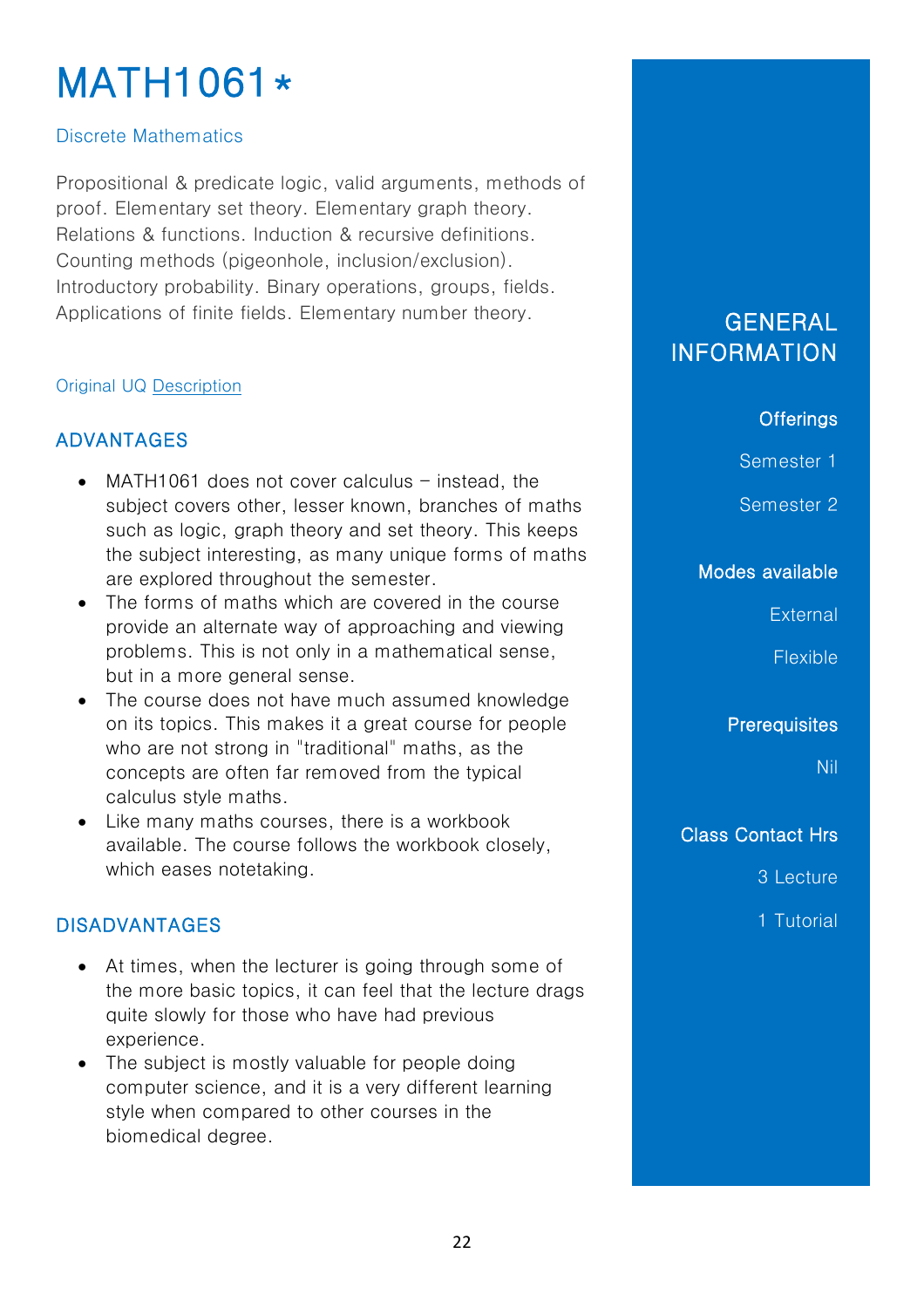# MATH1061*

Discrete Mathematics

Propositional & predicate logic, valid arguments, methods of proof. Elementary set theory. Elementary graph theory. Relations & functions. Induction & recursive definitions. Counting methods (pigeonhole, inclusion/exclusion). Introductory probability. Binary operations, groups, fields. Applications of finite fields. Elementary number theory.

Original UQ Description

## ADVANTAGES

- MATH1061 does not cover calculus – instead, the subject covers other, lesser known, branches of maths such as logic, graph theory and set theory. This keeps the subject interesting, as many unique forms of maths are explored throughout the semester.
- The forms of maths which are covered in the course provide an alternate way of approaching and viewing problems. This is not only in a mathematical sense, but in a more general sense.
- The course does not have much assumed knowledge on its topics. This makes it a great course for people who are not strong in "traditional" maths, as the concepts are often far removed from the typical calculus style maths.
- Like many maths courses, there is a workbook available. The course follows the workbook closely, which eases notetaking.

## DISADVANTAGES

- At times, when the lecturer is going through some of the more basic topics, it can feel that the lecture drags quite slowly for those who have had previous experience.
- The subject is mostly valuable for people doing computer science, and it is a very different learning style when compared to other courses in the biomedical degree.

## GENERAL INFORMATION

**Offerings**

Semester 1

Semester 2

**Modes available**

External

Flexible

**Prerequisites**

Nil

**Class Contact Hrs**

3 Lecture

1 Tutorial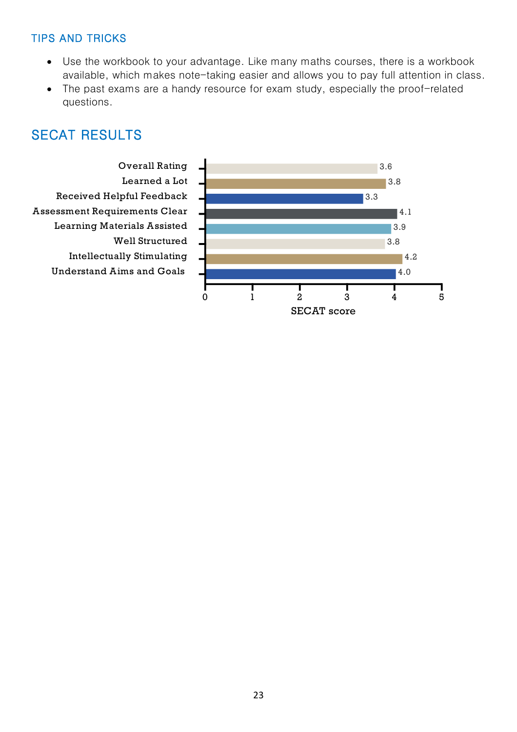## TIPS AND TRICKS

- Use the workbook to your advantage. Like many maths courses, there is a workbook available, which makes note-taking easier and allows you to pay full attention in class.
- The past exams are a handy resource for exam study, especially the proof-related questions.

## SECAT RESULTS

| Category | SECAT score |
|---|---|
| Overall Rating | 3.6 |
| Learned a Lot | 3.8 |
| Received Helpful Feedback | 3.3 |
| Assessment Requirements Clear | 4.1 |
| Learning Materials Assisted | 3.9 |
| Well Structured | 3.8 |
| Intellectually Stimulating | 4.2 |
| Understand Aims and Goals | 4.0 |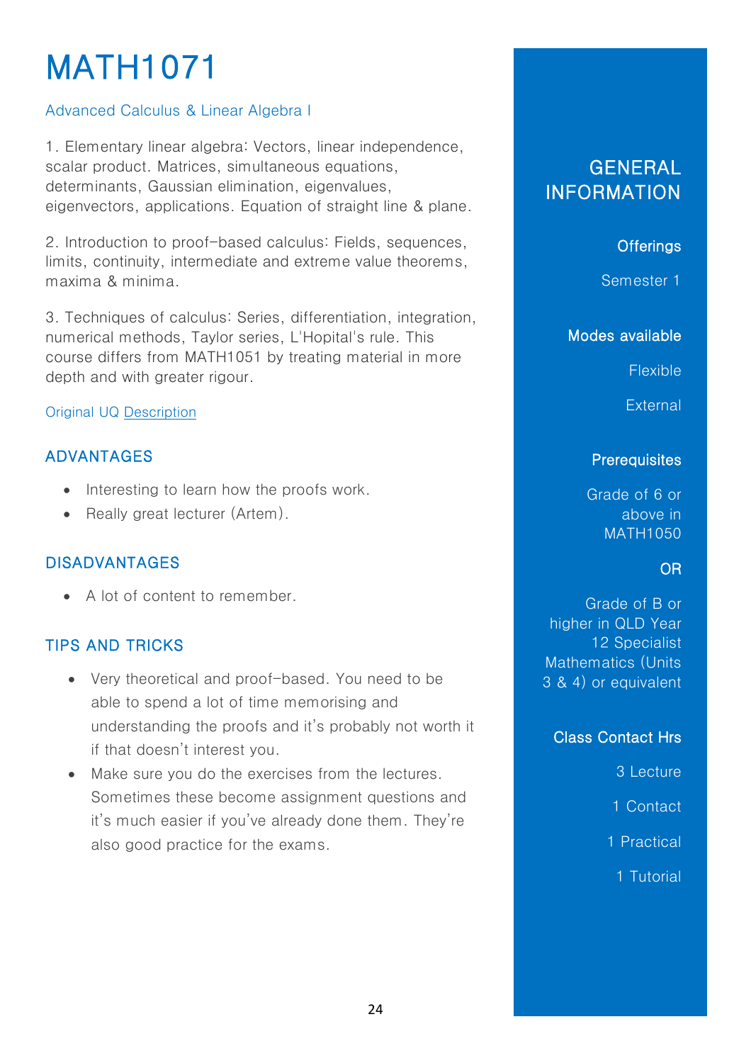# MATH1071

Advanced Calculus & Linear Algebra I

1. Elementary linear algebra: Vectors, linear independence, scalar product. Matrices, simultaneous equations, determinants, Gaussian elimination, eigenvalues, eigenvectors, applications. Equation of straight line & plane.

2. Introduction to proof-based calculus: Fields, sequences, limits, continuity, intermediate and extreme value theorems, maxima & minima.

3. Techniques of calculus: Series, differentiation, integration, numerical methods, Taylor series, L'Hopital's rule. This course differs from MATH1051 by treating material in more depth and with greater rigour.

Original UQ Description

## ADVANTAGES

- Interesting to learn how the proofs work.
- Really great lecturer (Artem).

## DISADVANTAGES

- A lot of content to remember.

## TIPS AND TRICKS

- Very theoretical and proof-based. You need to be able to spend a lot of time memorising and understanding the proofs and it's probably not worth it if that doesn't interest you.
- Make sure you do the exercises from the lectures. Sometimes these become assignment questions and it's much easier if you've already done them. They're also good practice for the exams.

## GENERAL INFORMATION

### Offerings

Semester 1

### Modes available

Flexible

External

### Prerequisites

Grade of 6 or above in MATH1050

OR

Grade of B or higher in QLD Year 12 Specialist Mathematics (Units 3 & 4) or equivalent

### Class Contact Hrs

3 Lecture

1 Contact

1 Practical

1 Tutorial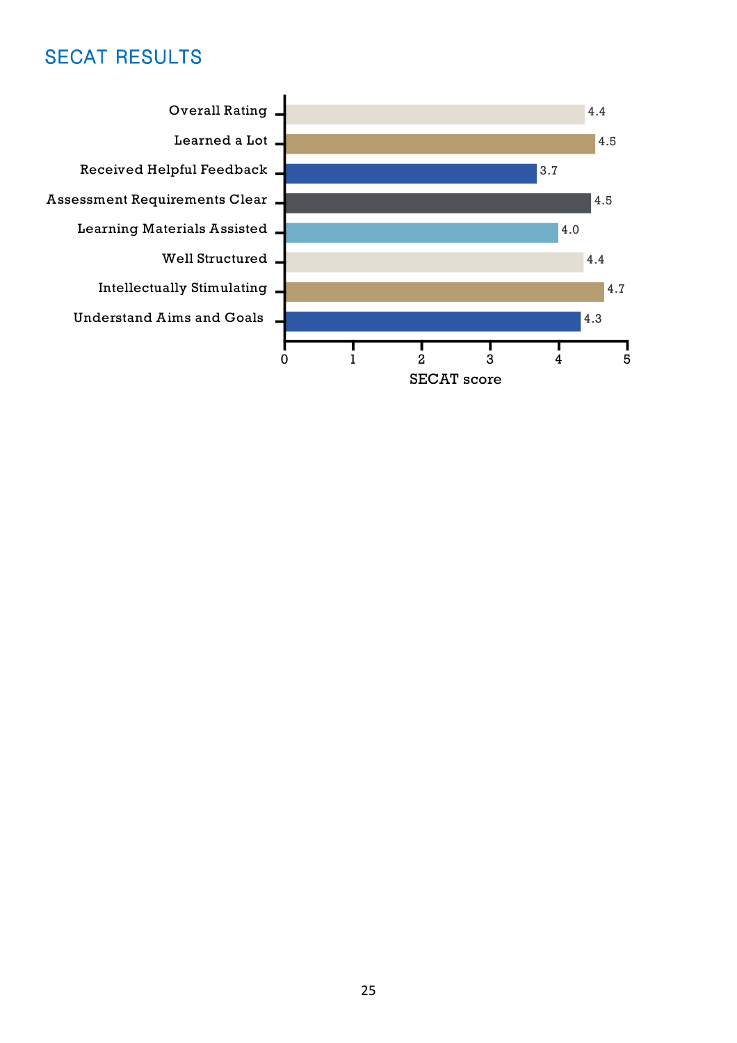## SECAT RESULTS

| Item | SECAT score |
|---|---|
| Overall Rating | 4.4 |
| Learned a Lot | 4.5 |
| Received Helpful Feedback | 3.7 |
| Assessment Requirements Clear | 4.5 |
| Learning Materials Assisted | 4.0 |
| Well Structured | 4.4 |
| Intellectually Stimulating | 4.7 |
| Understand Aims and Goals | 4.3 |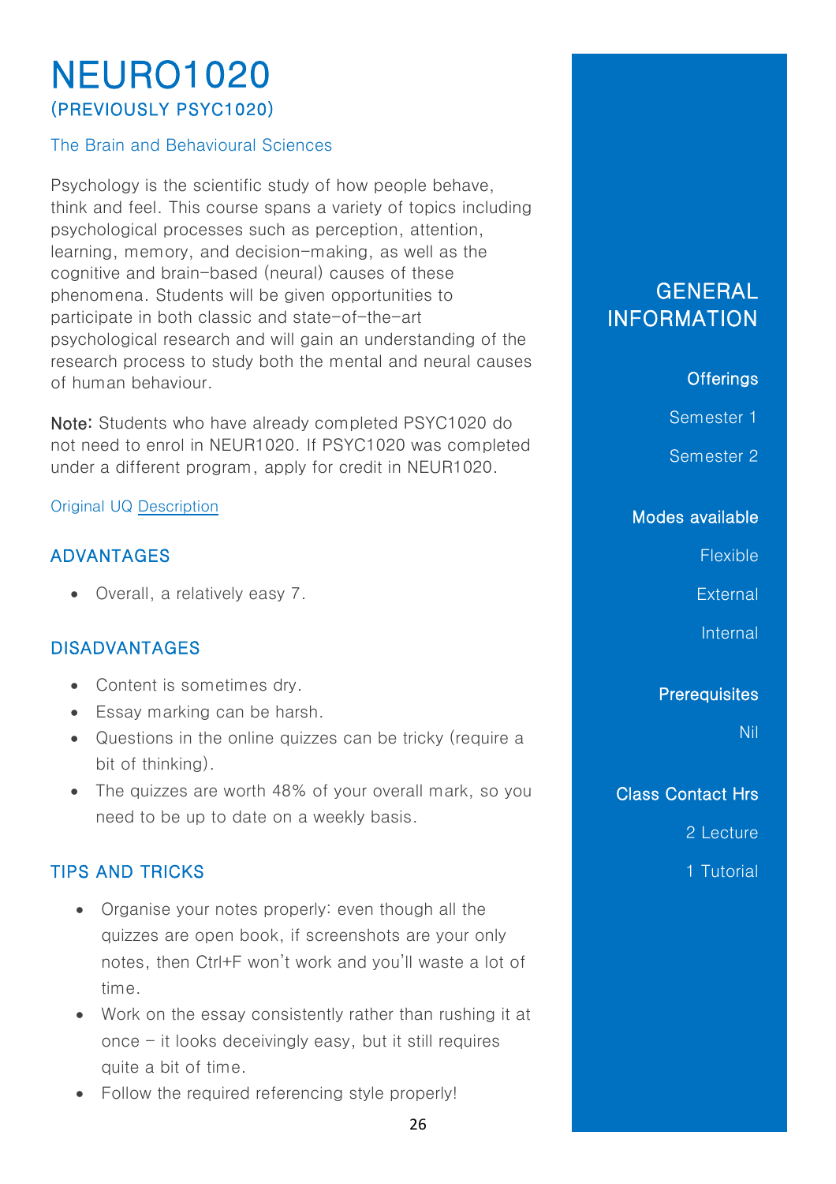# NEURO1020
## (PREVIOUSLY PSYC1020)

### The Brain and Behavioural Sciences

Psychology is the scientific study of how people behave, think and feel. This course spans a variety of topics including psychological processes such as perception, attention, learning, memory, and decision-making, as well as the cognitive and brain-based (neural) causes of these phenomena. Students will be given opportunities to participate in both classic and state-of-the-art psychological research and will gain an understanding of the research process to study both the mental and neural causes of human behaviour.

**Note:** Students who have already completed PSYC1020 do not need to enrol in NEUR1020. If PSYC1020 was completed under a different program, apply for credit in NEUR1020.

Original UQ Description

### ADVANTAGES

- Overall, a relatively easy 7.

### DISADVANTAGES

- Content is sometimes dry.
- Essay marking can be harsh.
- Questions in the online quizzes can be tricky (require a bit of thinking).
- The quizzes are worth 48% of your overall mark, so you need to be up to date on a weekly basis.

### TIPS AND TRICKS

- Organise your notes properly: even though all the quizzes are open book, if screenshots are your only notes, then Ctrl+F won't work and you'll waste a lot of time.
- Work on the essay consistently rather than rushing it at once – it looks deceivingly easy, but it still requires quite a bit of time.
- Follow the required referencing style properly!

## GENERAL INFORMATION

**Offerings**

Semester 1

Semester 2

**Modes available**

Flexible

External

Internal

**Prerequisites**

Nil

**Class Contact Hrs**

2 Lecture

1 Tutorial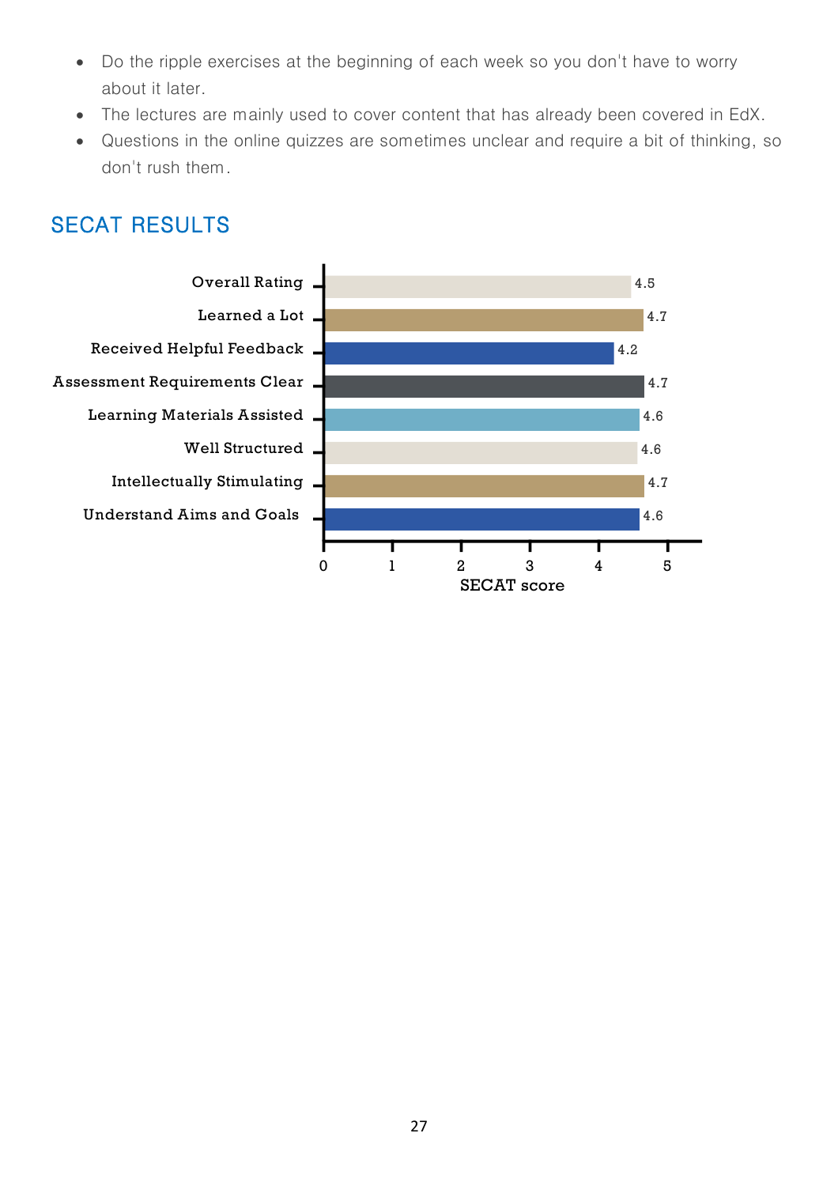- Do the ripple exercises at the beginning of each week so you don't have to worry about it later.
- The lectures are mainly used to cover content that has already been covered in EdX.
- Questions in the online quizzes are sometimes unclear and require a bit of thinking, so don't rush them.

## SECAT RESULTS

| Item | SECAT score |
|---|---|
| Overall Rating | 4.5 |
| Learned a Lot | 4.7 |
| Received Helpful Feedback | 4.2 |
| Assessment Requirements Clear | 4.7 |
| Learning Materials Assisted | 4.6 |
| Well Structured | 4.6 |
| Intellectually Stimulating | 4.7 |
| Understand Aims and Goals | 4.6 |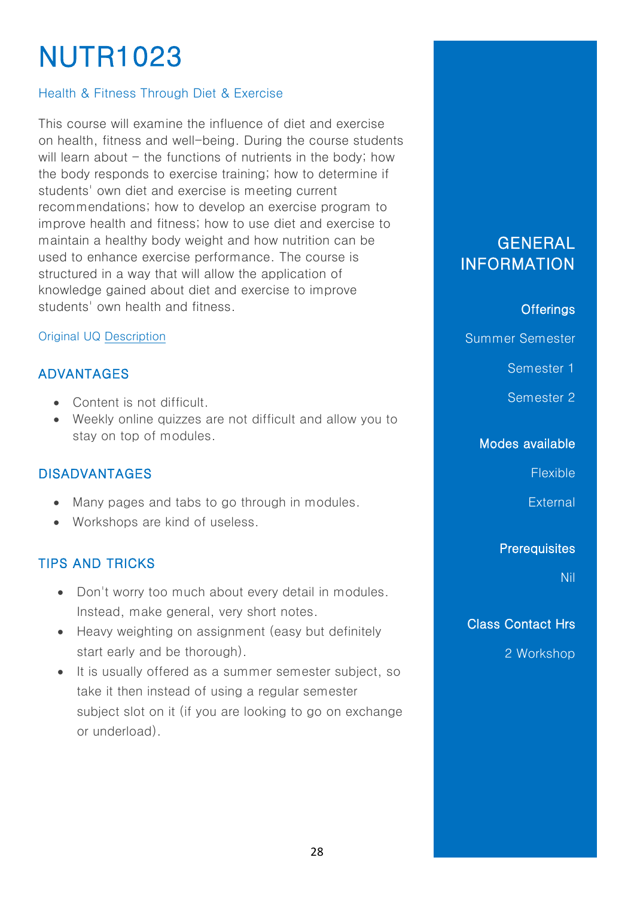# NUTR1023

## Health & Fitness Through Diet & Exercise

This course will examine the influence of diet and exercise on health, fitness and well-being. During the course students will learn about – the functions of nutrients in the body; how the body responds to exercise training; how to determine if students' own diet and exercise is meeting current recommendations; how to develop an exercise program to improve health and fitness; how to use diet and exercise to maintain a healthy body weight and how nutrition can be used to enhance exercise performance. The course is structured in a way that will allow the application of knowledge gained about diet and exercise to improve students' own health and fitness.

Original UQ Description

### ADVANTAGES

- Content is not difficult.
- Weekly online quizzes are not difficult and allow you to stay on top of modules.

### DISADVANTAGES

- Many pages and tabs to go through in modules.
- Workshops are kind of useless.

### TIPS AND TRICKS

- Don't worry too much about every detail in modules. Instead, make general, very short notes.
- Heavy weighting on assignment (easy but definitely start early and be thorough).
- It is usually offered as a summer semester subject, so take it then instead of using a regular semester subject slot on it (if you are looking to go on exchange or underload).

## GENERAL INFORMATION

**Offerings**

Summer Semester

Semester 1

Semester 2

**Modes available**

Flexible

External

**Prerequisites**

Nil

**Class Contact Hrs**

2 Workshop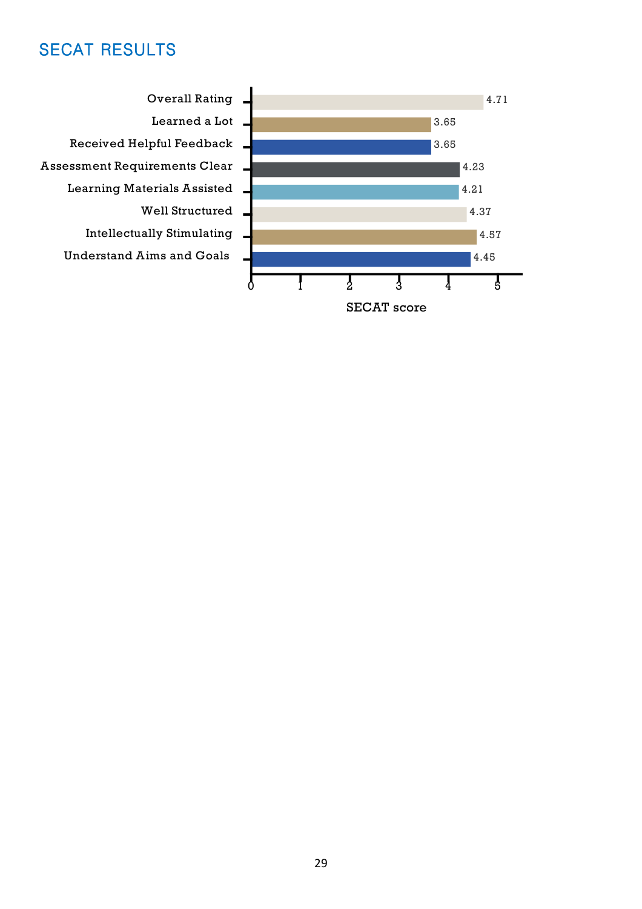## SECAT RESULTS

| Category | SECAT score |
|---|---|
| Overall Rating | 4.71 |
| Learned a Lot | 3.65 |
| Received Helpful Feedback | 3.65 |
| Assessment Requirements Clear | 4.23 |
| Learning Materials Assisted | 4.21 |
| Well Structured | 4.37 |
| Intellectually Stimulating | 4.57 |
| Understand Aims and Goals | 4.45 |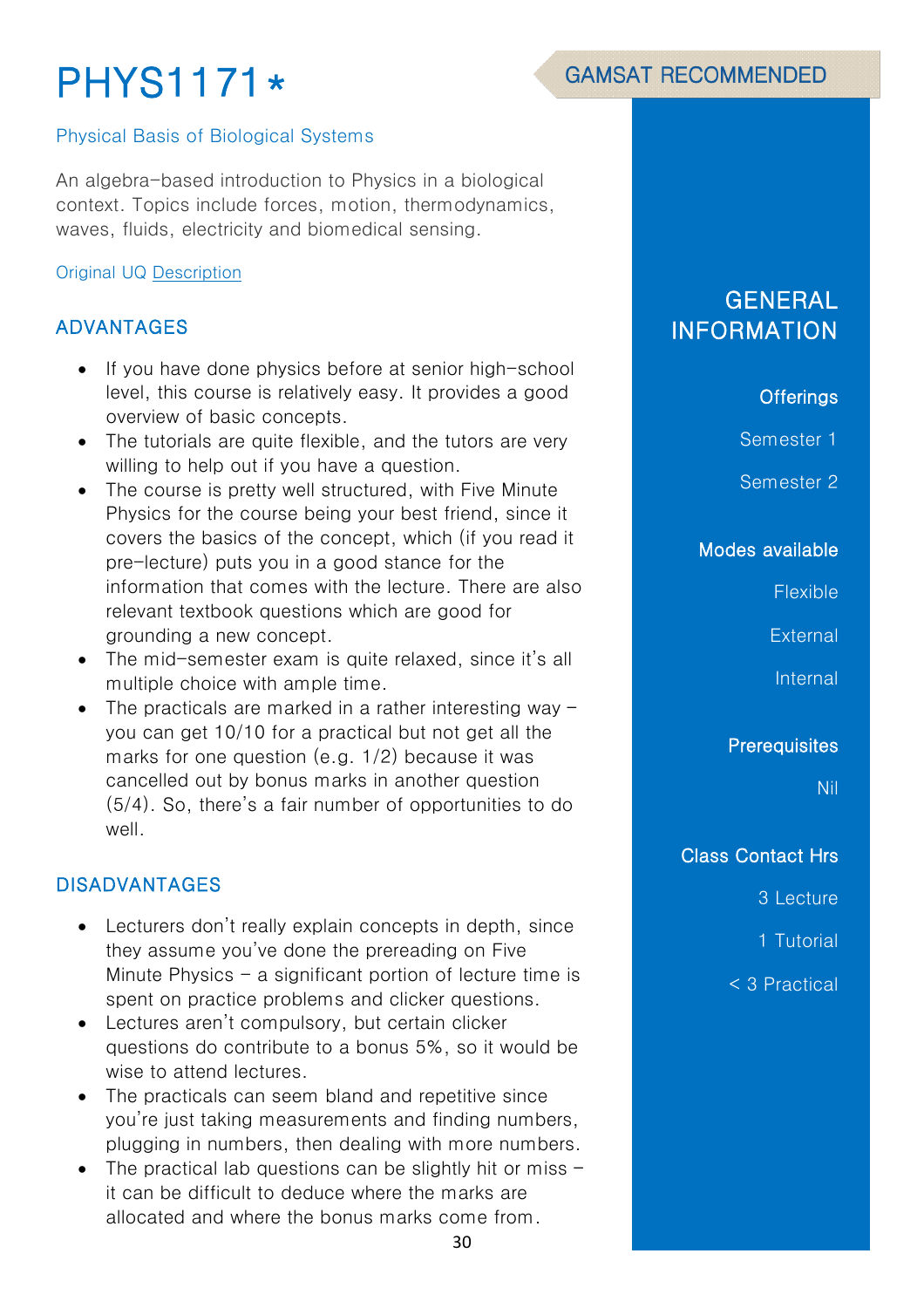# PHYS1171*

GAMSAT RECOMMENDED

Physical Basis of Biological Systems

An algebra-based introduction to Physics in a biological context. Topics include forces, motion, thermodynamics, waves, fluids, electricity and biomedical sensing.

Original UQ Description

## ADVANTAGES

- If you have done physics before at senior high-school level, this course is relatively easy. It provides a good overview of basic concepts.
- The tutorials are quite flexible, and the tutors are very willing to help out if you have a question.
- The course is pretty well structured, with Five Minute Physics for the course being your best friend, since it covers the basics of the concept, which (if you read it pre-lecture) puts you in a good stance for the information that comes with the lecture. There are also relevant textbook questions which are good for grounding a new concept.
- The mid-semester exam is quite relaxed, since it's all multiple choice with ample time.
- The practicals are marked in a rather interesting way – you can get 10/10 for a practical but not get all the marks for one question (e.g. 1/2) because it was cancelled out by bonus marks in another question (5/4). So, there's a fair number of opportunities to do well.

## DISADVANTAGES

- Lecturers don't really explain concepts in depth, since they assume you've done the prereading on Five Minute Physics – a significant portion of lecture time is spent on practice problems and clicker questions.
- Lectures aren't compulsory, but certain clicker questions do contribute to a bonus 5%, so it would be wise to attend lectures.
- The practicals can seem bland and repetitive since you're just taking measurements and finding numbers, plugging in numbers, then dealing with more numbers.
- The practical lab questions can be slightly hit or miss – it can be difficult to deduce where the marks are allocated and where the bonus marks come from.

## GENERAL INFORMATION

**Offerings**

Semester 1

Semester 2

**Modes available**

Flexible

External

Internal

**Prerequisites**

Nil

**Class Contact Hrs**

3 Lecture

1 Tutorial

< 3 Practical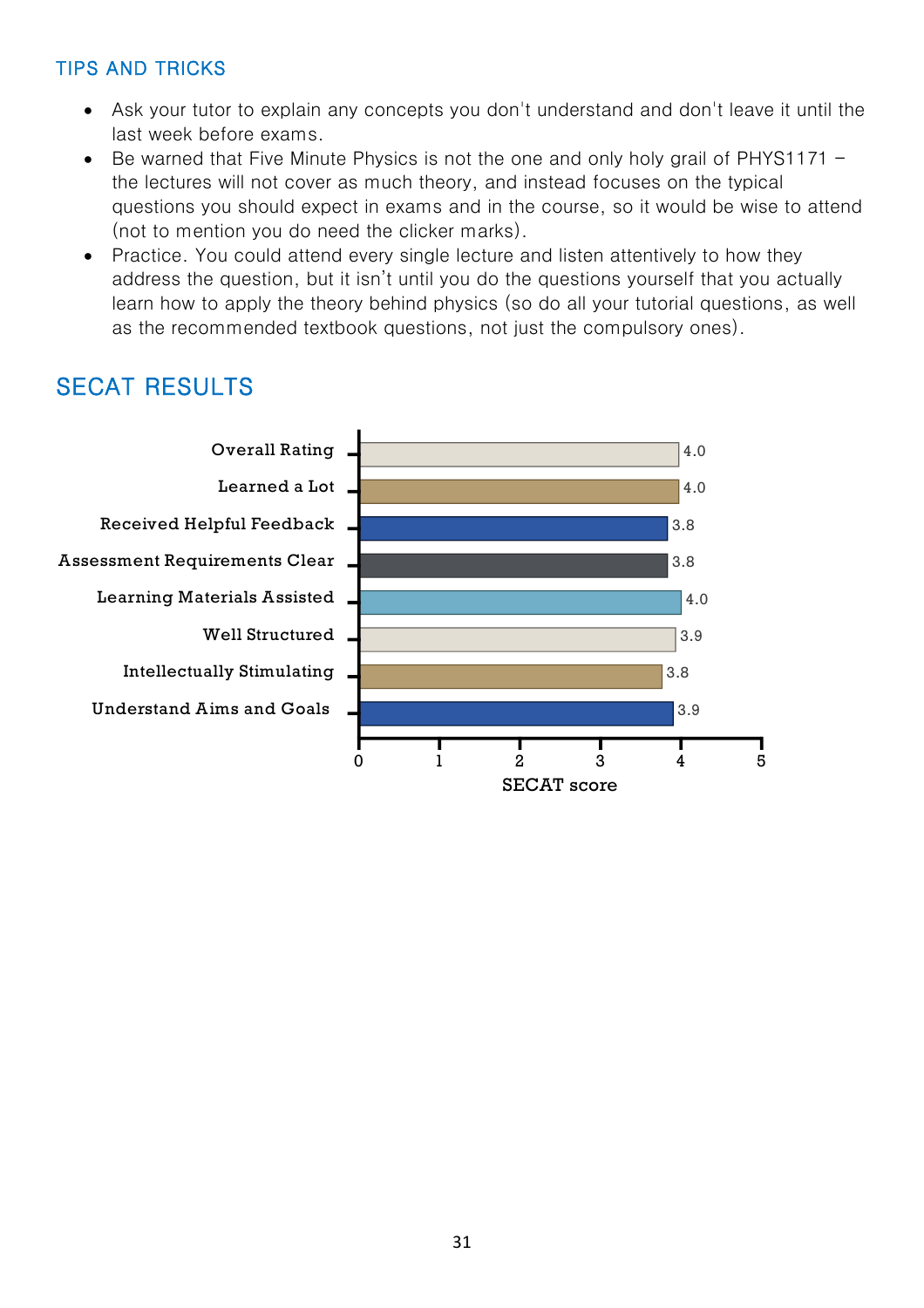## TIPS AND TRICKS

- Ask your tutor to explain any concepts you don't understand and don't leave it until the last week before exams.
- Be warned that Five Minute Physics is not the one and only holy grail of PHYS1171 – the lectures will not cover as much theory, and instead focuses on the typical questions you should expect in exams and in the course, so it would be wise to attend (not to mention you do need the clicker marks).
- Practice. You could attend every single lecture and listen attentively to how they address the question, but it isn't until you do the questions yourself that you actually learn how to apply the theory behind physics (so do all your tutorial questions, as well as the recommended textbook questions, not just the compulsory ones).

# SECAT RESULTS

| | SECAT score |
|---|---|
| Overall Rating | 4.0 |
| Learned a Lot | 4.0 |
| Received Helpful Feedback | 3.8 |
| Assessment Requirements Clear | 3.8 |
| Learning Materials Assisted | 4.0 |
| Well Structured | 3.9 |
| Intellectually Stimulating | 3.8 |
| Understand Aims and Goals | 3.9 |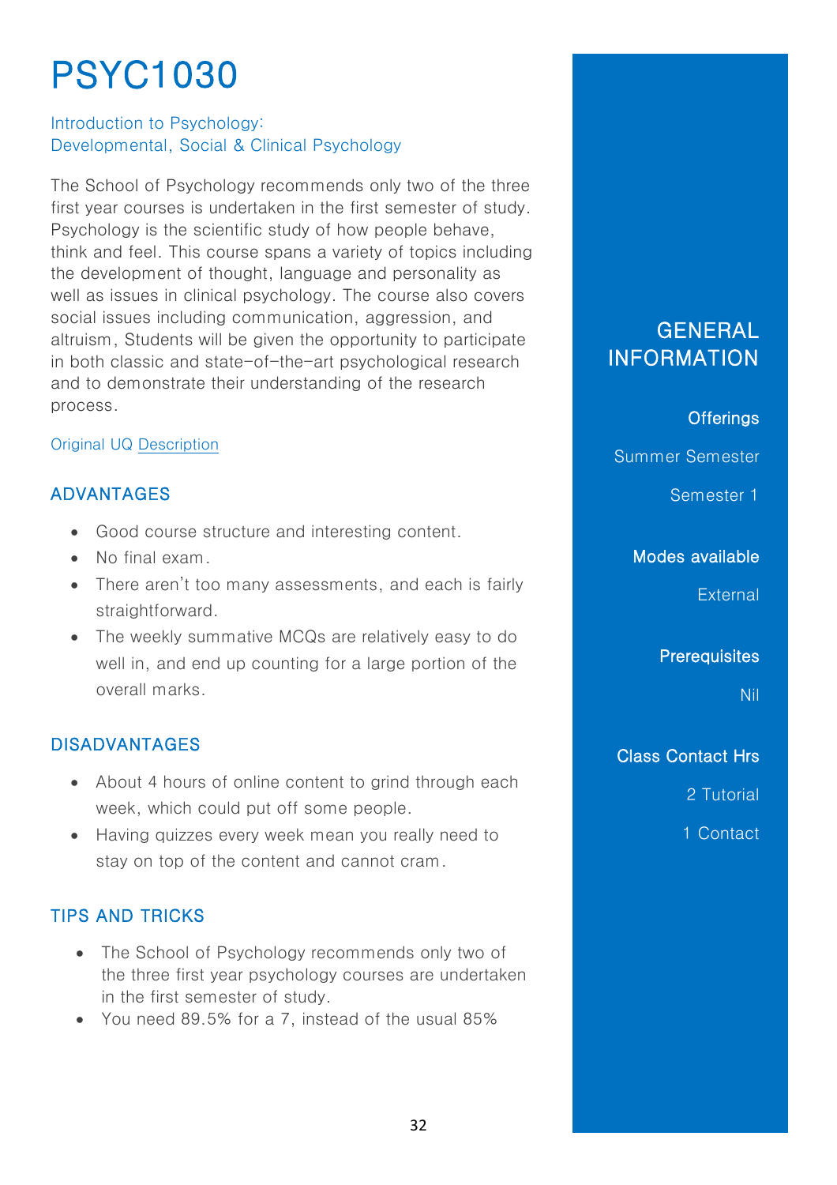# PSYC1030

Introduction to Psychology:
Developmental, Social & Clinical Psychology

The School of Psychology recommends only two of the three first year courses is undertaken in the first semester of study. Psychology is the scientific study of how people behave, think and feel. This course spans a variety of topics including the development of thought, language and personality as well as issues in clinical psychology. The course also covers social issues including communication, aggression, and altruism, Students will be given the opportunity to participate in both classic and state-of-the-art psychological research and to demonstrate their understanding of the research process.

Original UQ Description

### ADVANTAGES

- Good course structure and interesting content.
- No final exam.
- There aren't too many assessments, and each is fairly straightforward.
- The weekly summative MCQs are relatively easy to do well in, and end up counting for a large portion of the overall marks.

### DISADVANTAGES

- About 4 hours of online content to grind through each week, which could put off some people.
- Having quizzes every week mean you really need to stay on top of the content and cannot cram.

### TIPS AND TRICKS

- The School of Psychology recommends only two of the three first year psychology courses are undertaken in the first semester of study.
- You need 89.5% for a 7, instead of the usual 85%

## GENERAL INFORMATION

**Offerings**

Summer Semester

Semester 1

**Modes available**

External

**Prerequisites**

Nil

**Class Contact Hrs**

2 Tutorial

1 Contact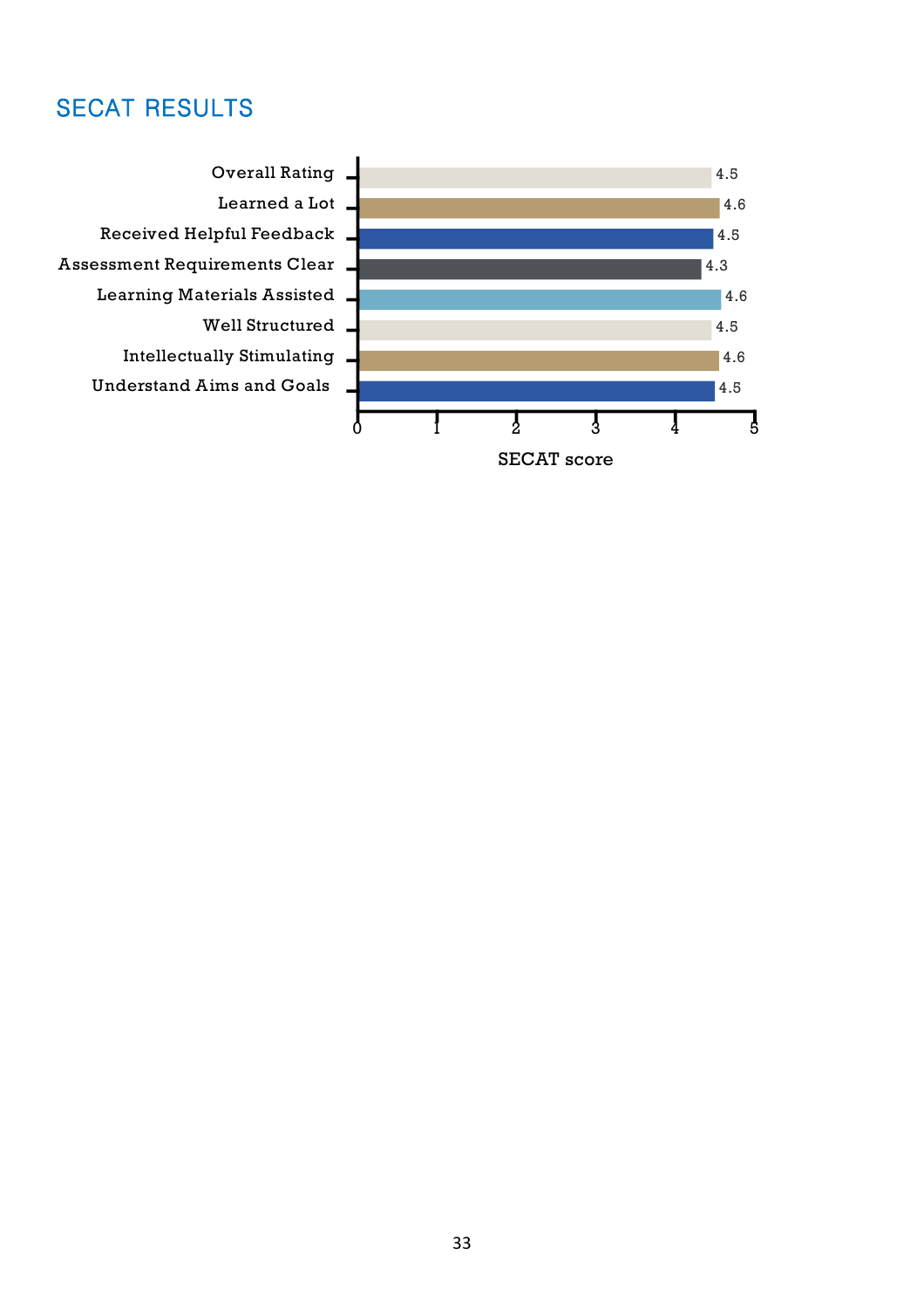## SECAT RESULTS

| Item | SECAT score |
|---|---|
| Overall Rating | 4.5 |
| Learned a Lot | 4.6 |
| Received Helpful Feedback | 4.5 |
| Assessment Requirements Clear | 4.3 |
| Learning Materials Assisted | 4.6 |
| Well Structured | 4.5 |
| Intellectually Stimulating | 4.6 |
| Understand Aims and Goals | 4.5 |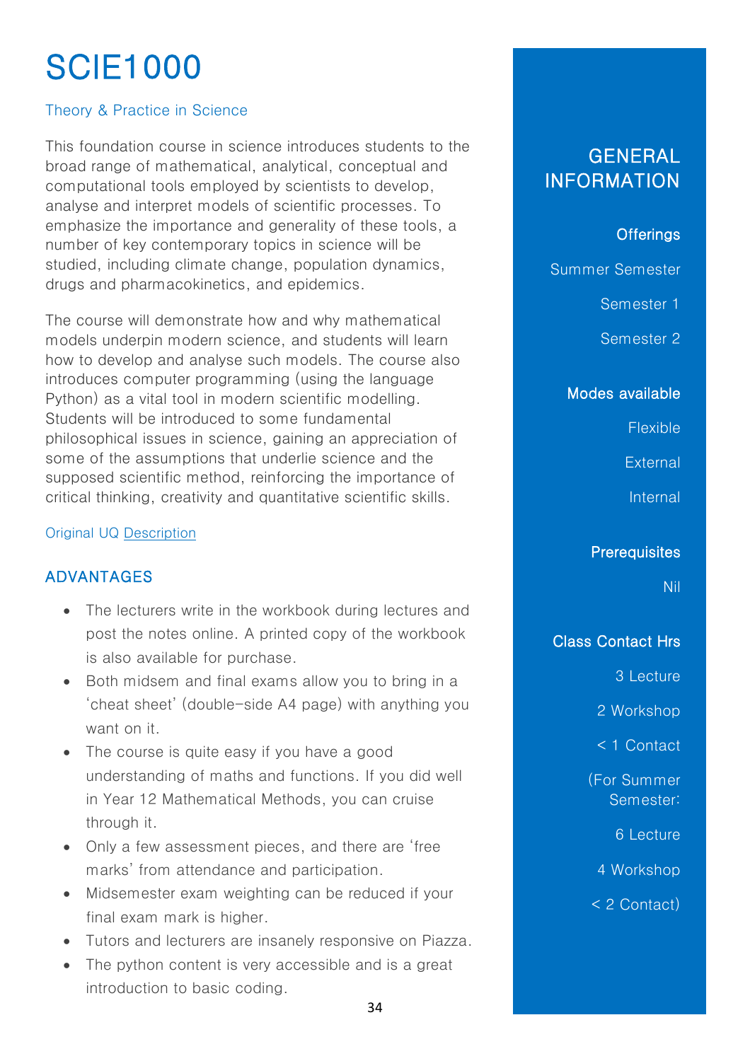# SCIE1000

Theory & Practice in Science

This foundation course in science introduces students to the broad range of mathematical, analytical, conceptual and computational tools employed by scientists to develop, analyse and interpret models of scientific processes. To emphasize the importance and generality of these tools, a number of key contemporary topics in science will be studied, including climate change, population dynamics, drugs and pharmacokinetics, and epidemics.

The course will demonstrate how and why mathematical models underpin modern science, and students will learn how to develop and analyse such models. The course also introduces computer programming (using the language Python) as a vital tool in modern scientific modelling. Students will be introduced to some fundamental philosophical issues in science, gaining an appreciation of some of the assumptions that underlie science and the supposed scientific method, reinforcing the importance of critical thinking, creativity and quantitative scientific skills.

Original UQ Description

## ADVANTAGES

- The lecturers write in the workbook during lectures and post the notes online. A printed copy of the workbook is also available for purchase.
- Both midsem and final exams allow you to bring in a 'cheat sheet' (double-side A4 page) with anything you want on it.
- The course is quite easy if you have a good understanding of maths and functions. If you did well in Year 12 Mathematical Methods, you can cruise through it.
- Only a few assessment pieces, and there are 'free marks' from attendance and participation.
- Midsemester exam weighting can be reduced if your final exam mark is higher.
- Tutors and lecturers are insanely responsive on Piazza.
- The python content is very accessible and is a great introduction to basic coding.

## GENERAL INFORMATION

### Offerings

Summer Semester

Semester 1

Semester 2

### Modes available

Flexible

External

Internal

### Prerequisites

Nil

### Class Contact Hrs

3 Lecture

2 Workshop

< 1 Contact

(For Summer Semester:

6 Lecture

4 Workshop

< 2 Contact)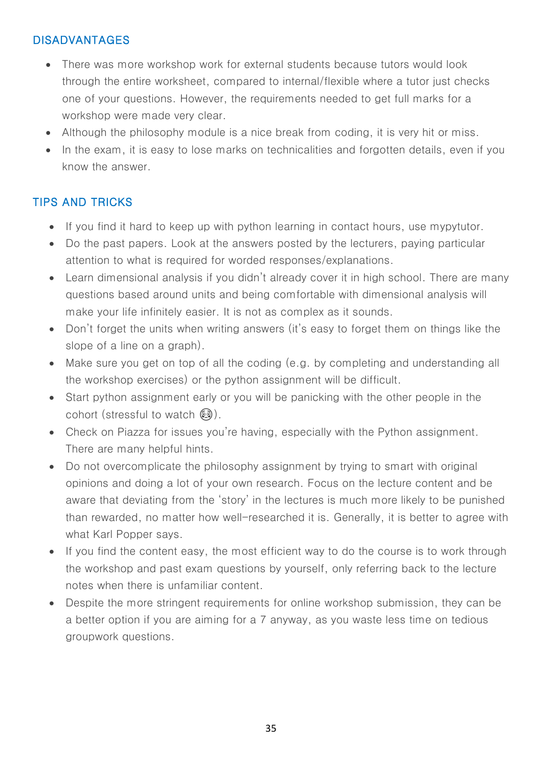### DISADVANTAGES

- There was more workshop work for external students because tutors would look through the entire worksheet, compared to internal/flexible where a tutor just checks one of your questions. However, the requirements needed to get full marks for a workshop were made very clear.
- Although the philosophy module is a nice break from coding, it is very hit or miss.
- In the exam, it is easy to lose marks on technicalities and forgotten details, even if you know the answer.

### TIPS AND TRICKS

- If you find it hard to keep up with python learning in contact hours, use mypytutor.
- Do the past papers. Look at the answers posted by the lecturers, paying particular attention to what is required for worded responses/explanations.
- Learn dimensional analysis if you didn't already cover it in high school. There are many questions based around units and being comfortable with dimensional analysis will make your life infinitely easier. It is not as complex as it sounds.
- Don't forget the units when writing answers (it's easy to forget them on things like the slope of a line on a graph).
- Make sure you get on top of all the coding (e.g. by completing and understanding all the workshop exercises) or the python assignment will be difficult.
- Start python assignment early or you will be panicking with the other people in the cohort (stressful to watch 😳).
- Check on Piazza for issues you're having, especially with the Python assignment. There are many helpful hints.
- Do not overcomplicate the philosophy assignment by trying to smart with original opinions and doing a lot of your own research. Focus on the lecture content and be aware that deviating from the 'story' in the lectures is much more likely to be punished than rewarded, no matter how well-researched it is. Generally, it is better to agree with what Karl Popper says.
- If you find the content easy, the most efficient way to do the course is to work through the workshop and past exam questions by yourself, only referring back to the lecture notes when there is unfamiliar content.
- Despite the more stringent requirements for online workshop submission, they can be a better option if you are aiming for a 7 anyway, as you waste less time on tedious groupwork questions.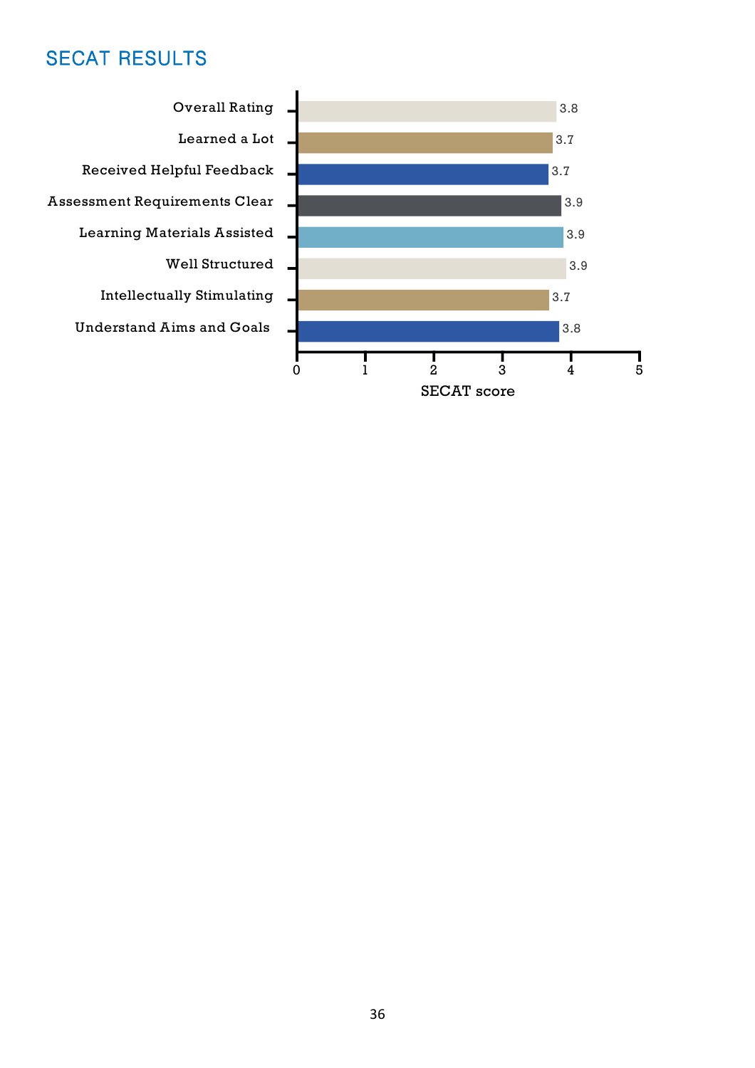## SECAT RESULTS

| Item | SECAT score |
|---|---|
| Overall Rating | 3.8 |
| Learned a Lot | 3.7 |
| Received Helpful Feedback | 3.7 |
| Assessment Requirements Clear | 3.9 |
| Learning Materials Assisted | 3.9 |
| Well Structured | 3.9 |
| Intellectually Stimulating | 3.7 |
| Understand Aims and Goals | 3.8 |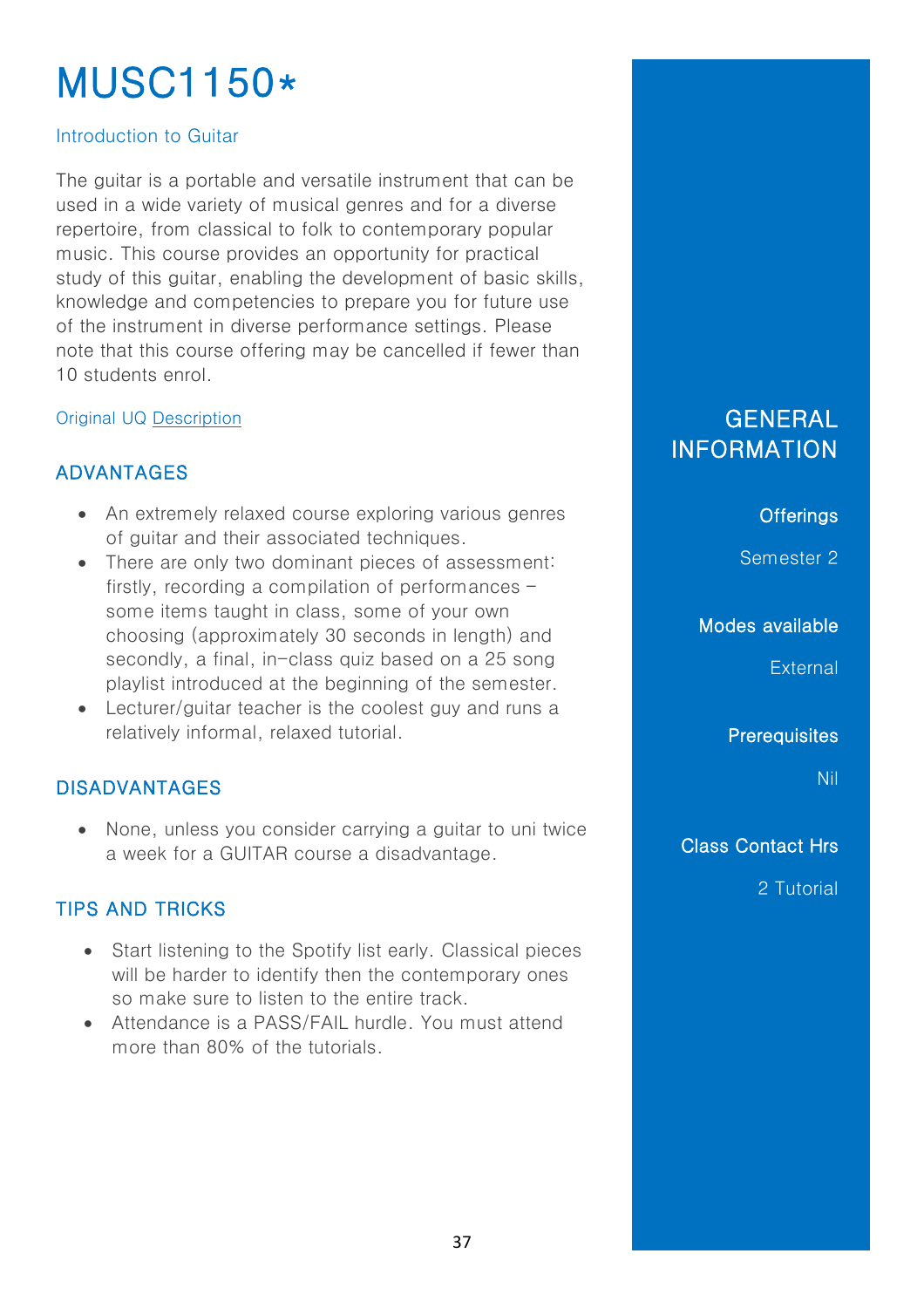# MUSC1150*

Introduction to Guitar

The guitar is a portable and versatile instrument that can be used in a wide variety of musical genres and for a diverse repertoire, from classical to folk to contemporary popular music. This course provides an opportunity for practical study of this guitar, enabling the development of basic skills, knowledge and competencies to prepare you for future use of the instrument in diverse performance settings. Please note that this course offering may be cancelled if fewer than 10 students enrol.

Original UQ Description

## ADVANTAGES

- An extremely relaxed course exploring various genres of guitar and their associated techniques.
- There are only two dominant pieces of assessment: firstly, recording a compilation of performances – some items taught in class, some of your own choosing (approximately 30 seconds in length) and secondly, a final, in-class quiz based on a 25 song playlist introduced at the beginning of the semester.
- Lecturer/guitar teacher is the coolest guy and runs a relatively informal, relaxed tutorial.

## DISADVANTAGES

- None, unless you consider carrying a guitar to uni twice a week for a GUITAR course a disadvantage.

## TIPS AND TRICKS

- Start listening to the Spotify list early. Classical pieces will be harder to identify then the contemporary ones so make sure to listen to the entire track.
- Attendance is a PASS/FAIL hurdle. You must attend more than 80% of the tutorials.

## GENERAL INFORMATION

**Offerings**

Semester 2

**Modes available**

External

**Prerequisites**

Nil

**Class Contact Hrs**

2 Tutorial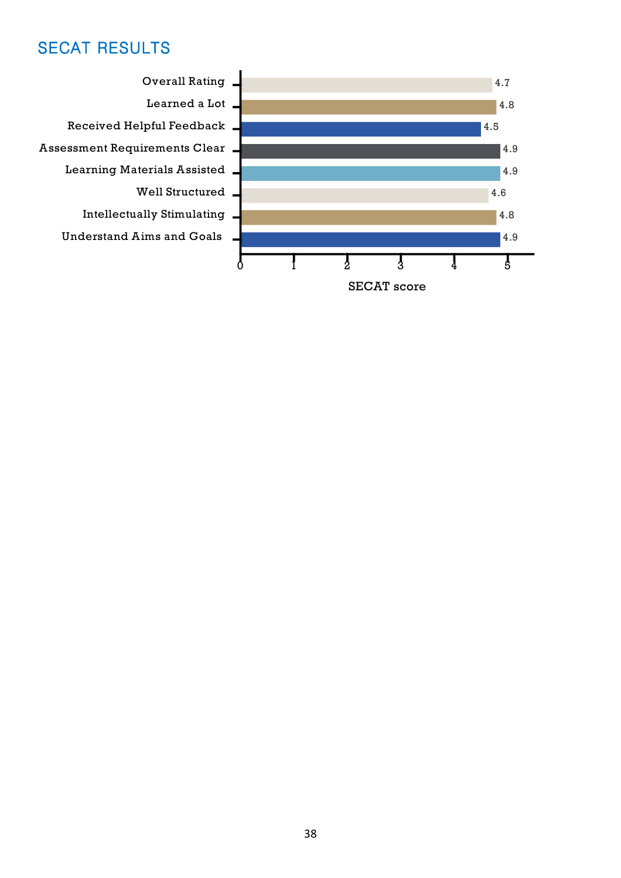## SECAT RESULTS

| Item | SECAT score |
|---|---|
| Overall Rating | 4.7 |
| Learned a Lot | 4.8 |
| Received Helpful Feedback | 4.5 |
| Assessment Requirements Clear | 4.9 |
| Learning Materials Assisted | 4.9 |
| Well Structured | 4.6 |
| Intellectually Stimulating | 4.8 |
| Understand Aims and Goals | 4.9 |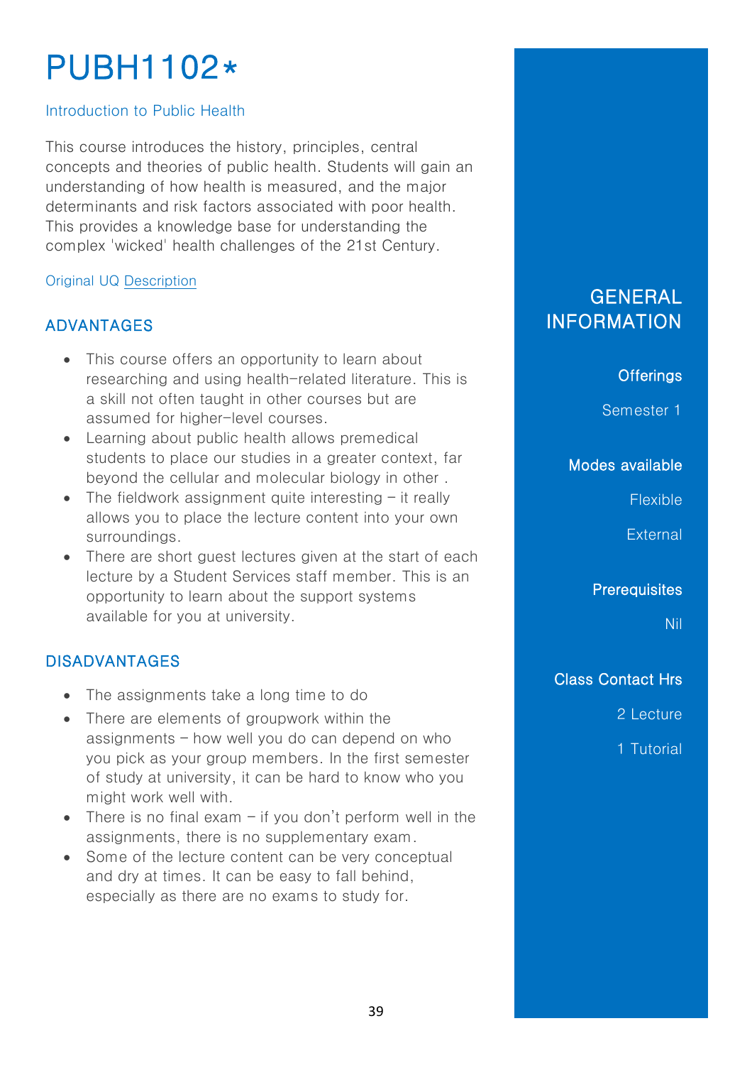# PUBH1102*

Introduction to Public Health

This course introduces the history, principles, central concepts and theories of public health. Students will gain an understanding of how health is measured, and the major determinants and risk factors associated with poor health. This provides a knowledge base for understanding the complex 'wicked' health challenges of the 21st Century.

Original UQ Description

## ADVANTAGES

- This course offers an opportunity to learn about researching and using health-related literature. This is a skill not often taught in other courses but are assumed for higher-level courses.
- Learning about public health allows premedical students to place our studies in a greater context, far beyond the cellular and molecular biology in other .
- The fieldwork assignment quite interesting – it really allows you to place the lecture content into your own surroundings.
- There are short guest lectures given at the start of each lecture by a Student Services staff member. This is an opportunity to learn about the support systems available for you at university.

## DISADVANTAGES

- The assignments take a long time to do
- There are elements of groupwork within the assignments – how well you do can depend on who you pick as your group members. In the first semester of study at university, it can be hard to know who you might work well with.
- There is no final exam – if you don't perform well in the assignments, there is no supplementary exam.
- Some of the lecture content can be very conceptual and dry at times. It can be easy to fall behind, especially as there are no exams to study for.

## GENERAL INFORMATION

**Offerings**

Semester 1

**Modes available**

Flexible

External

**Prerequisites**

Nil

**Class Contact Hrs**

2 Lecture

1 Tutorial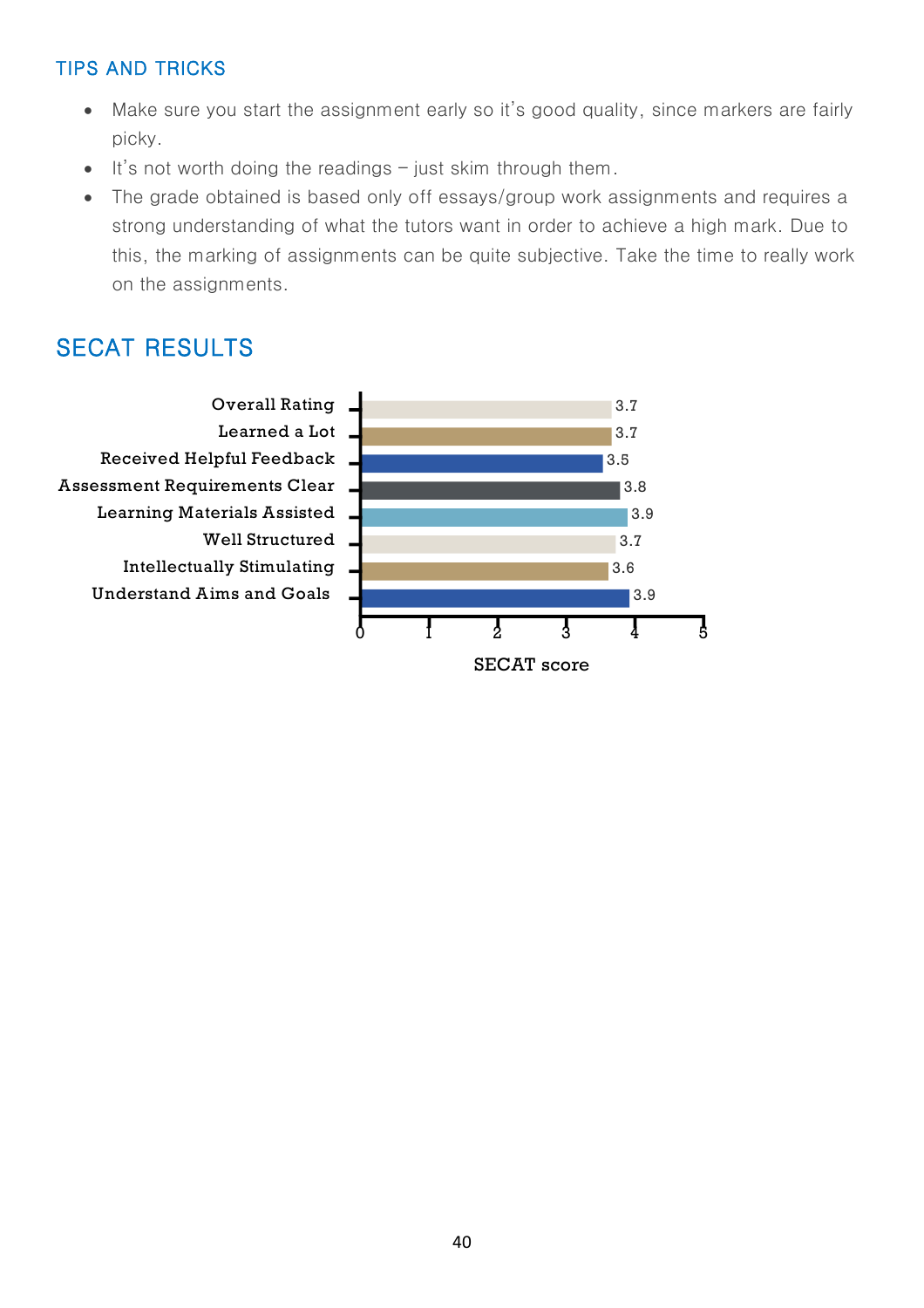## TIPS AND TRICKS

- Make sure you start the assignment early so it's good quality, since markers are fairly picky.
- It's not worth doing the readings – just skim through them.
- The grade obtained is based only off essays/group work assignments and requires a strong understanding of what the tutors want in order to achieve a high mark. Due to this, the marking of assignments can be quite subjective. Take the time to really work on the assignments.

## SECAT RESULTS

| Category | SECAT score |
|---|---|
| Overall Rating | 3.7 |
| Learned a Lot | 3.7 |
| Received Helpful Feedback | 3.5 |
| Assessment Requirements Clear | 3.8 |
| Learning Materials Assisted | 3.9 |
| Well Structured | 3.7 |
| Intellectually Stimulating | 3.6 |
| Understand Aims and Goals | 3.9 |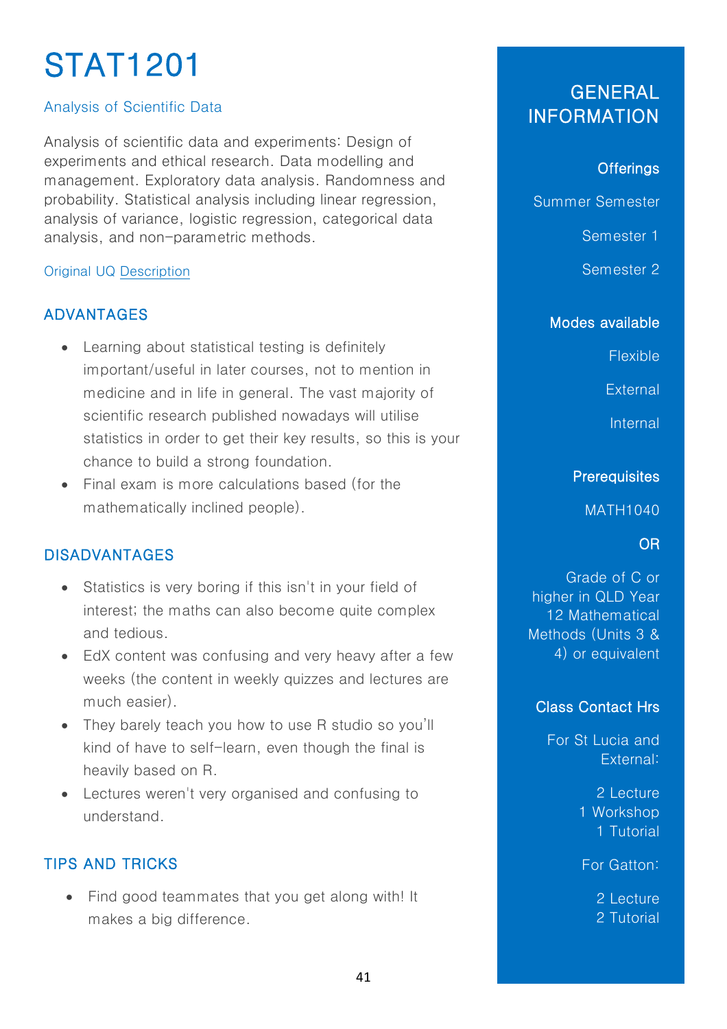# STAT1201

Analysis of Scientific Data

Analysis of scientific data and experiments: Design of experiments and ethical research. Data modelling and management. Exploratory data analysis. Randomness and probability. Statistical analysis including linear regression, analysis of variance, logistic regression, categorical data analysis, and non-parametric methods.

Original UQ Description

## ADVANTAGES

- Learning about statistical testing is definitely important/useful in later courses, not to mention in medicine and in life in general. The vast majority of scientific research published nowadays will utilise statistics in order to get their key results, so this is your chance to build a strong foundation.
- Final exam is more calculations based (for the mathematically inclined people).

## DISADVANTAGES

- Statistics is very boring if this isn't in your field of interest; the maths can also become quite complex and tedious.
- EdX content was confusing and very heavy after a few weeks (the content in weekly quizzes and lectures are much easier).
- They barely teach you how to use R studio so you'll kind of have to self-learn, even though the final is heavily based on R.
- Lectures weren't very organised and confusing to understand.

## TIPS AND TRICKS

- Find good teammates that you get along with! It makes a big difference.

## GENERAL INFORMATION

### Offerings

Summer Semester

Semester 1

Semester 2

### Modes available

Flexible

External

Internal

### Prerequisites

MATH1040

OR

Grade of C or higher in QLD Year 12 Mathematical Methods (Units 3 & 4) or equivalent

### Class Contact Hrs

For St Lucia and External:

2 Lecture
1 Workshop
1 Tutorial

For Gatton:

2 Lecture
2 Tutorial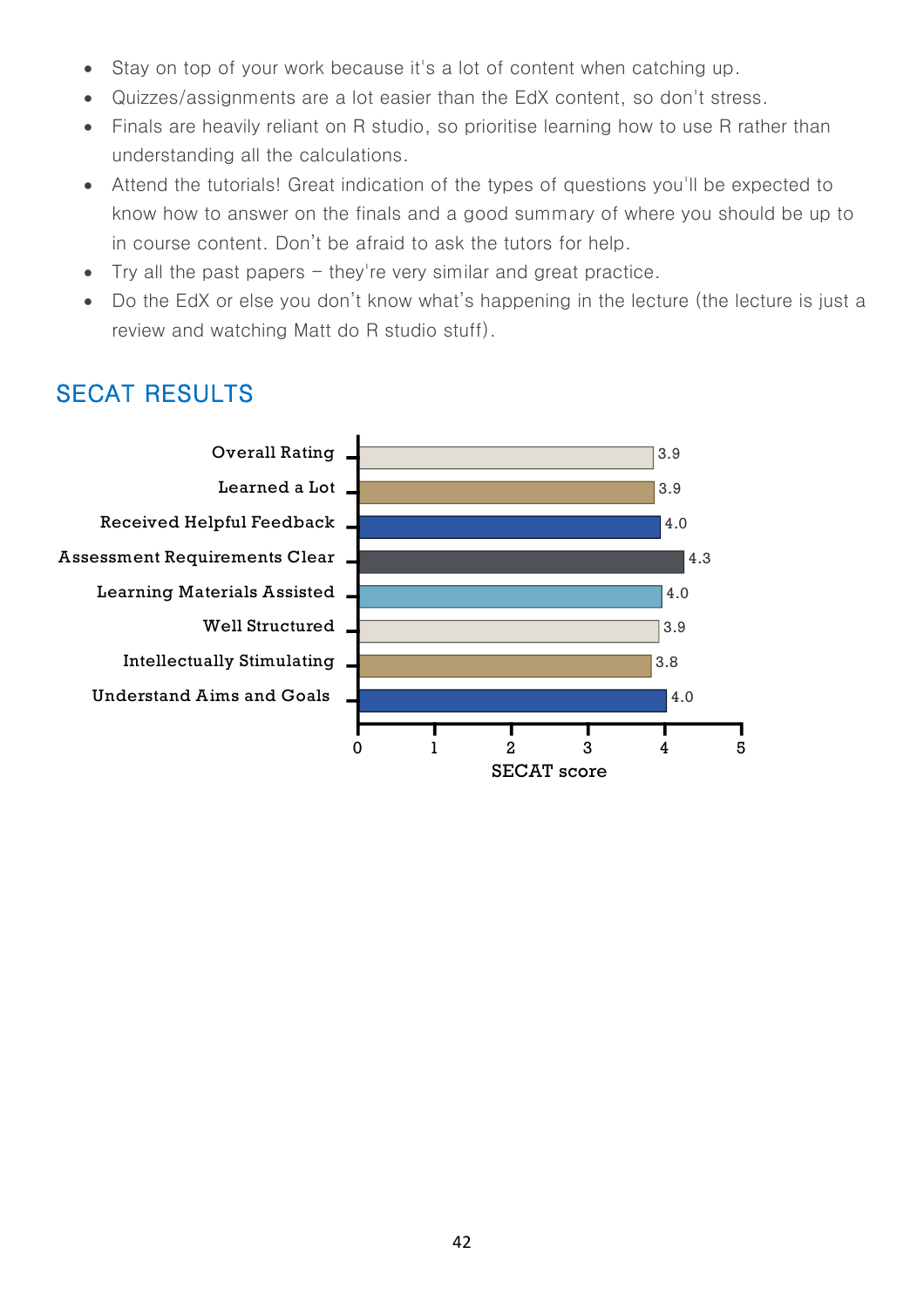- Stay on top of your work because it's a lot of content when catching up.
- Quizzes/assignments are a lot easier than the EdX content, so don't stress.
- Finals are heavily reliant on R studio, so prioritise learning how to use R rather than understanding all the calculations.
- Attend the tutorials! Great indication of the types of questions you'll be expected to know how to answer on the finals and a good summary of where you should be up to in course content. Don't be afraid to ask the tutors for help.
- Try all the past papers – they're very similar and great practice.
- Do the EdX or else you don't know what's happening in the lecture (the lecture is just a review and watching Matt do R studio stuff).

## SECAT RESULTS

| Category | SECAT score |
|---|---|
| Overall Rating | 3.9 |
| Learned a Lot | 3.9 |
| Received Helpful Feedback | 4.0 |
| Assessment Requirements Clear | 4.3 |
| Learning Materials Assisted | 4.0 |
| Well Structured | 3.9 |
| Intellectually Stimulating | 3.8 |
| Understand Aims and Goals | 4.0 |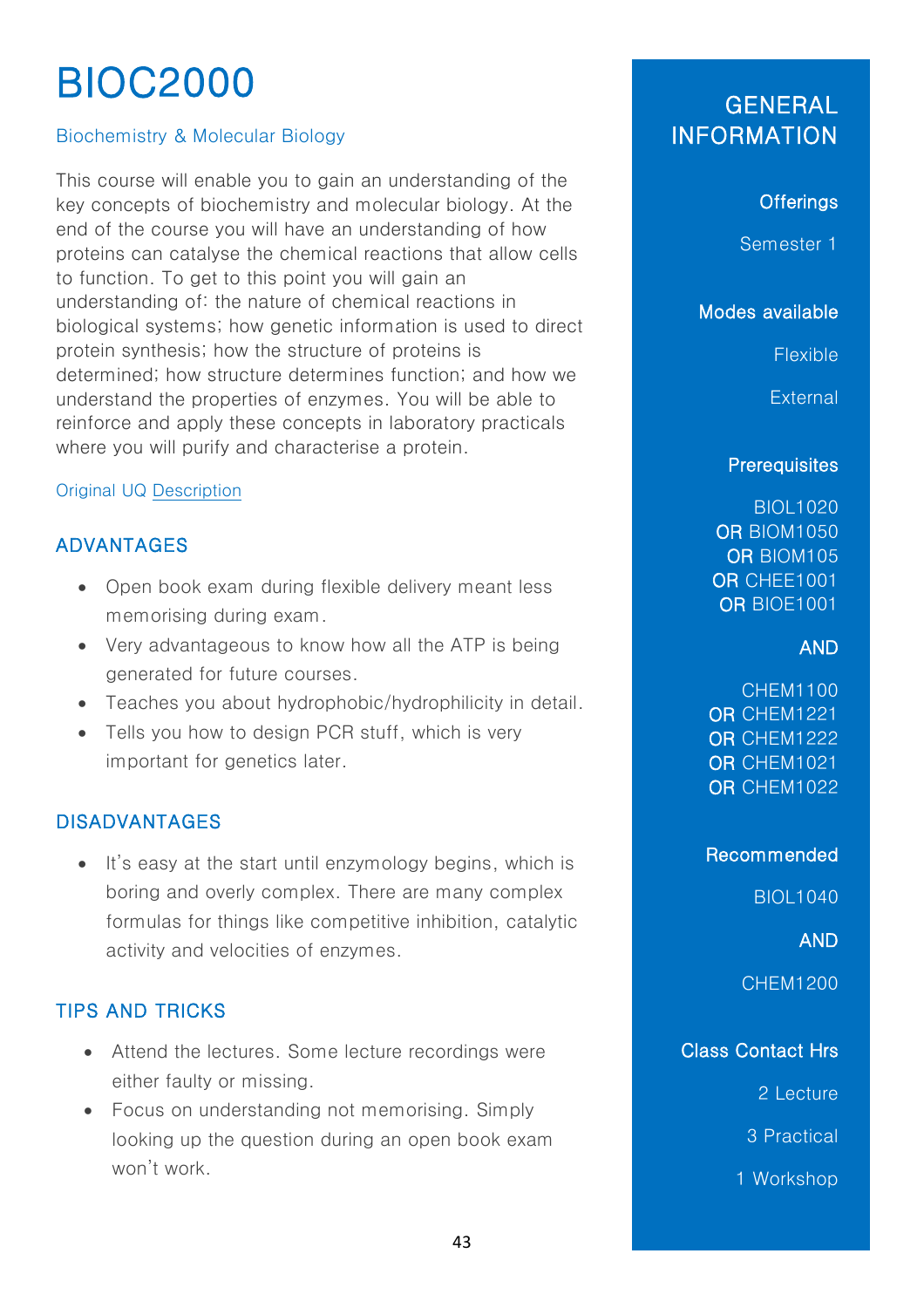# BIOC2000

Biochemistry & Molecular Biology

This course will enable you to gain an understanding of the key concepts of biochemistry and molecular biology. At the end of the course you will have an understanding of how proteins can catalyse the chemical reactions that allow cells to function. To get to this point you will gain an understanding of: the nature of chemical reactions in biological systems; how genetic information is used to direct protein synthesis; how the structure of proteins is determined; how structure determines function; and how we understand the properties of enzymes. You will be able to reinforce and apply these concepts in laboratory practicals where you will purify and characterise a protein.

Original UQ Description

## ADVANTAGES

- Open book exam during flexible delivery meant less memorising during exam.
- Very advantageous to know how all the ATP is being generated for future courses.
- Teaches you about hydrophobic/hydrophilicity in detail.
- Tells you how to design PCR stuff, which is very important for genetics later.

## DISADVANTAGES

- It's easy at the start until enzymology begins, which is boring and overly complex. There are many complex formulas for things like competitive inhibition, catalytic activity and velocities of enzymes.

## TIPS AND TRICKS

- Attend the lectures. Some lecture recordings were either faulty or missing.
- Focus on understanding not memorising. Simply looking up the question during an open book exam won't work.

## GENERAL INFORMATION

### Offerings

Semester 1

### Modes available

Flexible

External

### Prerequisites

BIOL1020
**OR** BIOM1050
**OR** BIOM105
**OR** CHEE1001
**OR** BIOE1001

**AND**

CHEM1100
**OR** CHEM1221
**OR** CHEM1222
**OR** CHEM1021
**OR** CHEM1022

### Recommended

BIOL1040

**AND**

CHEM1200

### Class Contact Hrs

2 Lecture

3 Practical

1 Workshop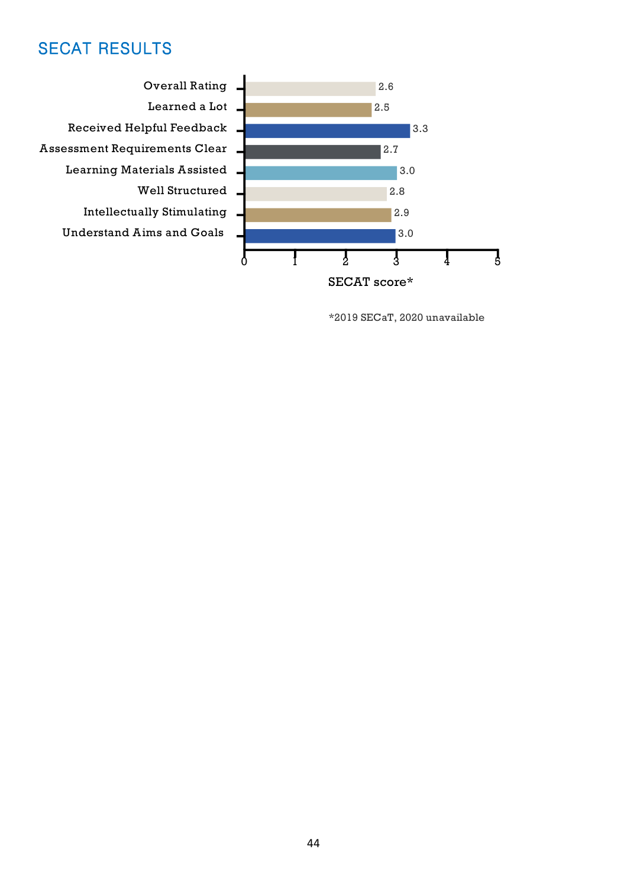## SECAT RESULTS

| Item | SECAT score* |
| --- | --- |
| Overall Rating | 2.6 |
| Learned a Lot | 2.5 |
| Received Helpful Feedback | 3.3 |
| Assessment Requirements Clear | 2.7 |
| Learning Materials Assisted | 3.0 |
| Well Structured | 2.8 |
| Intellectually Stimulating | 2.9 |
| Understand Aims and Goals | 3.0 |

*2019 SECaT, 2020 unavailable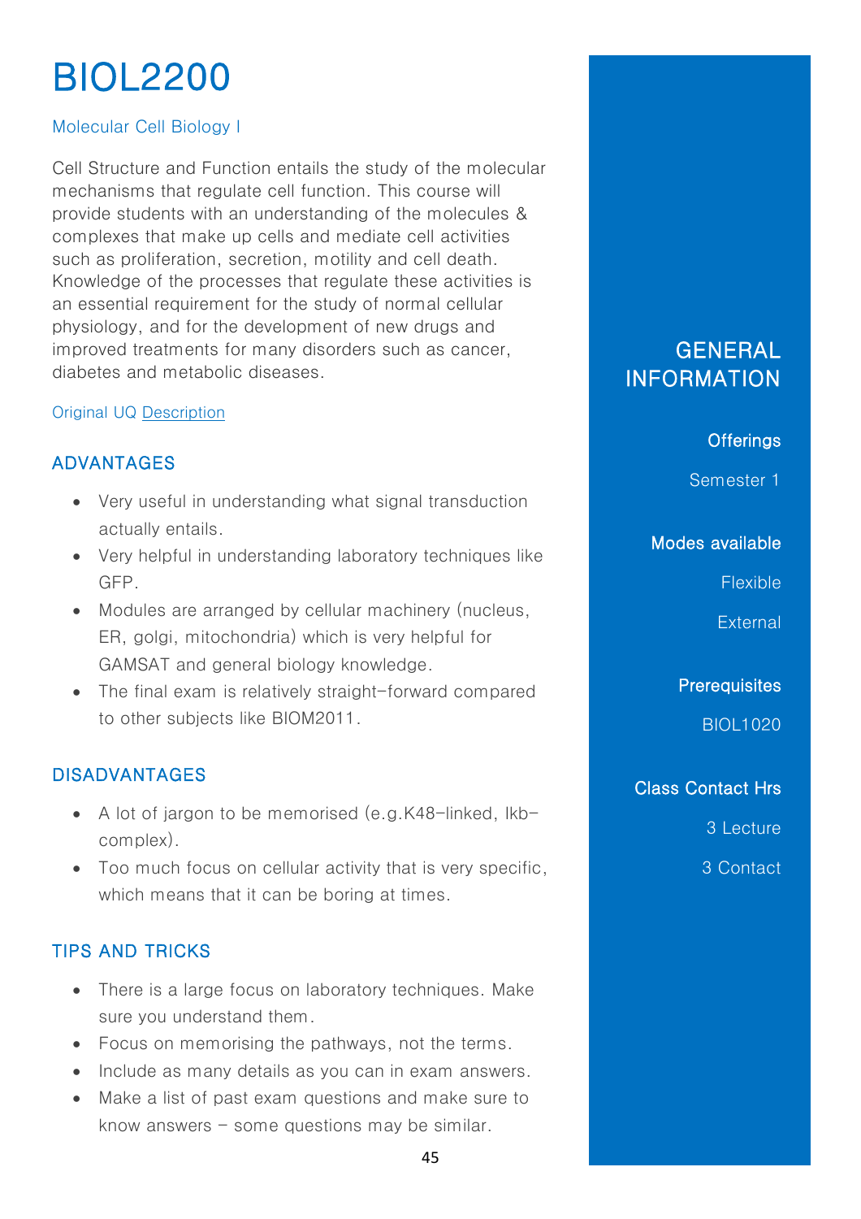# BIOL2200

Molecular Cell Biology I

Cell Structure and Function entails the study of the molecular mechanisms that regulate cell function. This course will provide students with an understanding of the molecules & complexes that make up cells and mediate cell activities such as proliferation, secretion, motility and cell death. Knowledge of the processes that regulate these activities is an essential requirement for the study of normal cellular physiology, and for the development of new drugs and improved treatments for many disorders such as cancer, diabetes and metabolic diseases.

Original UQ Description

## ADVANTAGES

- Very useful in understanding what signal transduction actually entails.
- Very helpful in understanding laboratory techniques like GFP.
- Modules are arranged by cellular machinery (nucleus, ER, golgi, mitochondria) which is very helpful for GAMSAT and general biology knowledge.
- The final exam is relatively straight-forward compared to other subjects like BIOM2011.

## DISADVANTAGES

- A lot of jargon to be memorised (e.g.K48-linked, Ikb-complex).
- Too much focus on cellular activity that is very specific, which means that it can be boring at times.

## TIPS AND TRICKS

- There is a large focus on laboratory techniques. Make sure you understand them.
- Focus on memorising the pathways, not the terms.
- Include as many details as you can in exam answers.
- Make a list of past exam questions and make sure to know answers – some questions may be similar.

## GENERAL INFORMATION

### Offerings

Semester 1

### Modes available

Flexible

External

### Prerequisites

BIOL1020

### Class Contact Hrs

3 Lecture

3 Contact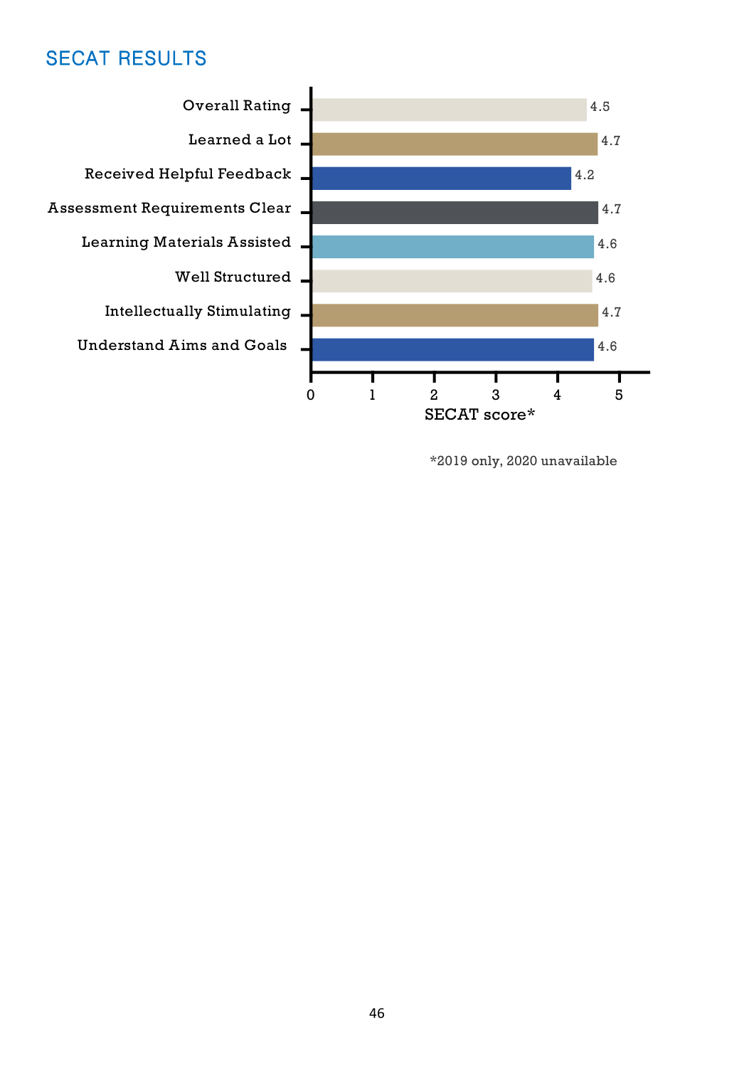## SECAT RESULTS

| Item | SECAT score* |
|---|---|
| Overall Rating | 4.5 |
| Learned a Lot | 4.7 |
| Received Helpful Feedback | 4.2 |
| Assessment Requirements Clear | 4.7 |
| Learning Materials Assisted | 4.6 |
| Well Structured | 4.6 |
| Intellectually Stimulating | 4.7 |
| Understand Aims and Goals | 4.6 |

*2019 only, 2020 unavailable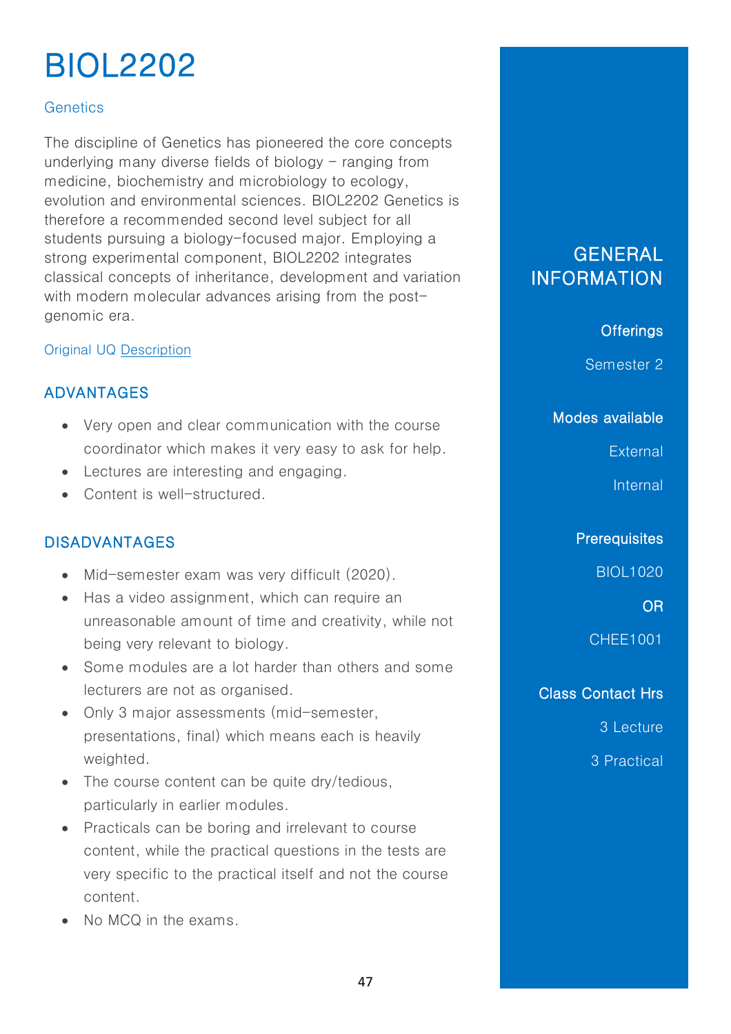# BIOL2202

Genetics

The discipline of Genetics has pioneered the core concepts underlying many diverse fields of biology – ranging from medicine, biochemistry and microbiology to ecology, evolution and environmental sciences. BIOL2202 Genetics is therefore a recommended second level subject for all students pursuing a biology-focused major. Employing a strong experimental component, BIOL2202 integrates classical concepts of inheritance, development and variation with modern molecular advances arising from the post-genomic era.

Original UQ Description

## ADVANTAGES

- Very open and clear communication with the course coordinator which makes it very easy to ask for help.
- Lectures are interesting and engaging.
- Content is well-structured.

## DISADVANTAGES

- Mid-semester exam was very difficult (2020).
- Has a video assignment, which can require an unreasonable amount of time and creativity, while not being very relevant to biology.
- Some modules are a lot harder than others and some lecturers are not as organised.
- Only 3 major assessments (mid-semester, presentations, final) which means each is heavily weighted.
- The course content can be quite dry/tedious, particularly in earlier modules.
- Practicals can be boring and irrelevant to course content, while the practical questions in the tests are very specific to the practical itself and not the course content.
- No MCQ in the exams.

## GENERAL INFORMATION

**Offerings**

Semester 2

**Modes available**

External

Internal

**Prerequisites**

BIOL1020

**OR**

CHEE1001

**Class Contact Hrs**

3 Lecture

3 Practical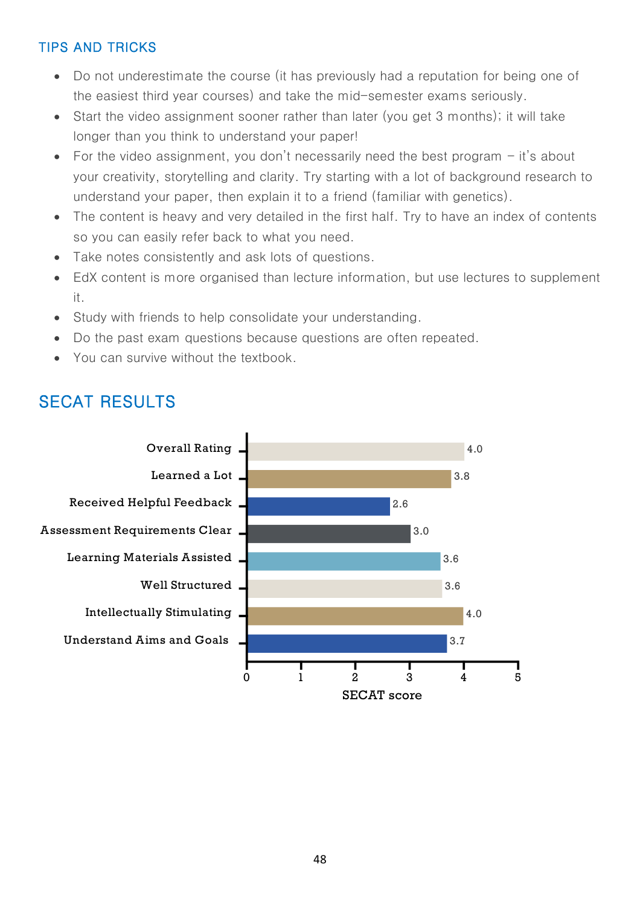### TIPS AND TRICKS

- Do not underestimate the course (it has previously had a reputation for being one of the easiest third year courses) and take the mid-semester exams seriously.
- Start the video assignment sooner rather than later (you get 3 months); it will take longer than you think to understand your paper!
- For the video assignment, you don't necessarily need the best program – it's about your creativity, storytelling and clarity. Try starting with a lot of background research to understand your paper, then explain it to a friend (familiar with genetics).
- The content is heavy and very detailed in the first half. Try to have an index of contents so you can easily refer back to what you need.
- Take notes consistently and ask lots of questions.
- EdX content is more organised than lecture information, but use lectures to supplement it.
- Study with friends to help consolidate your understanding.
- Do the past exam questions because questions are often repeated.
- You can survive without the textbook.

## SECAT RESULTS

| Category | SECAT score |
|---|---|
| Overall Rating | 4.0 |
| Learned a Lot | 3.8 |
| Received Helpful Feedback | 2.6 |
| Assessment Requirements Clear | 3.0 |
| Learning Materials Assisted | 3.6 |
| Well Structured | 3.6 |
| Intellectually Stimulating | 4.0 |
| Understand Aims and Goals | 3.7 |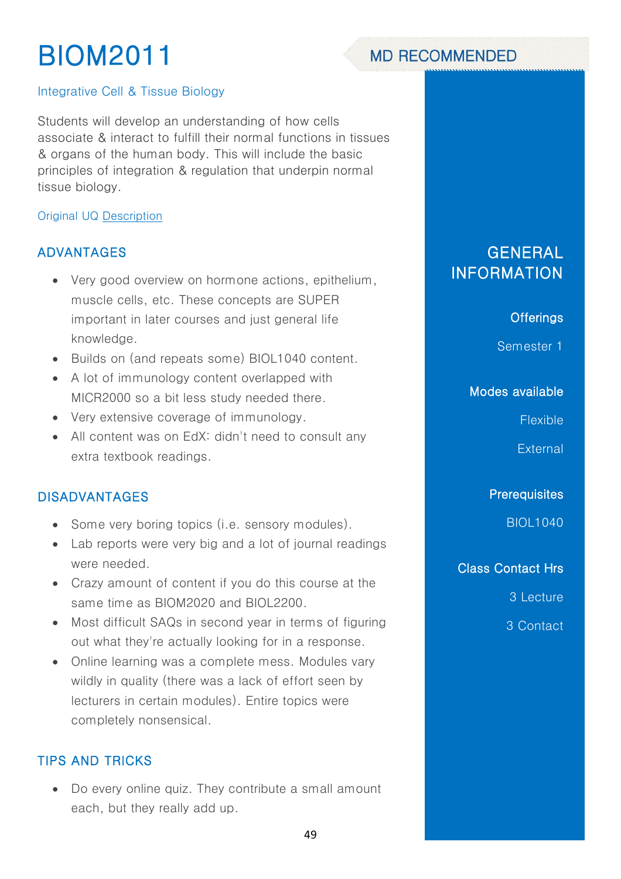# BIOM2011

MD RECOMMENDED

Integrative Cell & Tissue Biology

Students will develop an understanding of how cells associate & interact to fulfill their normal functions in tissues & organs of the human body. This will include the basic principles of integration & regulation that underpin normal tissue biology.

Original UQ Description

## ADVANTAGES

- Very good overview on hormone actions, epithelium, muscle cells, etc. These concepts are SUPER important in later courses and just general life knowledge.
- Builds on (and repeats some) BIOL1040 content.
- A lot of immunology content overlapped with MICR2000 so a bit less study needed there.
- Very extensive coverage of immunology.
- All content was on EdX: didn't need to consult any extra textbook readings.

## DISADVANTAGES

- Some very boring topics (i.e. sensory modules).
- Lab reports were very big and a lot of journal readings were needed.
- Crazy amount of content if you do this course at the same time as BIOM2020 and BIOL2200.
- Most difficult SAQs in second year in terms of figuring out what they're actually looking for in a response.
- Online learning was a complete mess. Modules vary wildly in quality (there was a lack of effort seen by lecturers in certain modules). Entire topics were completely nonsensical.

## TIPS AND TRICKS

- Do every online quiz. They contribute a small amount each, but they really add up.

## GENERAL INFORMATION

### Offerings

Semester 1

### Modes available

Flexible

External

### Prerequisites

BIOL1040

### Class Contact Hrs

3 Lecture

3 Contact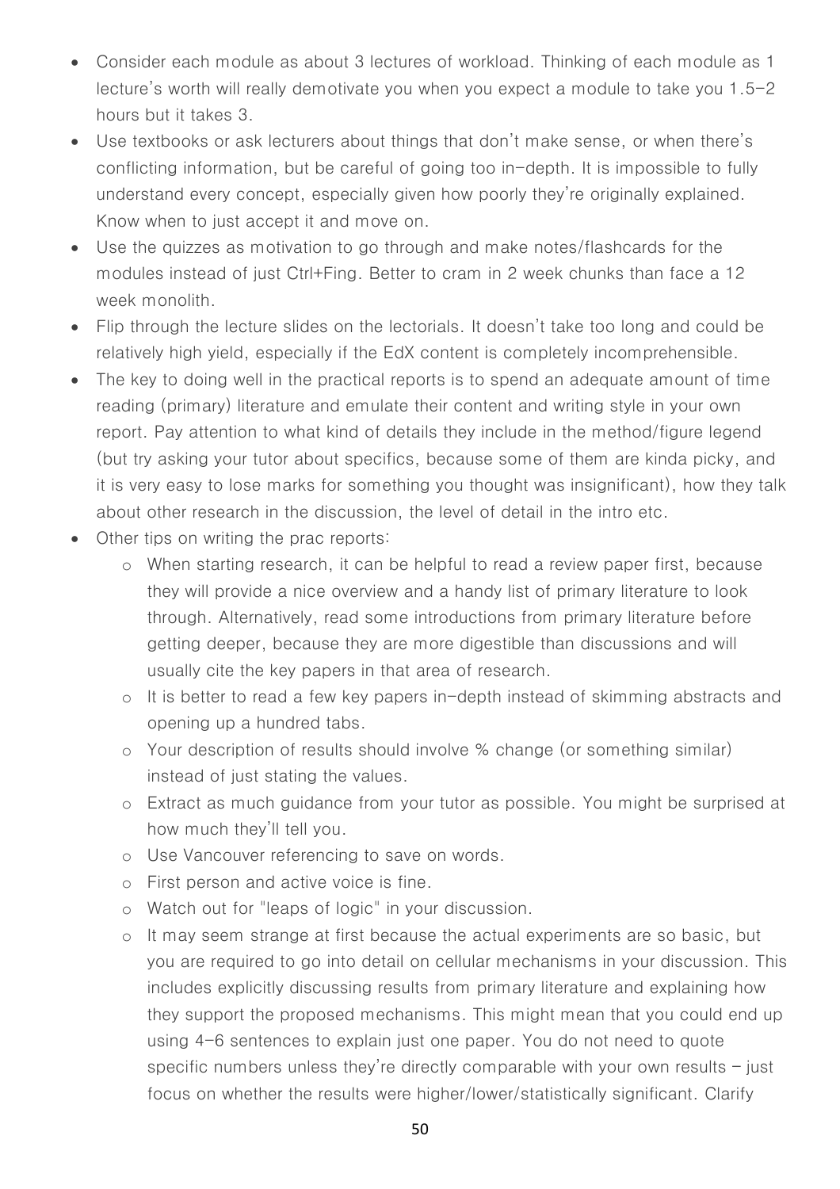- Consider each module as about 3 lectures of workload. Thinking of each module as 1 lecture's worth will really demotivate you when you expect a module to take you 1.5-2 hours but it takes 3.
- Use textbooks or ask lecturers about things that don't make sense, or when there's conflicting information, but be careful of going too in-depth. It is impossible to fully understand every concept, especially given how poorly they're originally explained. Know when to just accept it and move on.
- Use the quizzes as motivation to go through and make notes/flashcards for the modules instead of just Ctrl+Fing. Better to cram in 2 week chunks than face a 12 week monolith.
- Flip through the lecture slides on the lectorials. It doesn't take too long and could be relatively high yield, especially if the EdX content is completely incomprehensible.
- The key to doing well in the practical reports is to spend an adequate amount of time reading (primary) literature and emulate their content and writing style in your own report. Pay attention to what kind of details they include in the method/figure legend (but try asking your tutor about specifics, because some of them are kinda picky, and it is very easy to lose marks for something you thought was insignificant), how they talk about other research in the discussion, the level of detail in the intro etc.
- Other tips on writing the prac reports:
    - When starting research, it can be helpful to read a review paper first, because they will provide a nice overview and a handy list of primary literature to look through. Alternatively, read some introductions from primary literature before getting deeper, because they are more digestible than discussions and will usually cite the key papers in that area of research.
    - It is better to read a few key papers in-depth instead of skimming abstracts and opening up a hundred tabs.
    - Your description of results should involve % change (or something similar) instead of just stating the values.
    - Extract as much guidance from your tutor as possible. You might be surprised at how much they'll tell you.
    - Use Vancouver referencing to save on words.
    - First person and active voice is fine.
    - Watch out for "leaps of logic" in your discussion.
    - It may seem strange at first because the actual experiments are so basic, but you are required to go into detail on cellular mechanisms in your discussion. This includes explicitly discussing results from primary literature and explaining how they support the proposed mechanisms. This might mean that you could end up using 4-6 sentences to explain just one paper. You do not need to quote specific numbers unless they're directly comparable with your own results – just focus on whether the results were higher/lower/statistically significant. Clarify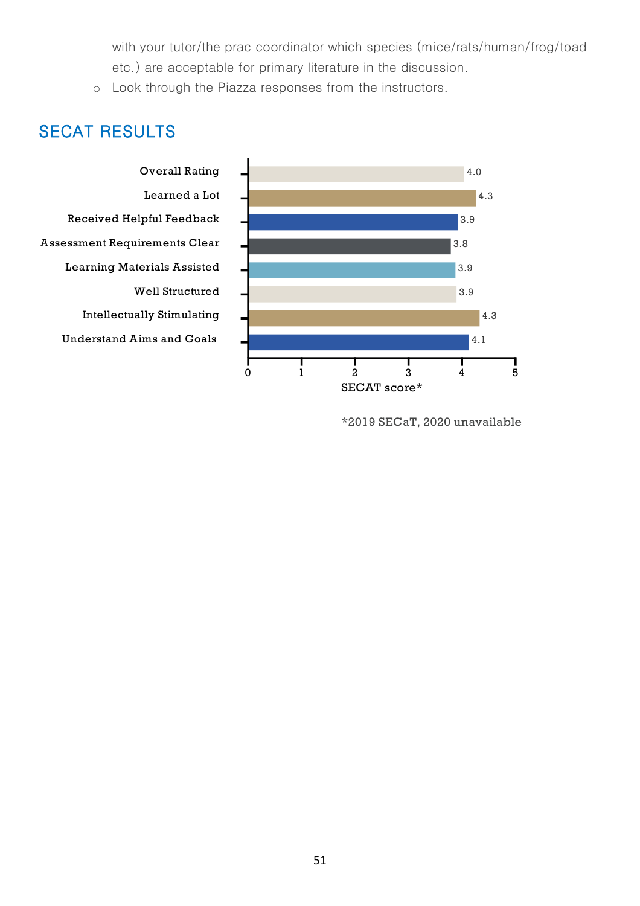with your tutor/the prac coordinator which species (mice/rats/human/frog/toad etc.) are acceptable for primary literature in the discussion.

- Look through the Piazza responses from the instructors.

## SECAT RESULTS

| Item | SECAT score* |
|---|---|
| Overall Rating | 4.0 |
| Learned a Lot | 4.3 |
| Received Helpful Feedback | 3.9 |
| Assessment Requirements Clear | 3.8 |
| Learning Materials Assisted | 3.9 |
| Well Structured | 3.9 |
| Intellectually Stimulating | 4.3 |
| Understand Aims and Goals | 4.1 |

*2019 SECaT, 2020 unavailable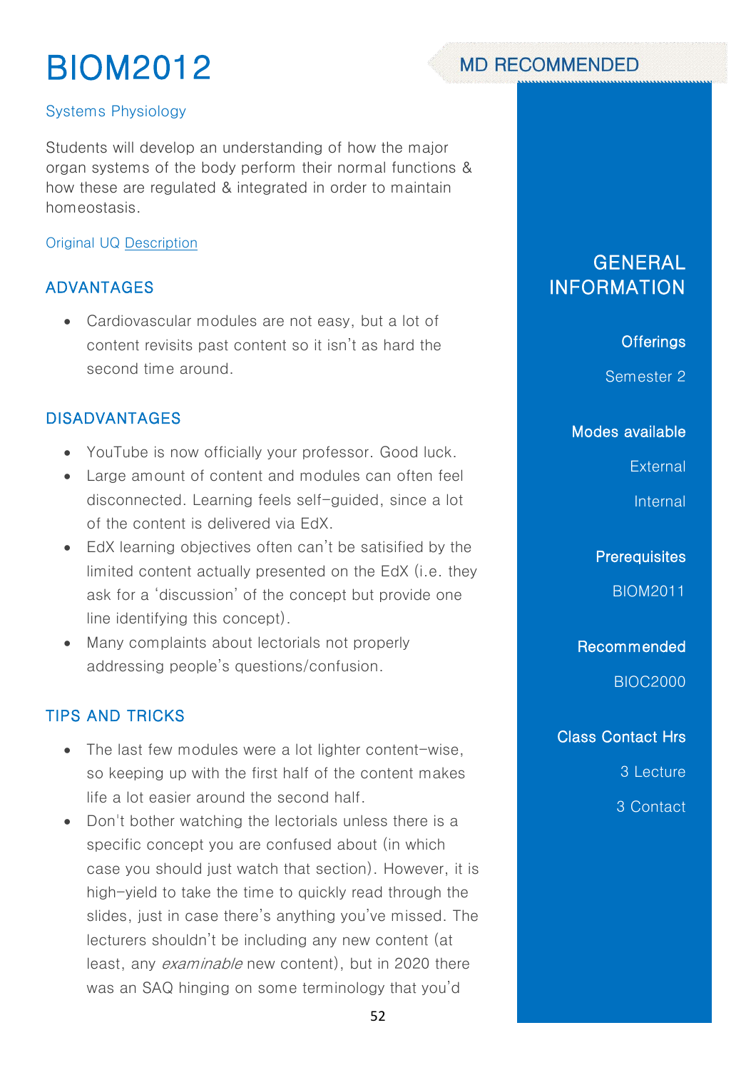# BIOM2012

MD RECOMMENDED

Systems Physiology

Students will develop an understanding of how the major organ systems of the body perform their normal functions & how these are regulated & integrated in order to maintain homeostasis.

Original UQ Description

## ADVANTAGES

- Cardiovascular modules are not easy, but a lot of content revisits past content so it isn't as hard the second time around.

## DISADVANTAGES

- YouTube is now officially your professor. Good luck.
- Large amount of content and modules can often feel disconnected. Learning feels self-guided, since a lot of the content is delivered via EdX.
- EdX learning objectives often can't be satisified by the limited content actually presented on the EdX (i.e. they ask for a 'discussion' of the concept but provide one line identifying this concept).
- Many complaints about lectorials not properly addressing people's questions/confusion.

## TIPS AND TRICKS

- The last few modules were a lot lighter content-wise, so keeping up with the first half of the content makes life a lot easier around the second half.
- Don't bother watching the lectorials unless there is a specific concept you are confused about (in which case you should just watch that section). However, it is high-yield to take the time to quickly read through the slides, just in case there's anything you've missed. The lecturers shouldn't be including any new content (at least, any *examinable* new content), but in 2020 there was an SAQ hinging on some terminology that you'd

## GENERAL INFORMATION

**Offerings**

Semester 2

**Modes available**

External

Internal

**Prerequisites**

BIOM2011

**Recommended**

BIOC2000

**Class Contact Hrs**

3 Lecture

3 Contact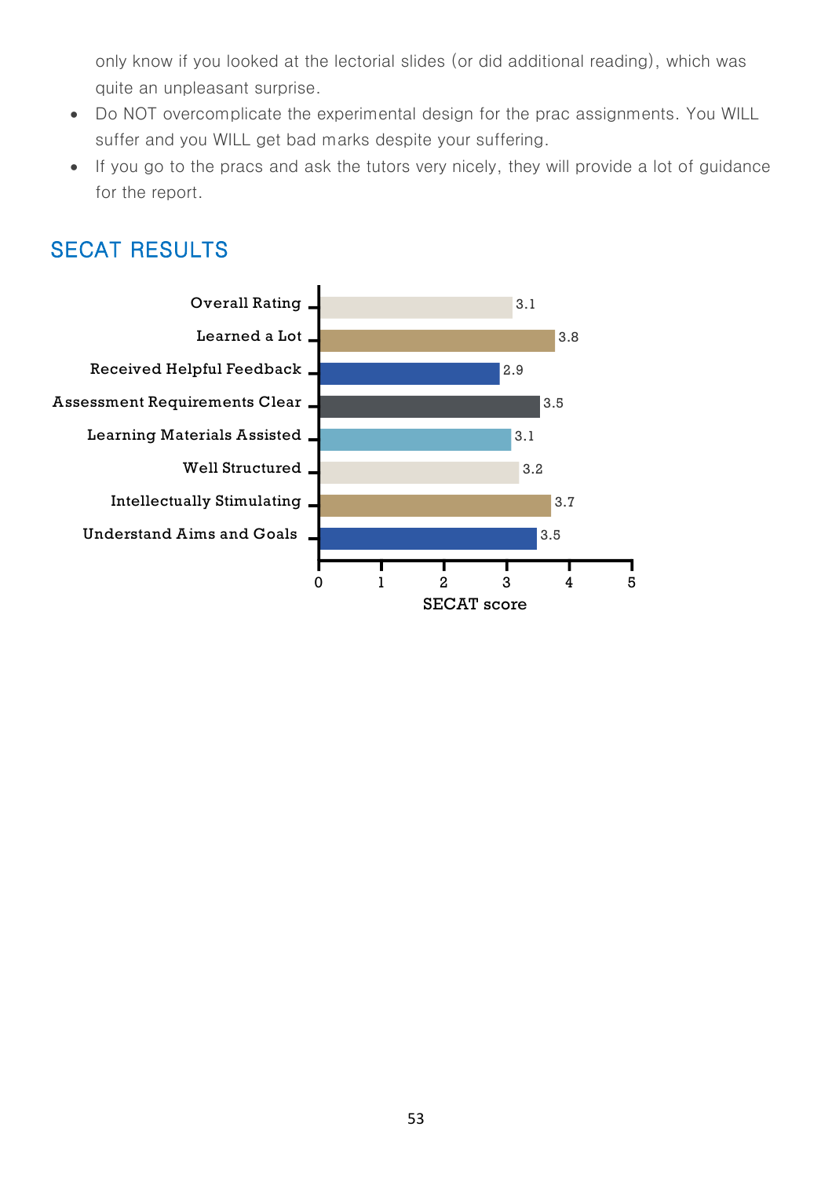only know if you looked at the lectorial slides (or did additional reading), which was quite an unpleasant surprise.

- Do NOT overcomplicate the experimental design for the prac assignments. You WILL suffer and you WILL get bad marks despite your suffering.
- If you go to the pracs and ask the tutors very nicely, they will provide a lot of guidance for the report.

## SECAT RESULTS

| Item | SECAT score |
|---|---|
| Overall Rating | 3.1 |
| Learned a Lot | 3.8 |
| Received Helpful Feedback | 2.9 |
| Assessment Requirements Clear | 3.5 |
| Learning Materials Assisted | 3.1 |
| Well Structured | 3.2 |
| Intellectually Stimulating | 3.7 |
| Understand Aims and Goals | 3.5 |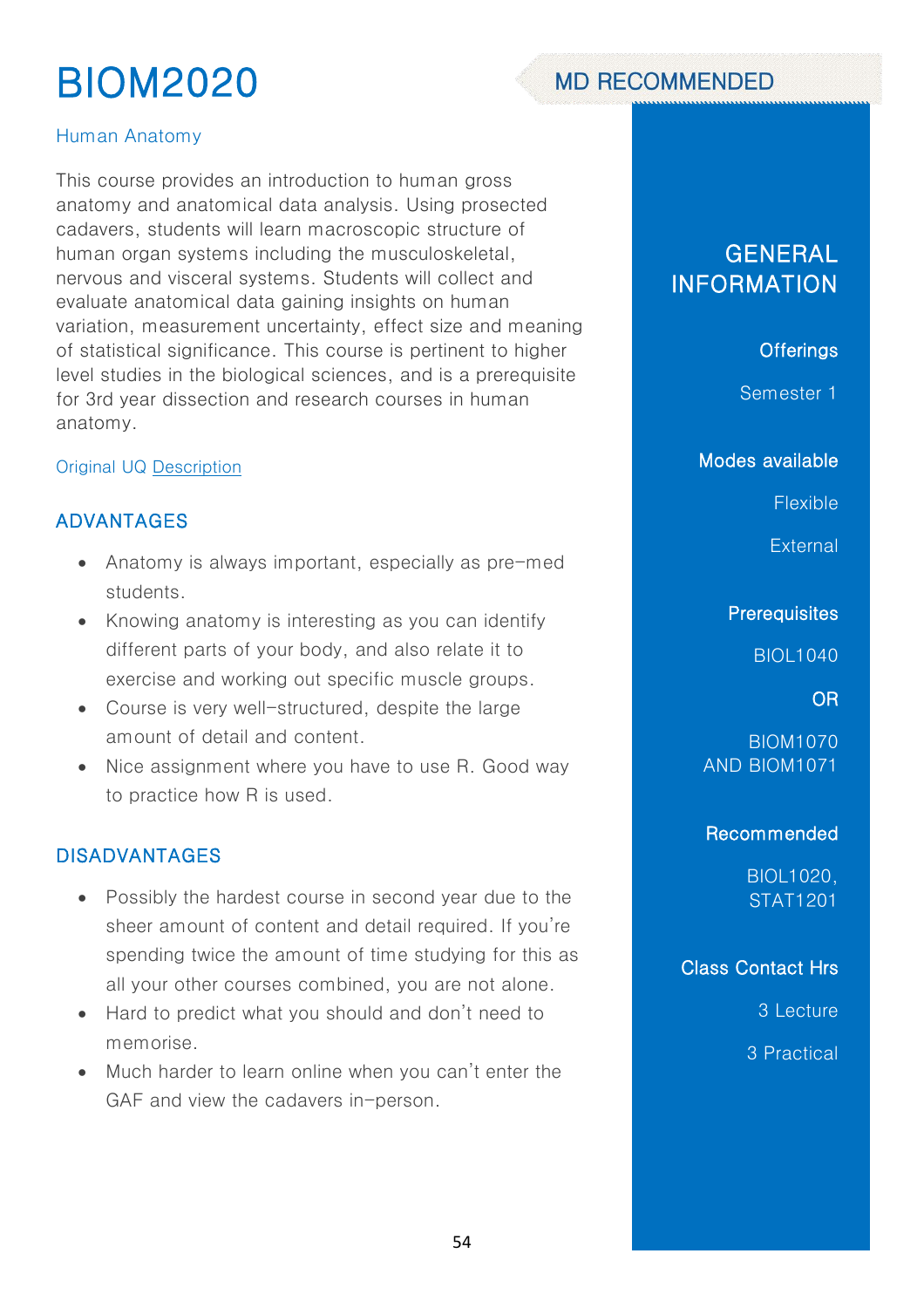# BIOM2020

MD RECOMMENDED

Human Anatomy

This course provides an introduction to human gross anatomy and anatomical data analysis. Using prosected cadavers, students will learn macroscopic structure of human organ systems including the musculoskeletal, nervous and visceral systems. Students will collect and evaluate anatomical data gaining insights on human variation, measurement uncertainty, effect size and meaning of statistical significance. This course is pertinent to higher level studies in the biological sciences, and is a prerequisite for 3rd year dissection and research courses in human anatomy.

Original UQ Description

## ADVANTAGES

- Anatomy is always important, especially as pre-med students.
- Knowing anatomy is interesting as you can identify different parts of your body, and also relate it to exercise and working out specific muscle groups.
- Course is very well-structured, despite the large amount of detail and content.
- Nice assignment where you have to use R. Good way to practice how R is used.

## DISADVANTAGES

- Possibly the hardest course in second year due to the sheer amount of content and detail required. If you're spending twice the amount of time studying for this as all your other courses combined, you are not alone.
- Hard to predict what you should and don't need to memorise.
- Much harder to learn online when you can't enter the GAF and view the cadavers in-person.

## GENERAL INFORMATION

### Offerings

Semester 1

### Modes available

Flexible

External

### Prerequisites

BIOL1040

OR

BIOM1070 AND BIOM1071

### Recommended

BIOL1020, STAT1201

### Class Contact Hrs

3 Lecture

3 Practical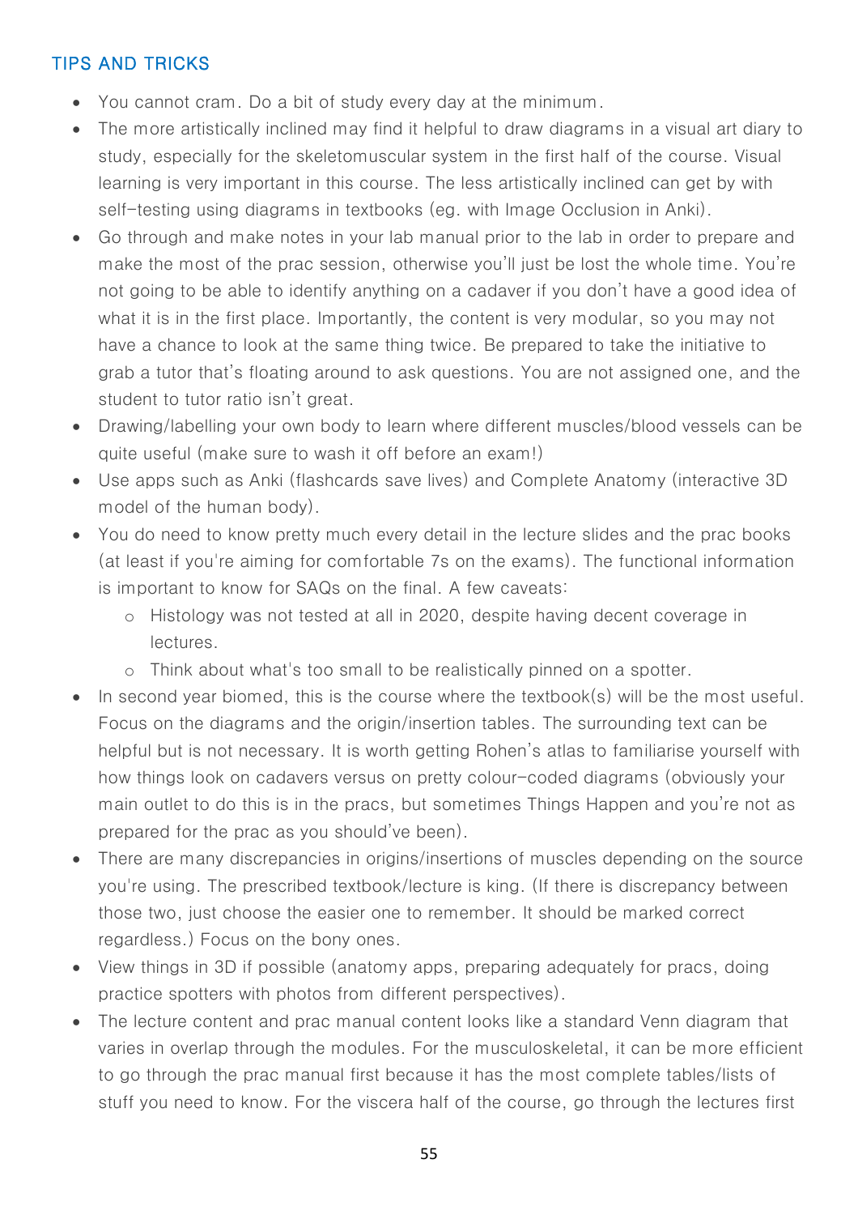### TIPS AND TRICKS

- You cannot cram. Do a bit of study every day at the minimum.
- The more artistically inclined may find it helpful to draw diagrams in a visual art diary to study, especially for the skeletomuscular system in the first half of the course. Visual learning is very important in this course. The less artistically inclined can get by with self-testing using diagrams in textbooks (eg. with Image Occlusion in Anki).
- Go through and make notes in your lab manual prior to the lab in order to prepare and make the most of the prac session, otherwise you'll just be lost the whole time. You're not going to be able to identify anything on a cadaver if you don't have a good idea of what it is in the first place. Importantly, the content is very modular, so you may not have a chance to look at the same thing twice. Be prepared to take the initiative to grab a tutor that's floating around to ask questions. You are not assigned one, and the student to tutor ratio isn't great.
- Drawing/labelling your own body to learn where different muscles/blood vessels can be quite useful (make sure to wash it off before an exam!)
- Use apps such as Anki (flashcards save lives) and Complete Anatomy (interactive 3D model of the human body).
- You do need to know pretty much every detail in the lecture slides and the prac books (at least if you're aiming for comfortable 7s on the exams). The functional information is important to know for SAQs on the final. A few caveats:
  - Histology was not tested at all in 2020, despite having decent coverage in lectures.
  - Think about what's too small to be realistically pinned on a spotter.
- In second year biomed, this is the course where the textbook(s) will be the most useful. Focus on the diagrams and the origin/insertion tables. The surrounding text can be helpful but is not necessary. It is worth getting Rohen's atlas to familiarise yourself with how things look on cadavers versus on pretty colour-coded diagrams (obviously your main outlet to do this is in the pracs, but sometimes Things Happen and you're not as prepared for the prac as you should've been).
- There are many discrepancies in origins/insertions of muscles depending on the source you're using. The prescribed textbook/lecture is king. (If there is discrepancy between those two, just choose the easier one to remember. It should be marked correct regardless.) Focus on the bony ones.
- View things in 3D if possible (anatomy apps, preparing adequately for pracs, doing practice spotters with photos from different perspectives).
- The lecture content and prac manual content looks like a standard Venn diagram that varies in overlap through the modules. For the musculoskeletal, it can be more efficient to go through the prac manual first because it has the most complete tables/lists of stuff you need to know. For the viscera half of the course, go through the lectures first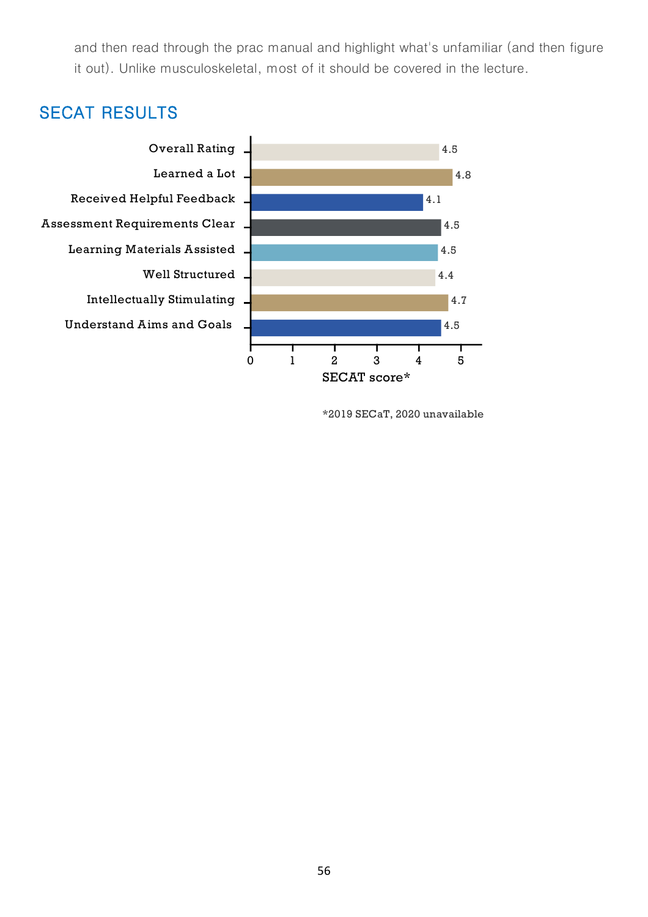and then read through the prac manual and highlight what's unfamiliar (and then figure it out). Unlike musculoskeletal, most of it should be covered in the lecture.

## SECAT RESULTS

| Item | SECAT score* |
|---|---|
| Overall Rating | 4.5 |
| Learned a Lot | 4.8 |
| Received Helpful Feedback | 4.1 |
| Assessment Requirements Clear | 4.5 |
| Learning Materials Assisted | 4.5 |
| Well Structured | 4.4 |
| Intellectually Stimulating | 4.7 |
| Understand Aims and Goals | 4.5 |

*2019 SECaT, 2020 unavailable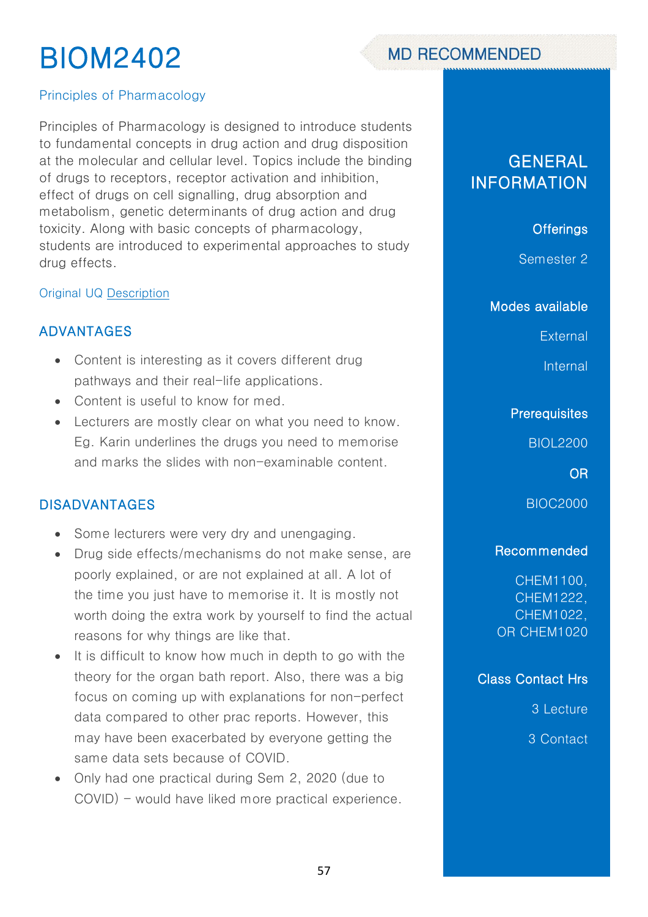# BIOM2402

MD RECOMMENDED

## Principles of Pharmacology

Principles of Pharmacology is designed to introduce students to fundamental concepts in drug action and drug disposition at the molecular and cellular level. Topics include the binding of drugs to receptors, receptor activation and inhibition, effect of drugs on cell signalling, drug absorption and metabolism, genetic determinants of drug action and drug toxicity. Along with basic concepts of pharmacology, students are introduced to experimental approaches to study drug effects.

Original UQ Description

### ADVANTAGES

- Content is interesting as it covers different drug pathways and their real-life applications.
- Content is useful to know for med.
- Lecturers are mostly clear on what you need to know. Eg. Karin underlines the drugs you need to memorise and marks the slides with non-examinable content.

### DISADVANTAGES

- Some lecturers were very dry and unengaging.
- Drug side effects/mechanisms do not make sense, are poorly explained, or are not explained at all. A lot of the time you just have to memorise it. It is mostly not worth doing the extra work by yourself to find the actual reasons for why things are like that.
- It is difficult to know how much in depth to go with the theory for the organ bath report. Also, there was a big focus on coming up with explanations for non-perfect data compared to other prac reports. However, this may have been exacerbated by everyone getting the same data sets because of COVID.
- Only had one practical during Sem 2, 2020 (due to COVID) – would have liked more practical experience.

## GENERAL INFORMATION

**Offerings**

Semester 2

**Modes available**

External

Internal

**Prerequisites**

BIOL2200

OR

BIOC2000

**Recommended**

CHEM1100, CHEM1222, CHEM1022, OR CHEM1020

**Class Contact Hrs**

3 Lecture

3 Contact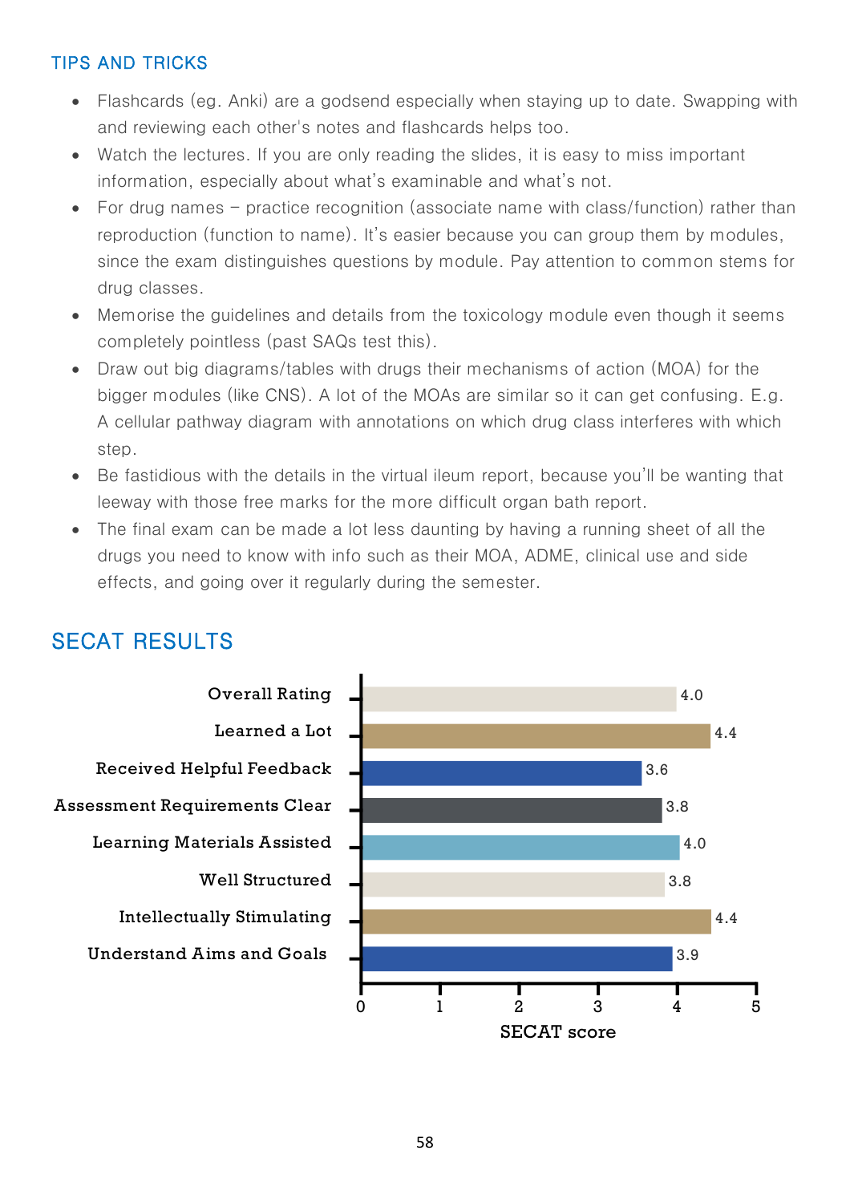## TIPS AND TRICKS

- Flashcards (eg. Anki) are a godsend especially when staying up to date. Swapping with and reviewing each other's notes and flashcards helps too.
- Watch the lectures. If you are only reading the slides, it is easy to miss important information, especially about what's examinable and what's not.
- For drug names – practice recognition (associate name with class/function) rather than reproduction (function to name). It's easier because you can group them by modules, since the exam distinguishes questions by module. Pay attention to common stems for drug classes.
- Memorise the guidelines and details from the toxicology module even though it seems completely pointless (past SAQs test this).
- Draw out big diagrams/tables with drugs their mechanisms of action (MOA) for the bigger modules (like CNS). A lot of the MOAs are similar so it can get confusing. E.g. A cellular pathway diagram with annotations on which drug class interferes with which step.
- Be fastidious with the details in the virtual ileum report, because you'll be wanting that leeway with those free marks for the more difficult organ bath report.
- The final exam can be made a lot less daunting by having a running sheet of all the drugs you need to know with info such as their MOA, ADME, clinical use and side effects, and going over it regularly during the semester.

## SECAT RESULTS

| Item | SECAT score |
|---|---|
| Overall Rating | 4.0 |
| Learned a Lot | 4.4 |
| Received Helpful Feedback | 3.6 |
| Assessment Requirements Clear | 3.8 |
| Learning Materials Assisted | 4.0 |
| Well Structured | 3.8 |
| Intellectually Stimulating | 4.4 |
| Understand Aims and Goals | 3.9 |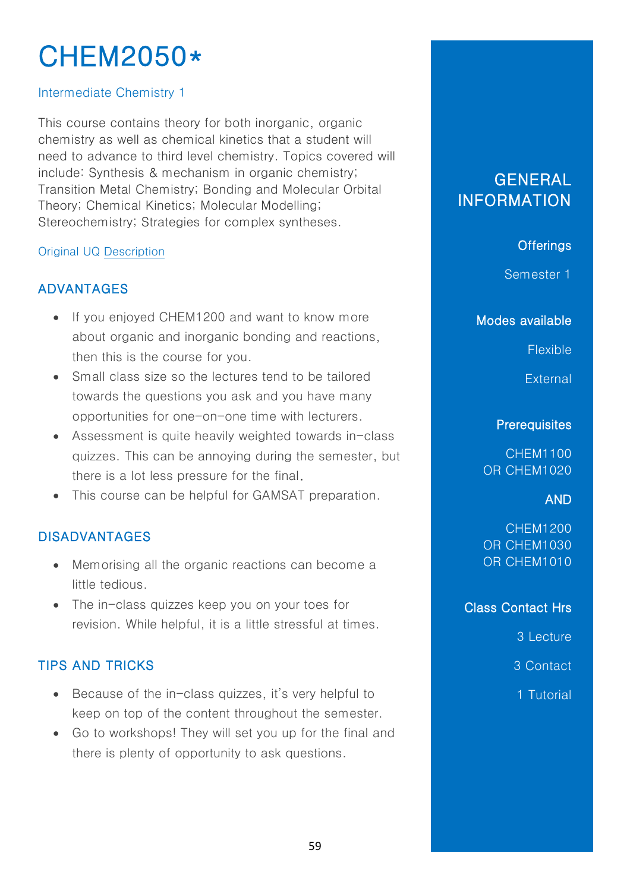# CHEM2050*

Intermediate Chemistry 1

This course contains theory for both inorganic, organic chemistry as well as chemical kinetics that a student will need to advance to third level chemistry. Topics covered will include: Synthesis & mechanism in organic chemistry; Transition Metal Chemistry; Bonding and Molecular Orbital Theory; Chemical Kinetics; Molecular Modelling; Stereochemistry; Strategies for complex syntheses.

Original UQ Description

## ADVANTAGES

- If you enjoyed CHEM1200 and want to know more about organic and inorganic bonding and reactions, then this is the course for you.
- Small class size so the lectures tend to be tailored towards the questions you ask and you have many opportunities for one-on-one time with lecturers.
- Assessment is quite heavily weighted towards in-class quizzes. This can be annoying during the semester, but there is a lot less pressure for the final.
- This course can be helpful for GAMSAT preparation.

## DISADVANTAGES

- Memorising all the organic reactions can become a little tedious.
- The in-class quizzes keep you on your toes for revision. While helpful, it is a little stressful at times.

## TIPS AND TRICKS

- Because of the in-class quizzes, it's very helpful to keep on top of the content throughout the semester.
- Go to workshops! They will set you up for the final and there is plenty of opportunity to ask questions.

## GENERAL INFORMATION

**Offerings**

Semester 1

**Modes available**

Flexible

External

**Prerequisites**

CHEM1100
OR CHEM1020

**AND**

CHEM1200
OR CHEM1030
OR CHEM1010

**Class Contact Hrs**

3 Lecture

3 Contact

1 Tutorial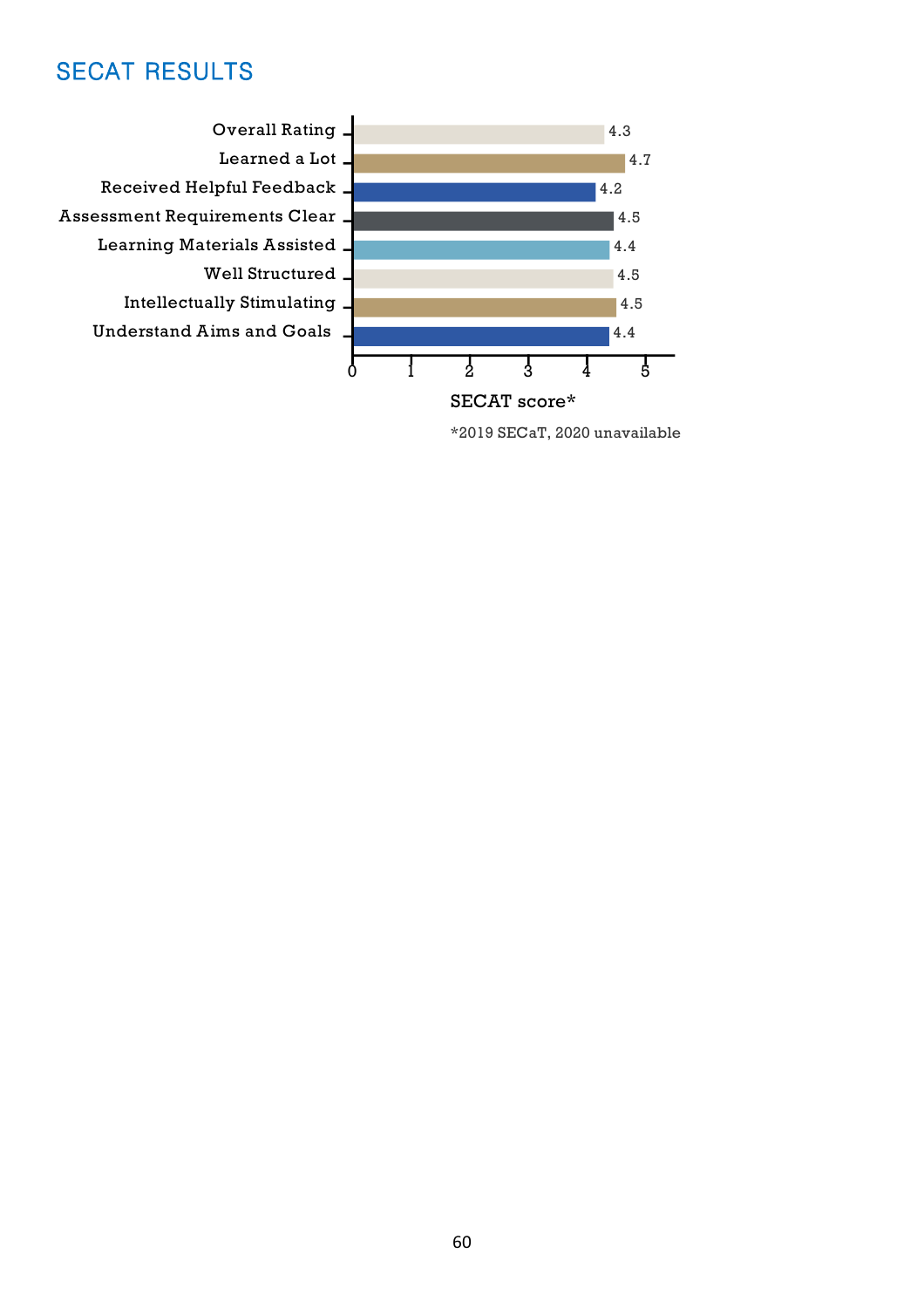## SECAT RESULTS

| Item | SECAT score* |
|---|---|
| Overall Rating | 4.3 |
| Learned a Lot | 4.7 |
| Received Helpful Feedback | 4.2 |
| Assessment Requirements Clear | 4.5 |
| Learning Materials Assisted | 4.4 |
| Well Structured | 4.5 |
| Intellectually Stimulating | 4.5 |
| Understand Aims and Goals | 4.4 |

SECAT score*

*2019 SECaT, 2020 unavailable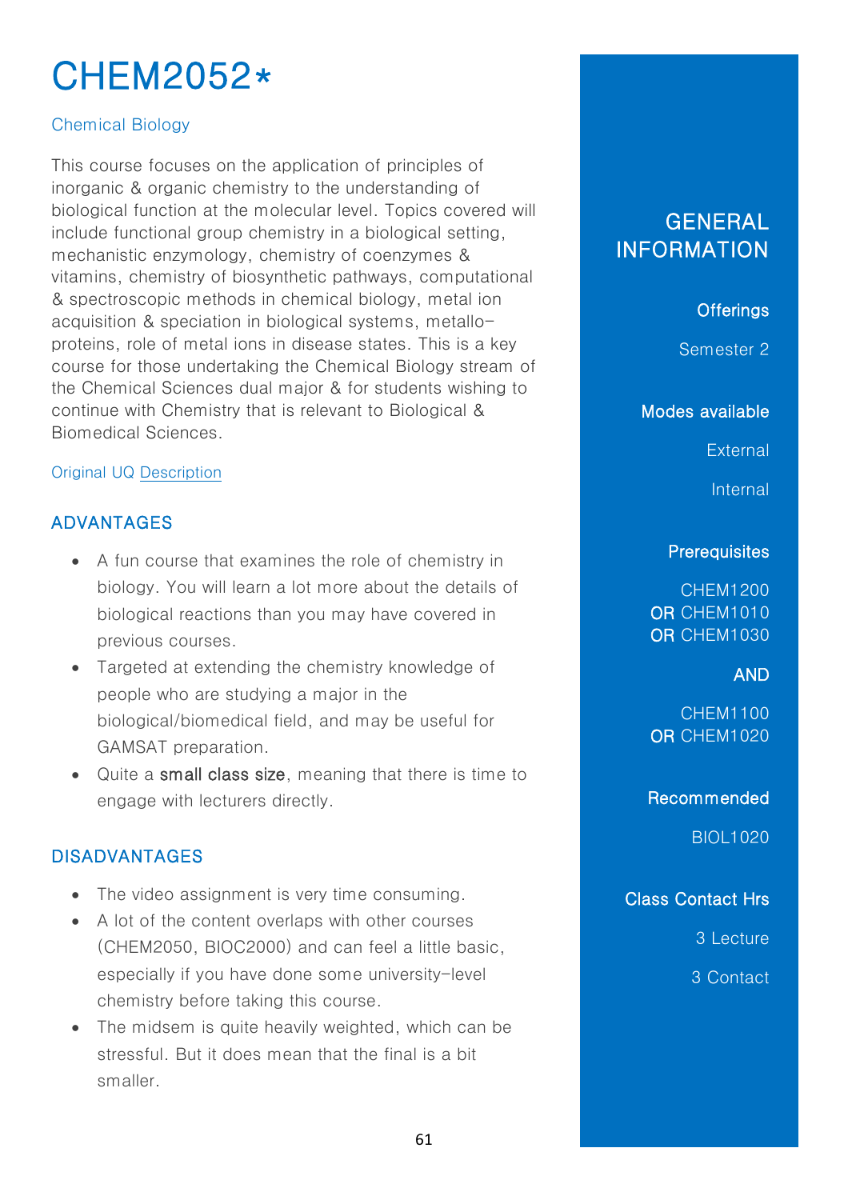# CHEM2052*

Chemical Biology

This course focuses on the application of principles of inorganic & organic chemistry to the understanding of biological function at the molecular level. Topics covered will include functional group chemistry in a biological setting, mechanistic enzymology, chemistry of coenzymes & vitamins, chemistry of biosynthetic pathways, computational & spectroscopic methods in chemical biology, metal ion acquisition & speciation in biological systems, metallo-proteins, role of metal ions in disease states. This is a key course for those undertaking the Chemical Biology stream of the Chemical Sciences dual major & for students wishing to continue with Chemistry that is relevant to Biological & Biomedical Sciences.

Original UQ Description

## ADVANTAGES

- A fun course that examines the role of chemistry in biology. You will learn a lot more about the details of biological reactions than you may have covered in previous courses.
- Targeted at extending the chemistry knowledge of people who are studying a major in the biological/biomedical field, and may be useful for GAMSAT preparation.
- Quite a **small class size**, meaning that there is time to engage with lecturers directly.

## DISADVANTAGES

- The video assignment is very time consuming.
- A lot of the content overlaps with other courses (CHEM2050, BIOC2000) and can feel a little basic, especially if you have done some university-level chemistry before taking this course.
- The midsem is quite heavily weighted, which can be stressful. But it does mean that the final is a bit smaller.

## GENERAL INFORMATION

### Offerings

Semester 2

### Modes available

External

Internal

### Prerequisites

CHEM1200
**OR** CHEM1010
**OR** CHEM1030

**AND**

CHEM1100
**OR** CHEM1020

### Recommended

BIOL1020

### Class Contact Hrs

3 Lecture

3 Contact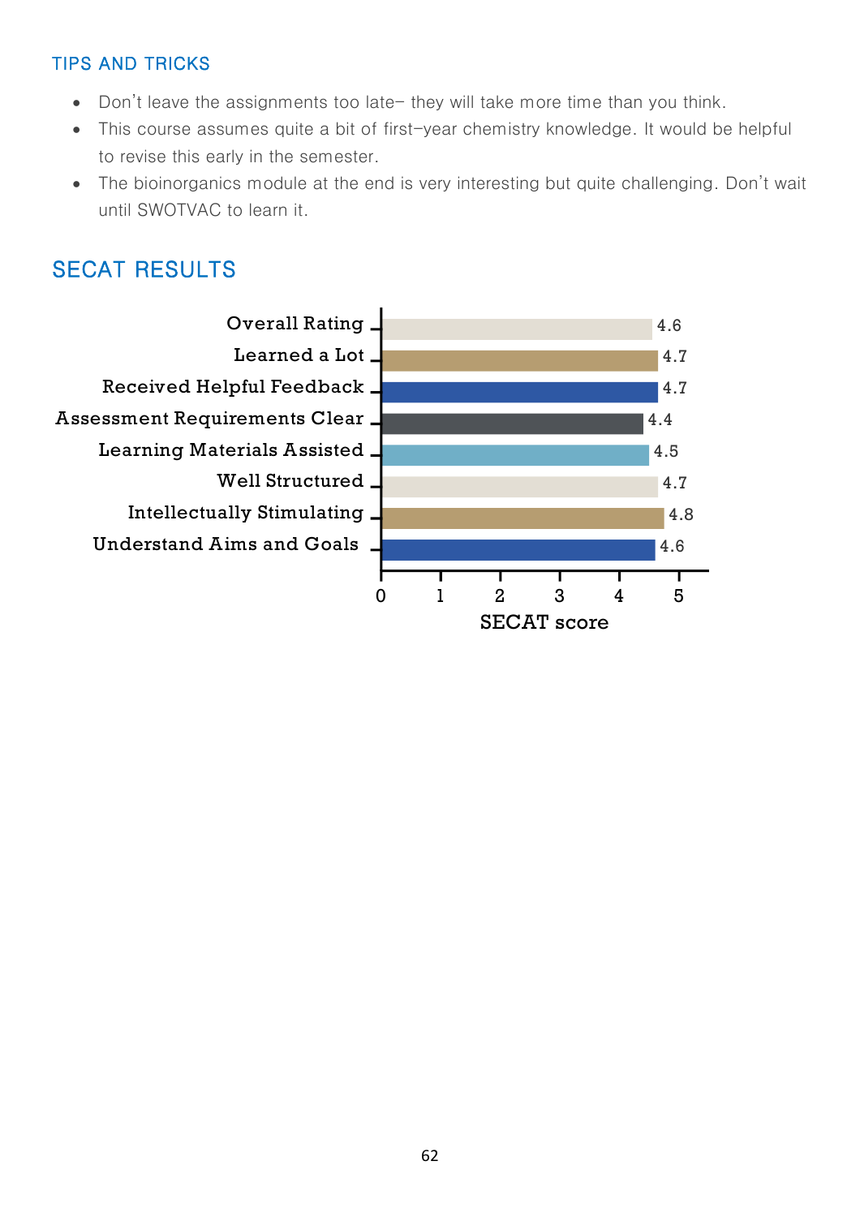### TIPS AND TRICKS

- Don't leave the assignments too late– they will take more time than you think.
- This course assumes quite a bit of first-year chemistry knowledge. It would be helpful to revise this early in the semester.
- The bioinorganics module at the end is very interesting but quite challenging. Don't wait until SWOTVAC to learn it.

## SECAT RESULTS

| Category | SECAT score |
|---|---|
| Overall Rating | 4.6 |
| Learned a Lot | 4.7 |
| Received Helpful Feedback | 4.7 |
| Assessment Requirements Clear | 4.4 |
| Learning Materials Assisted | 4.5 |
| Well Structured | 4.7 |
| Intellectually Stimulating | 4.8 |
| Understand Aims and Goals | 4.6 |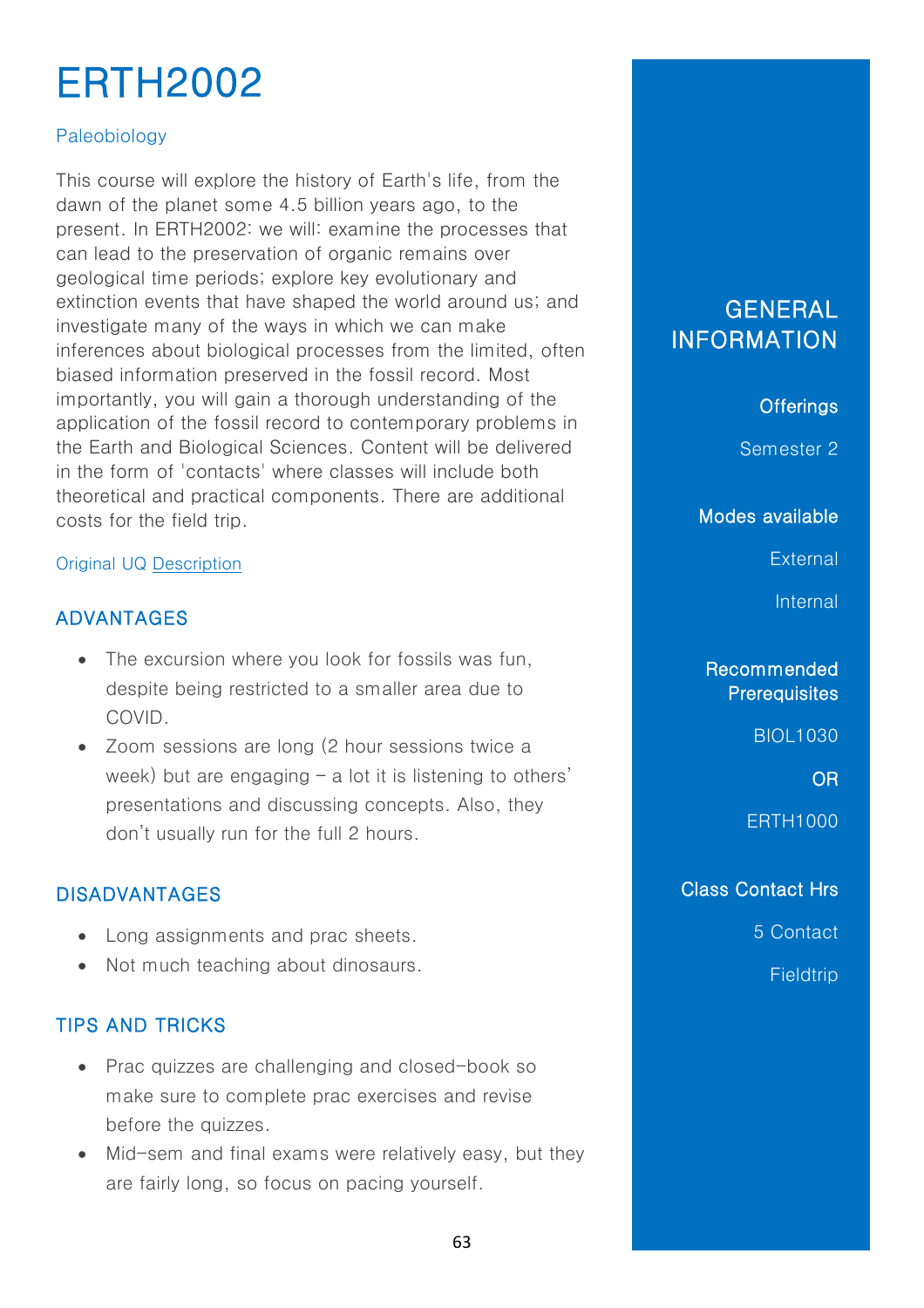# ERTH2002

Paleobiology

This course will explore the history of Earth's life, from the dawn of the planet some 4.5 billion years ago, to the present. In ERTH2002: we will: examine the processes that can lead to the preservation of organic remains over geological time periods; explore key evolutionary and extinction events that have shaped the world around us; and investigate many of the ways in which we can make inferences about biological processes from the limited, often biased information preserved in the fossil record. Most importantly, you will gain a thorough understanding of the application of the fossil record to contemporary problems in the Earth and Biological Sciences. Content will be delivered in the form of 'contacts' where classes will include both theoretical and practical components. There are additional costs for the field trip.

Original UQ Description

## ADVANTAGES

- The excursion where you look for fossils was fun, despite being restricted to a smaller area due to COVID.
- Zoom sessions are long (2 hour sessions twice a week) but are engaging – a lot it is listening to others' presentations and discussing concepts. Also, they don't usually run for the full 2 hours.

## DISADVANTAGES

- Long assignments and prac sheets.
- Not much teaching about dinosaurs.

## TIPS AND TRICKS

- Prac quizzes are challenging and closed-book so make sure to complete prac exercises and revise before the quizzes.
- Mid-sem and final exams were relatively easy, but they are fairly long, so focus on pacing yourself.

## GENERAL INFORMATION

**Offerings**

Semester 2

**Modes available**

External

Internal

**Recommended Prerequisites**

BIOL1030

**OR**

ERTH1000

**Class Contact Hrs**

5 Contact

Fieldtrip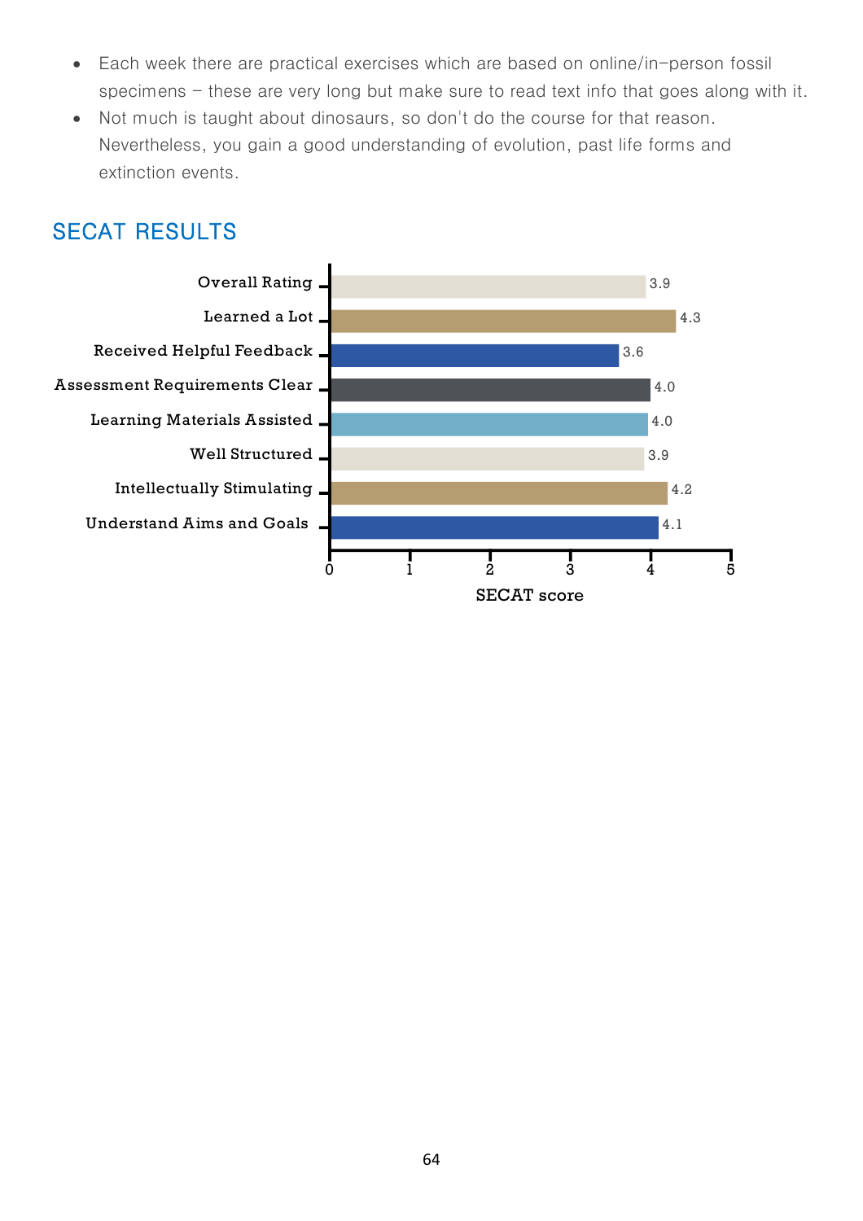- Each week there are practical exercises which are based on online/in-person fossil specimens – these are very long but make sure to read text info that goes along with it.
- Not much is taught about dinosaurs, so don't do the course for that reason. Nevertheless, you gain a good understanding of evolution, past life forms and extinction events.

## SECAT RESULTS

| Category | SECAT score |
|---|---|
| Overall Rating | 3.9 |
| Learned a Lot | 4.3 |
| Received Helpful Feedback | 3.6 |
| Assessment Requirements Clear | 4.0 |
| Learning Materials Assisted | 4.0 |
| Well Structured | 3.9 |
| Intellectually Stimulating | 4.2 |
| Understand Aims and Goals | 4.1 |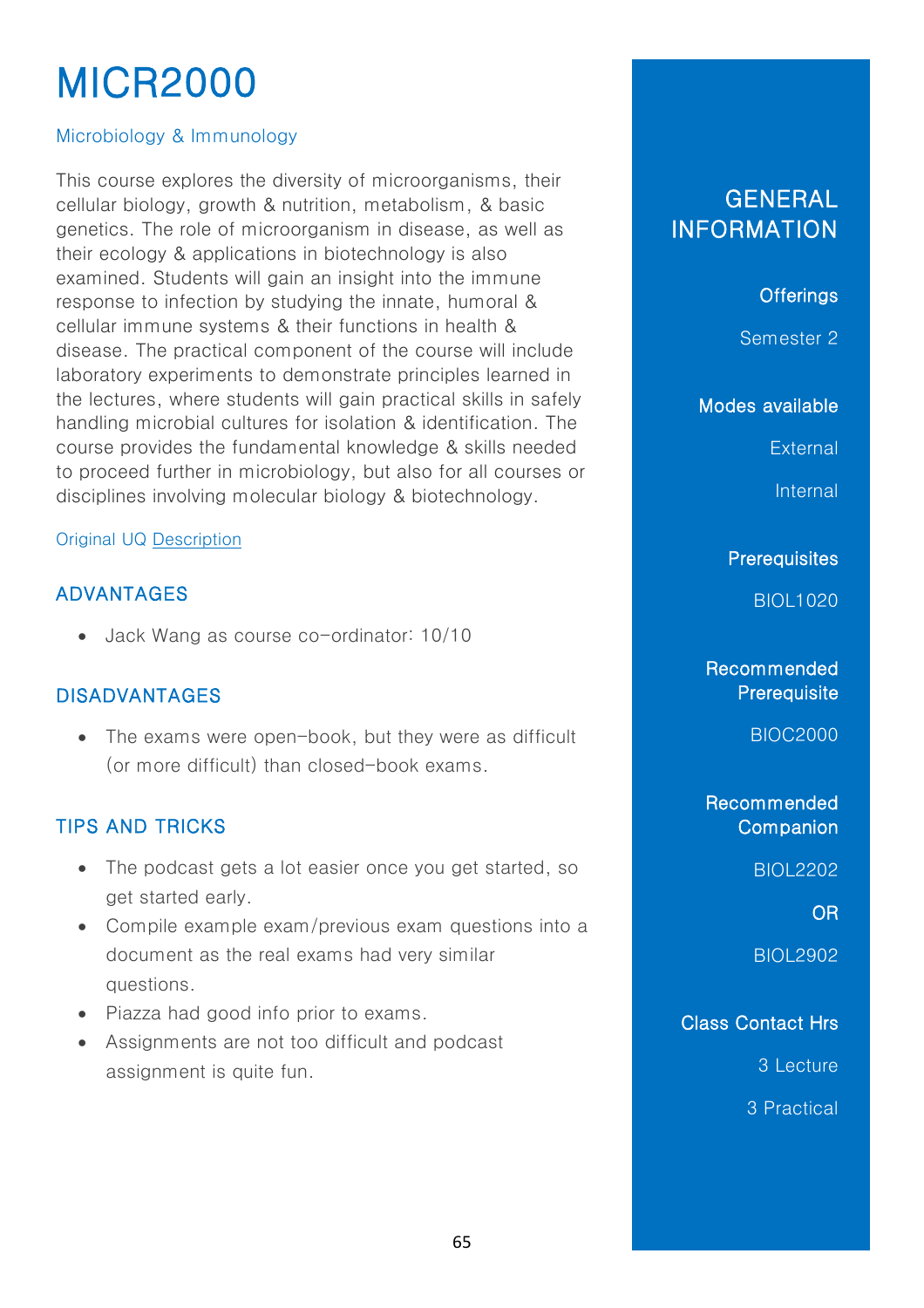# MICR2000

Microbiology & Immunology

This course explores the diversity of microorganisms, their cellular biology, growth & nutrition, metabolism, & basic genetics. The role of microorganism in disease, as well as their ecology & applications in biotechnology is also examined. Students will gain an insight into the immune response to infection by studying the innate, humoral & cellular immune systems & their functions in health & disease. The practical component of the course will include laboratory experiments to demonstrate principles learned in the lectures, where students will gain practical skills in safely handling microbial cultures for isolation & identification. The course provides the fundamental knowledge & skills needed to proceed further in microbiology, but also for all courses or disciplines involving molecular biology & biotechnology.

Original UQ Description

## ADVANTAGES

- Jack Wang as course co-ordinator: 10/10

## DISADVANTAGES

- The exams were open-book, but they were as difficult (or more difficult) than closed-book exams.

## TIPS AND TRICKS

- The podcast gets a lot easier once you get started, so get started early.
- Compile example exam/previous exam questions into a document as the real exams had very similar questions.
- Piazza had good info prior to exams.
- Assignments are not too difficult and podcast assignment is quite fun.

## GENERAL INFORMATION

**Offerings**

Semester 2

**Modes available**

External

Internal

**Prerequisites**

BIOL1020

**Recommended Prerequisite**

BIOC2000

**Recommended Companion**

BIOL2202

**OR**

BIOL2902

**Class Contact Hrs**

3 Lecture

3 Practical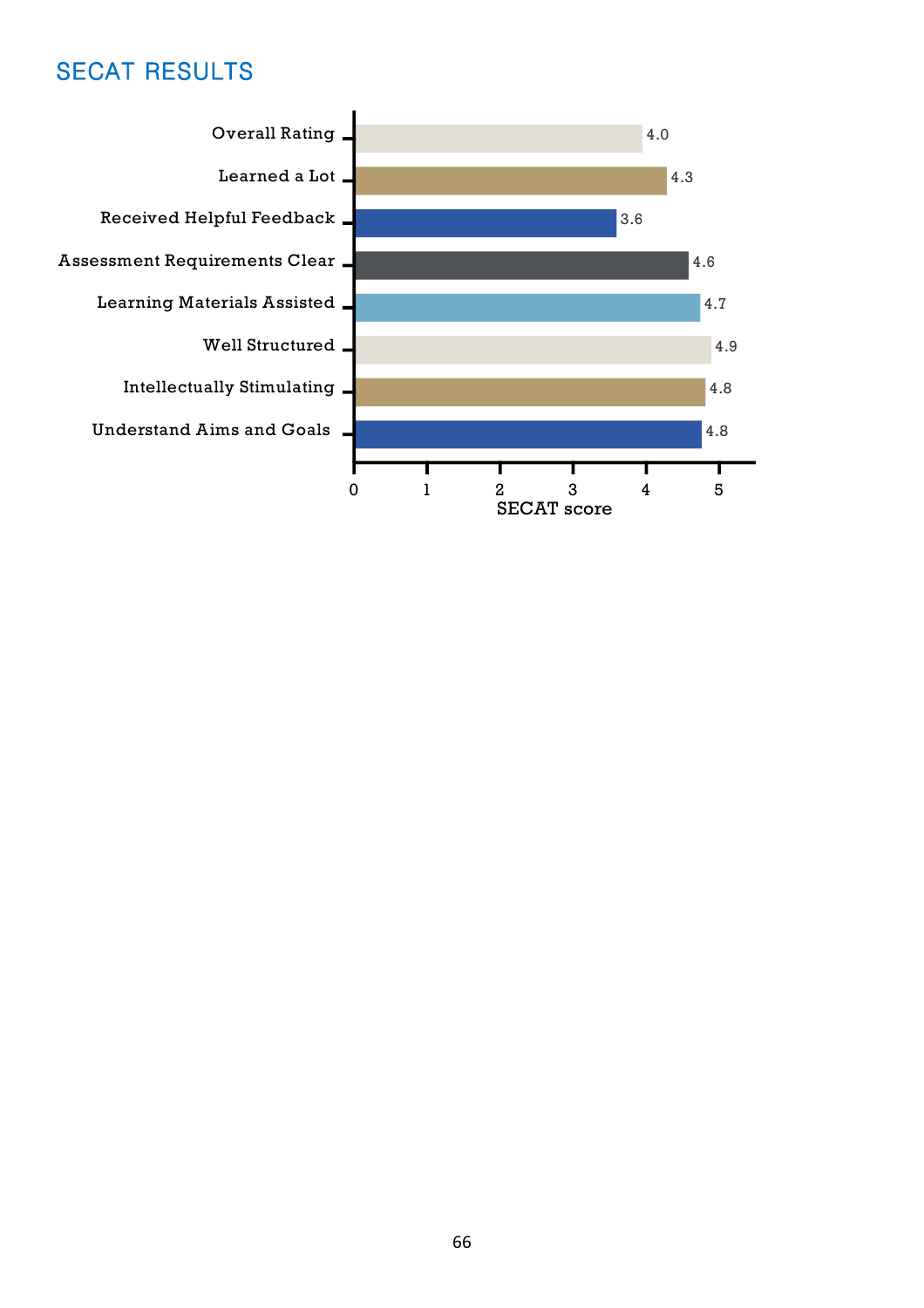## SECAT RESULTS

| Category | SECAT score |
|---|---|
| Overall Rating | 4.0 |
| Learned a Lot | 4.3 |
| Received Helpful Feedback | 3.6 |
| Assessment Requirements Clear | 4.6 |
| Learning Materials Assisted | 4.7 |
| Well Structured | 4.9 |
| Intellectually Stimulating | 4.8 |
| Understand Aims and Goals | 4.8 |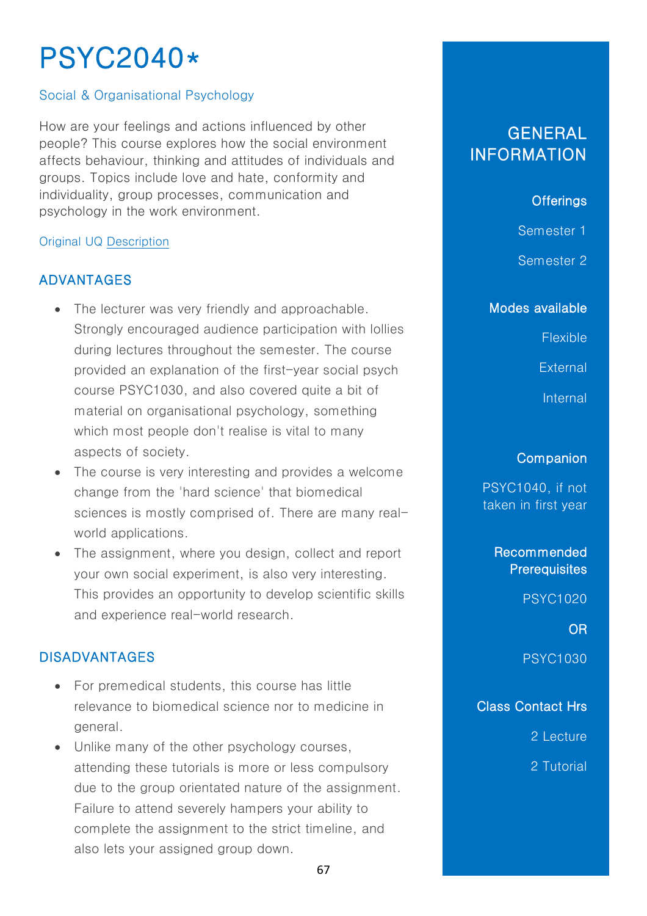# PSYC2040*

Social & Organisational Psychology

How are your feelings and actions influenced by other people? This course explores how the social environment affects behaviour, thinking and attitudes of individuals and groups. Topics include love and hate, conformity and individuality, group processes, communication and psychology in the work environment.

Original UQ Description

## ADVANTAGES

- The lecturer was very friendly and approachable. Strongly encouraged audience participation with lollies during lectures throughout the semester. The course provided an explanation of the first-year social psych course PSYC1030, and also covered quite a bit of material on organisational psychology, something which most people don't realise is vital to many aspects of society.
- The course is very interesting and provides a welcome change from the 'hard science' that biomedical sciences is mostly comprised of. There are many real-world applications.
- The assignment, where you design, collect and report your own social experiment, is also very interesting. This provides an opportunity to develop scientific skills and experience real-world research.

## DISADVANTAGES

- For premedical students, this course has little relevance to biomedical science nor to medicine in general.
- Unlike many of the other psychology courses, attending these tutorials is more or less compulsory due to the group orientated nature of the assignment. Failure to attend severely hampers your ability to complete the assignment to the strict timeline, and also lets your assigned group down.

## GENERAL INFORMATION

**Offerings**

Semester 1

Semester 2

**Modes available**

Flexible

External

Internal

**Companion**

PSYC1040, if not taken in first year

**Recommended Prerequisites**

PSYC1020

OR

PSYC1030

**Class Contact Hrs**

2 Lecture

2 Tutorial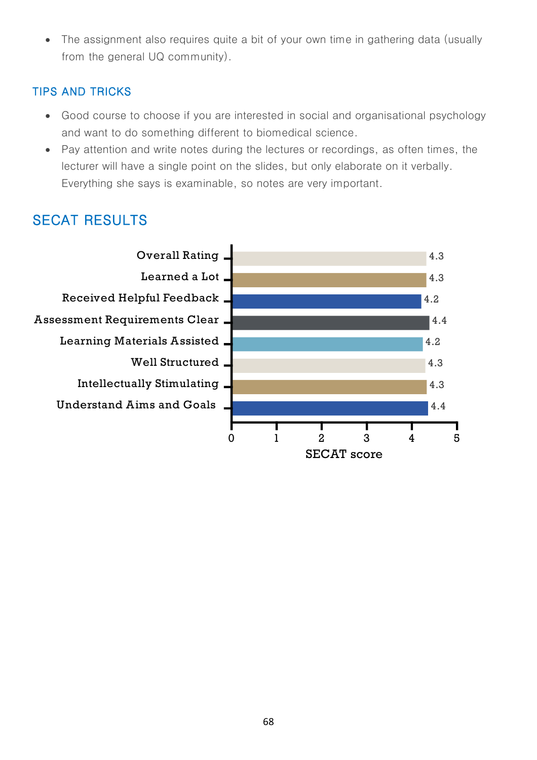- The assignment also requires quite a bit of your own time in gathering data (usually from the general UQ community).

### TIPS AND TRICKS

- Good course to choose if you are interested in social and organisational psychology and want to do something different to biomedical science.
- Pay attention and write notes during the lectures or recordings, as often times, the lecturer will have a single point on the slides, but only elaborate on it verbally. Everything she says is examinable, so notes are very important.

## SECAT RESULTS

| Item | SECAT score |
|---|---|
| Overall Rating | 4.3 |
| Learned a Lot | 4.3 |
| Received Helpful Feedback | 4.2 |
| Assessment Requirements Clear | 4.4 |
| Learning Materials Assisted | 4.2 |
| Well Structured | 4.3 |
| Intellectually Stimulating | 4.3 |
| Understand Aims and Goals | 4.4 |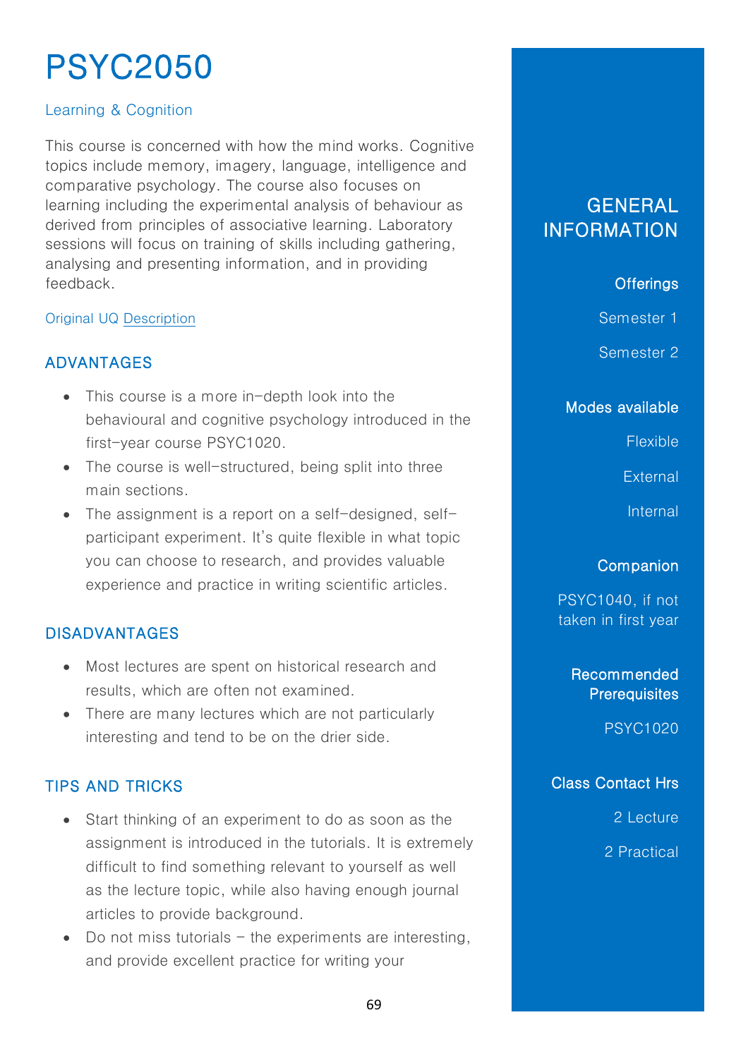# PSYC2050

Learning & Cognition

This course is concerned with how the mind works. Cognitive topics include memory, imagery, language, intelligence and comparative psychology. The course also focuses on learning including the experimental analysis of behaviour as derived from principles of associative learning. Laboratory sessions will focus on training of skills including gathering, analysing and presenting information, and in providing feedback.

Original UQ Description

## ADVANTAGES

- This course is a more in-depth look into the behavioural and cognitive psychology introduced in the first-year course PSYC1020.
- The course is well-structured, being split into three main sections.
- The assignment is a report on a self-designed, self-participant experiment. It's quite flexible in what topic you can choose to research, and provides valuable experience and practice in writing scientific articles.

## DISADVANTAGES

- Most lectures are spent on historical research and results, which are often not examined.
- There are many lectures which are not particularly interesting and tend to be on the drier side.

## TIPS AND TRICKS

- Start thinking of an experiment to do as soon as the assignment is introduced in the tutorials. It is extremely difficult to find something relevant to yourself as well as the lecture topic, while also having enough journal articles to provide background.
- Do not miss tutorials – the experiments are interesting, and provide excellent practice for writing your

## GENERAL INFORMATION

**Offerings**

Semester 1

Semester 2

**Modes available**

Flexible

External

Internal

**Companion**

PSYC1040, if not taken in first year

**Recommended Prerequisites**

PSYC1020

**Class Contact Hrs**

2 Lecture

2 Practical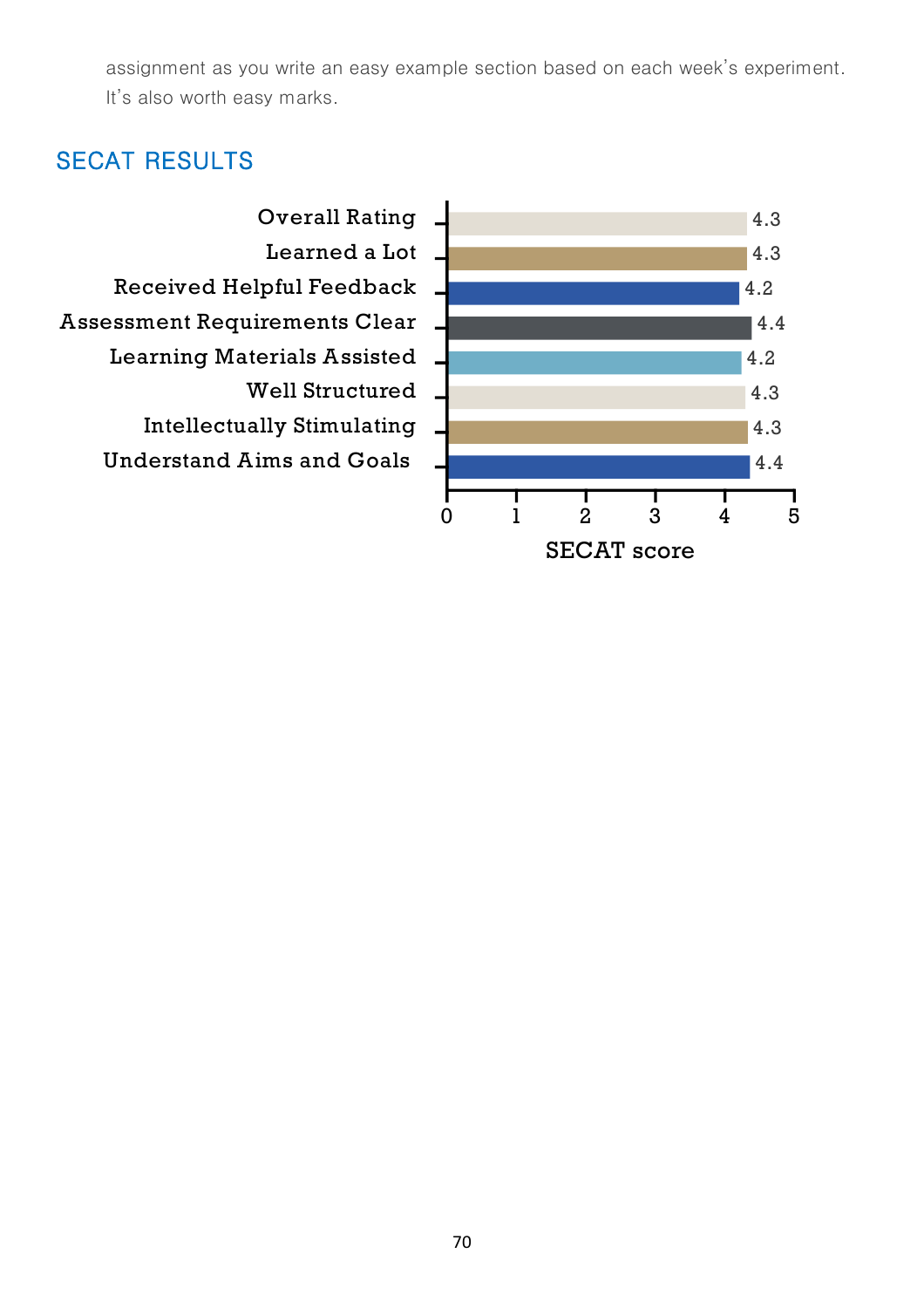assignment as you write an easy example section based on each week's experiment. It's also worth easy marks.

## SECAT RESULTS

| Item | SECAT score |
|---|---|
| Overall Rating | 4.3 |
| Learned a Lot | 4.3 |
| Received Helpful Feedback | 4.2 |
| Assessment Requirements Clear | 4.4 |
| Learning Materials Assisted | 4.2 |
| Well Structured | 4.3 |
| Intellectually Stimulating | 4.3 |
| Understand Aims and Goals | 4.4 |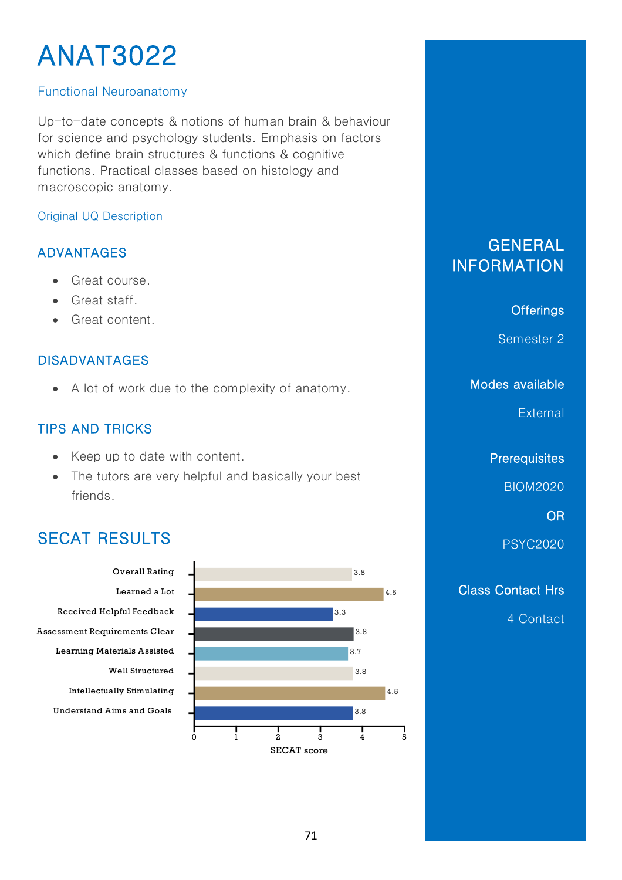# ANAT3022

Functional Neuroanatomy

Up-to-date concepts & notions of human brain & behaviour for science and psychology students. Emphasis on factors which define brain structures & functions & cognitive functions. Practical classes based on histology and macroscopic anatomy.

Original UQ Description

## ADVANTAGES

- Great course.
- Great staff.
- Great content.

## DISADVANTAGES

- A lot of work due to the complexity of anatomy.

## TIPS AND TRICKS

- Keep up to date with content.
- The tutors are very helpful and basically your best friends.

## SECAT RESULTS

| Category | SECAT score |
|---|---|
| Overall Rating | 3.8 |
| Learned a Lot | 4.5 |
| Received Helpful Feedback | 3.3 |
| Assessment Requirements Clear | 3.8 |
| Learning Materials Assisted | 3.7 |
| Well Structured | 3.8 |
| Intellectually Stimulating | 4.5 |
| Understand Aims and Goals | 3.8 |

## GENERAL INFORMATION

**Offerings**

Semester 2

**Modes available**

External

**Prerequisites**

BIOM2020

OR

PSYC2020

**Class Contact Hrs**

4 Contact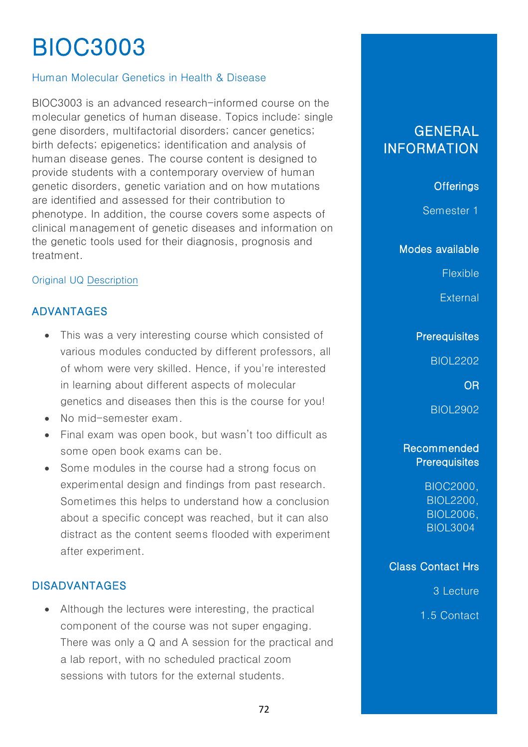# BIOC3003

Human Molecular Genetics in Health & Disease

BIOC3003 is an advanced research-informed course on the molecular genetics of human disease. Topics include: single gene disorders, multifactorial disorders; cancer genetics; birth defects; epigenetics; identification and analysis of human disease genes. The course content is designed to provide students with a contemporary overview of human genetic disorders, genetic variation and on how mutations are identified and assessed for their contribution to phenotype. In addition, the course covers some aspects of clinical management of genetic diseases and information on the genetic tools used for their diagnosis, prognosis and treatment.

Original UQ Description

## ADVANTAGES

- This was a very interesting course which consisted of various modules conducted by different professors, all of whom were very skilled. Hence, if you're interested in learning about different aspects of molecular genetics and diseases then this is the course for you!
- No mid-semester exam.
- Final exam was open book, but wasn't too difficult as some open book exams can be.
- Some modules in the course had a strong focus on experimental design and findings from past research. Sometimes this helps to understand how a conclusion about a specific concept was reached, but it can also distract as the content seems flooded with experiment after experiment.

## DISADVANTAGES

- Although the lectures were interesting, the practical component of the course was not super engaging. There was only a Q and A session for the practical and a lab report, with no scheduled practical zoom sessions with tutors for the external students.

## GENERAL INFORMATION

**Offerings**

Semester 1

**Modes available**

Flexible

External

**Prerequisites**

BIOL2202

OR

BIOL2902

**Recommended Prerequisites**

BIOC2000, BIOL2200, BIOL2006, BIOL3004

**Class Contact Hrs**

3 Lecture

1.5 Contact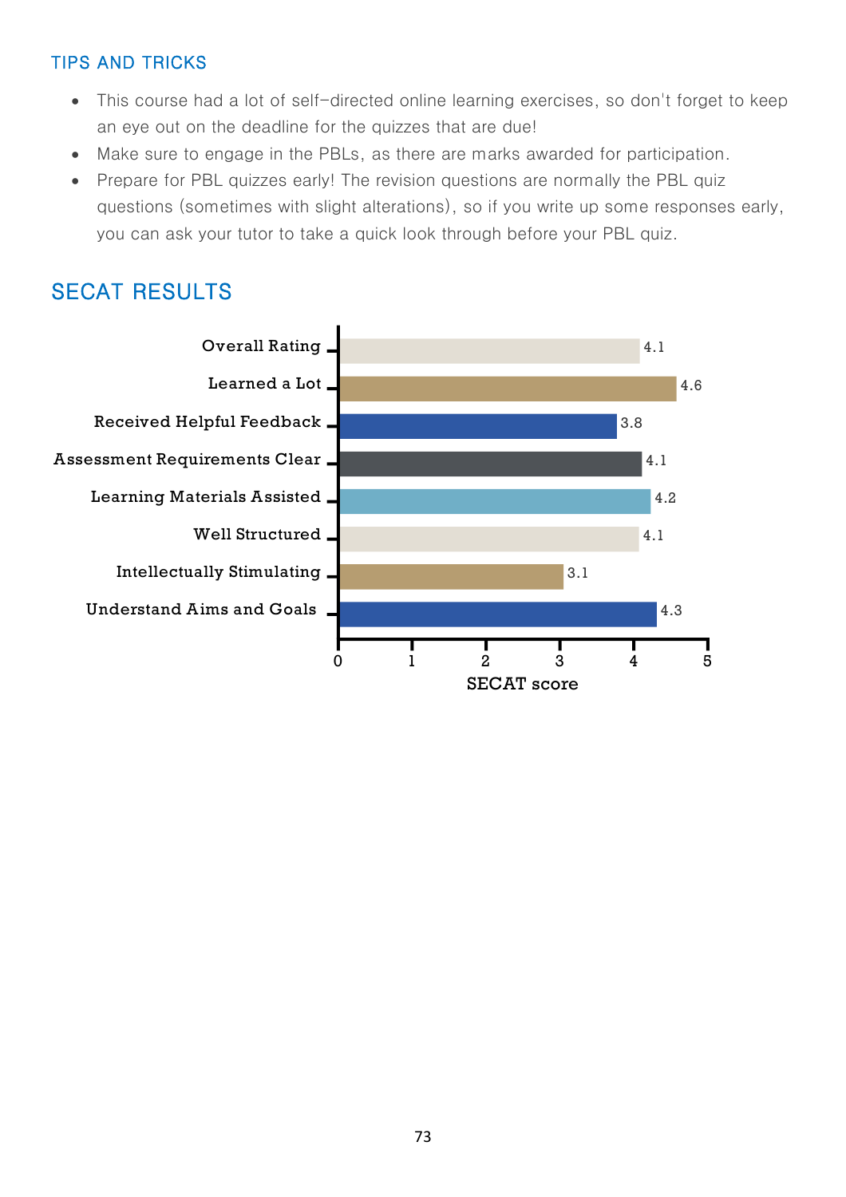## TIPS AND TRICKS

- This course had a lot of self-directed online learning exercises, so don't forget to keep an eye out on the deadline for the quizzes that are due!
- Make sure to engage in the PBLs, as there are marks awarded for participation.
- Prepare for PBL quizzes early! The revision questions are normally the PBL quiz questions (sometimes with slight alterations), so if you write up some responses early, you can ask your tutor to take a quick look through before your PBL quiz.

## SECAT RESULTS

| Item | SECAT score |
|---|---|
| Overall Rating | 4.1 |
| Learned a Lot | 4.6 |
| Received Helpful Feedback | 3.8 |
| Assessment Requirements Clear | 4.1 |
| Learning Materials Assisted | 4.2 |
| Well Structured | 4.1 |
| Intellectually Stimulating | 3.1 |
| Understand Aims and Goals | 4.3 |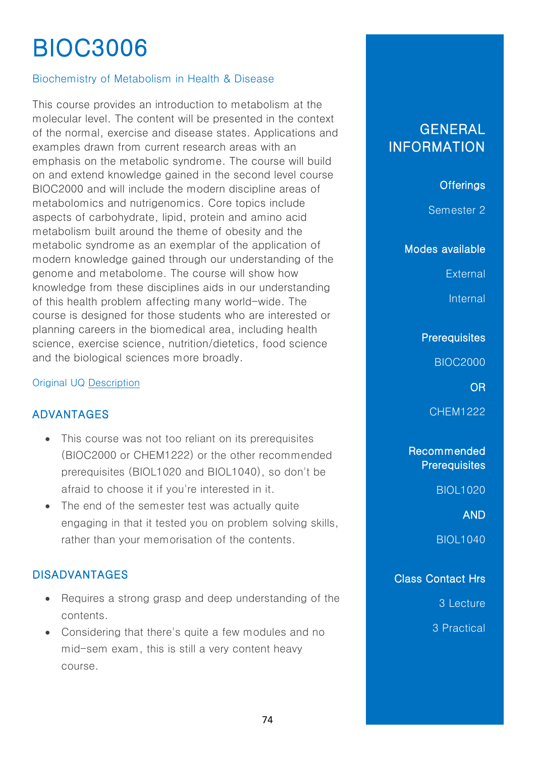# BIOC3006

Biochemistry of Metabolism in Health & Disease

This course provides an introduction to metabolism at the molecular level. The content will be presented in the context of the normal, exercise and disease states. Applications and examples drawn from current research areas with an emphasis on the metabolic syndrome. The course will build on and extend knowledge gained in the second level course BIOC2000 and will include the modern discipline areas of metabolomics and nutrigenomics. Core topics include aspects of carbohydrate, lipid, protein and amino acid metabolism built around the theme of obesity and the metabolic syndrome as an exemplar of the application of modern knowledge gained through our understanding of the genome and metabolome. The course will show how knowledge from these disciplines aids in our understanding of this health problem affecting many world-wide. The course is designed for those students who are interested or planning careers in the biomedical area, including health science, exercise science, nutrition/dietetics, food science and the biological sciences more broadly.

Original UQ Description

## ADVANTAGES

- This course was not too reliant on its prerequisites (BIOC2000 or CHEM1222) or the other recommended prerequisites (BIOL1020 and BIOL1040), so don't be afraid to choose it if you're interested in it.
- The end of the semester test was actually quite engaging in that it tested you on problem solving skills, rather than your memorisation of the contents.

## DISADVANTAGES

- Requires a strong grasp and deep understanding of the contents.
- Considering that there's quite a few modules and no mid-sem exam, this is still a very content heavy course.

## GENERAL INFORMATION

**Offerings**

Semester 2

**Modes available**

External

Internal

**Prerequisites**

BIOC2000

OR

CHEM1222

**Recommended Prerequisites**

BIOL1020

AND

BIOL1040

**Class Contact Hrs**

3 Lecture

3 Practical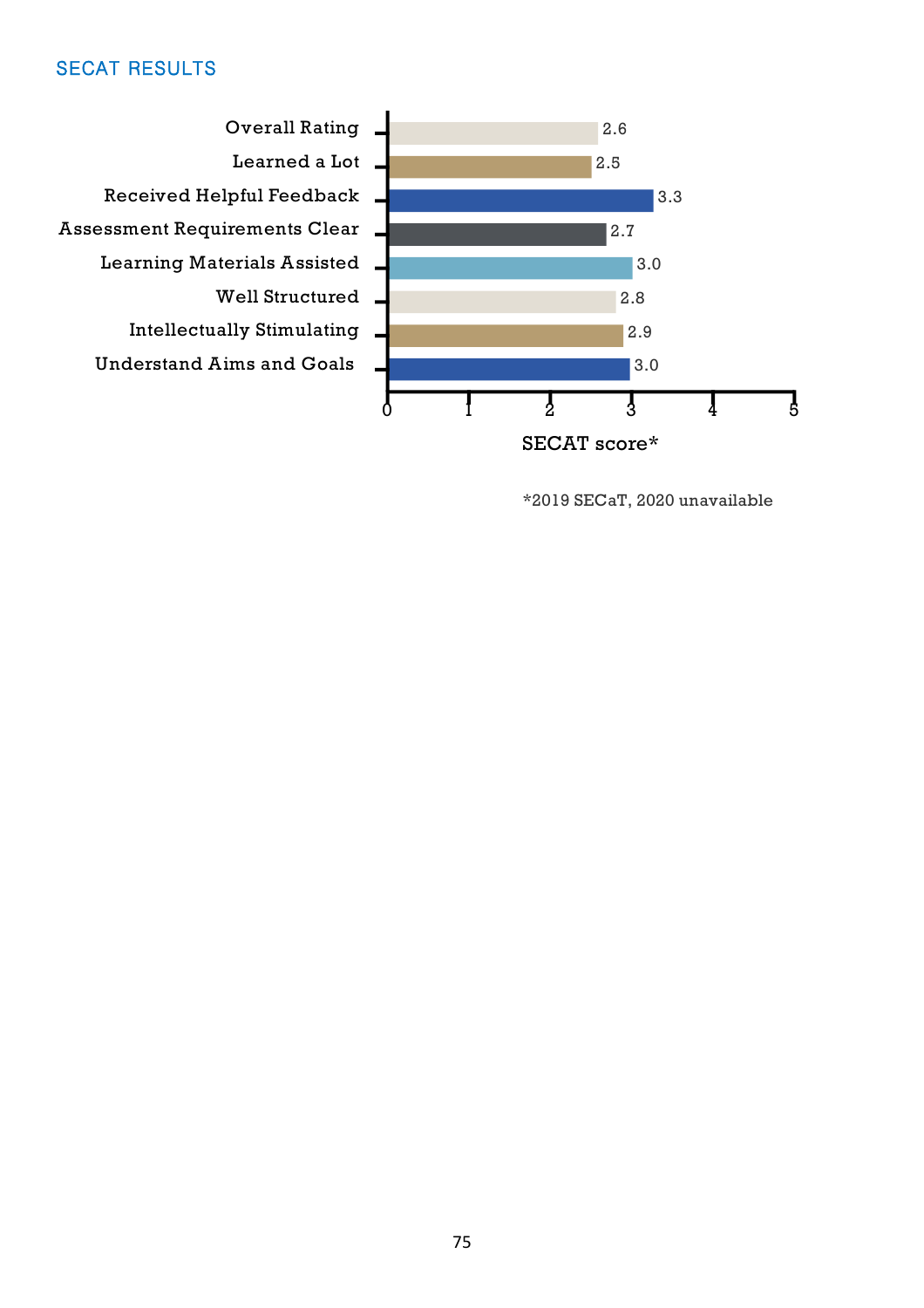## SECAT RESULTS

| Item | SECAT score* |
|---|---|
| Overall Rating | 2.6 |
| Learned a Lot | 2.5 |
| Received Helpful Feedback | 3.3 |
| Assessment Requirements Clear | 2.7 |
| Learning Materials Assisted | 3.0 |
| Well Structured | 2.8 |
| Intellectually Stimulating | 2.9 |
| Understand Aims and Goals | 3.0 |

*2019 SECaT, 2020 unavailable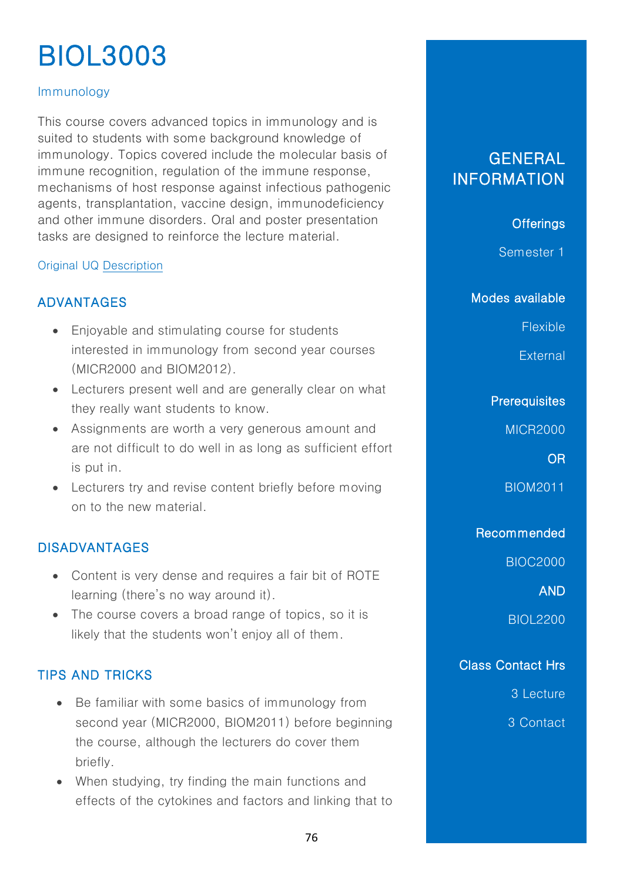# BIOL3003

Immunology

This course covers advanced topics in immunology and is suited to students with some background knowledge of immunology. Topics covered include the molecular basis of immune recognition, regulation of the immune response, mechanisms of host response against infectious pathogenic agents, transplantation, vaccine design, immunodeficiency and other immune disorders. Oral and poster presentation tasks are designed to reinforce the lecture material.

Original UQ Description

## ADVANTAGES

- Enjoyable and stimulating course for students interested in immunology from second year courses (MICR2000 and BIOM2012).
- Lecturers present well and are generally clear on what they really want students to know.
- Assignments are worth a very generous amount and are not difficult to do well in as long as sufficient effort is put in.
- Lecturers try and revise content briefly before moving on to the new material.

## DISADVANTAGES

- Content is very dense and requires a fair bit of ROTE learning (there's no way around it).
- The course covers a broad range of topics, so it is likely that the students won't enjoy all of them.

## TIPS AND TRICKS

- Be familiar with some basics of immunology from second year (MICR2000, BIOM2011) before beginning the course, although the lecturers do cover them briefly.
- When studying, try finding the main functions and effects of the cytokines and factors and linking that to

## GENERAL INFORMATION

**Offerings**

Semester 1

**Modes available**

Flexible

External

**Prerequisites**

MICR2000

OR

BIOM2011

**Recommended**

BIOC2000

AND

BIOL2200

**Class Contact Hrs**

3 Lecture

3 Contact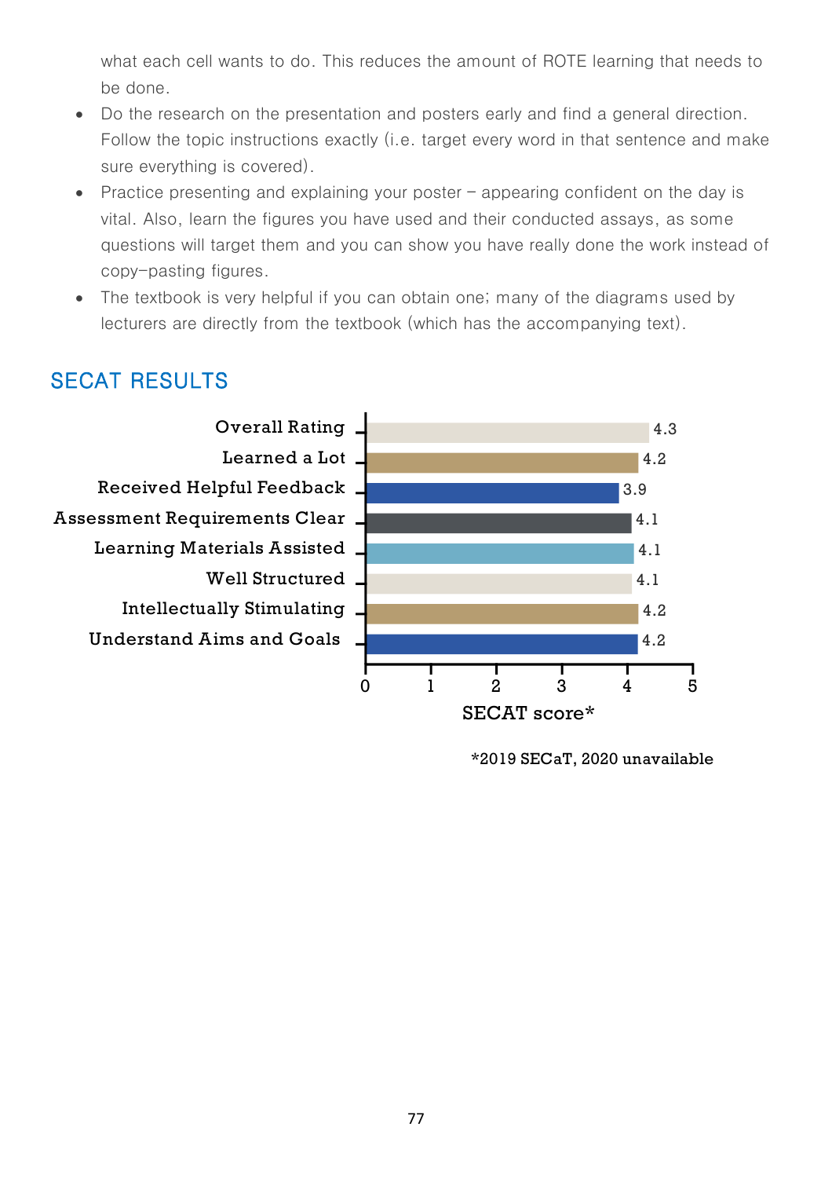what each cell wants to do. This reduces the amount of ROTE learning that needs to be done.

- Do the research on the presentation and posters early and find a general direction. Follow the topic instructions exactly (i.e. target every word in that sentence and make sure everything is covered).
- Practice presenting and explaining your poster – appearing confident on the day is vital. Also, learn the figures you have used and their conducted assays, as some questions will target them and you can show you have really done the work instead of copy-pasting figures.
- The textbook is very helpful if you can obtain one; many of the diagrams used by lecturers are directly from the textbook (which has the accompanying text).

## SECAT RESULTS

| Category | SECAT score* |
|---|---|
| Overall Rating | 4.3 |
| Learned a Lot | 4.2 |
| Received Helpful Feedback | 3.9 |
| Assessment Requirements Clear | 4.1 |
| Learning Materials Assisted | 4.1 |
| Well Structured | 4.1 |
| Intellectually Stimulating | 4.2 |
| Understand Aims and Goals | 4.2 |

*2019 SECaT, 2020 unavailable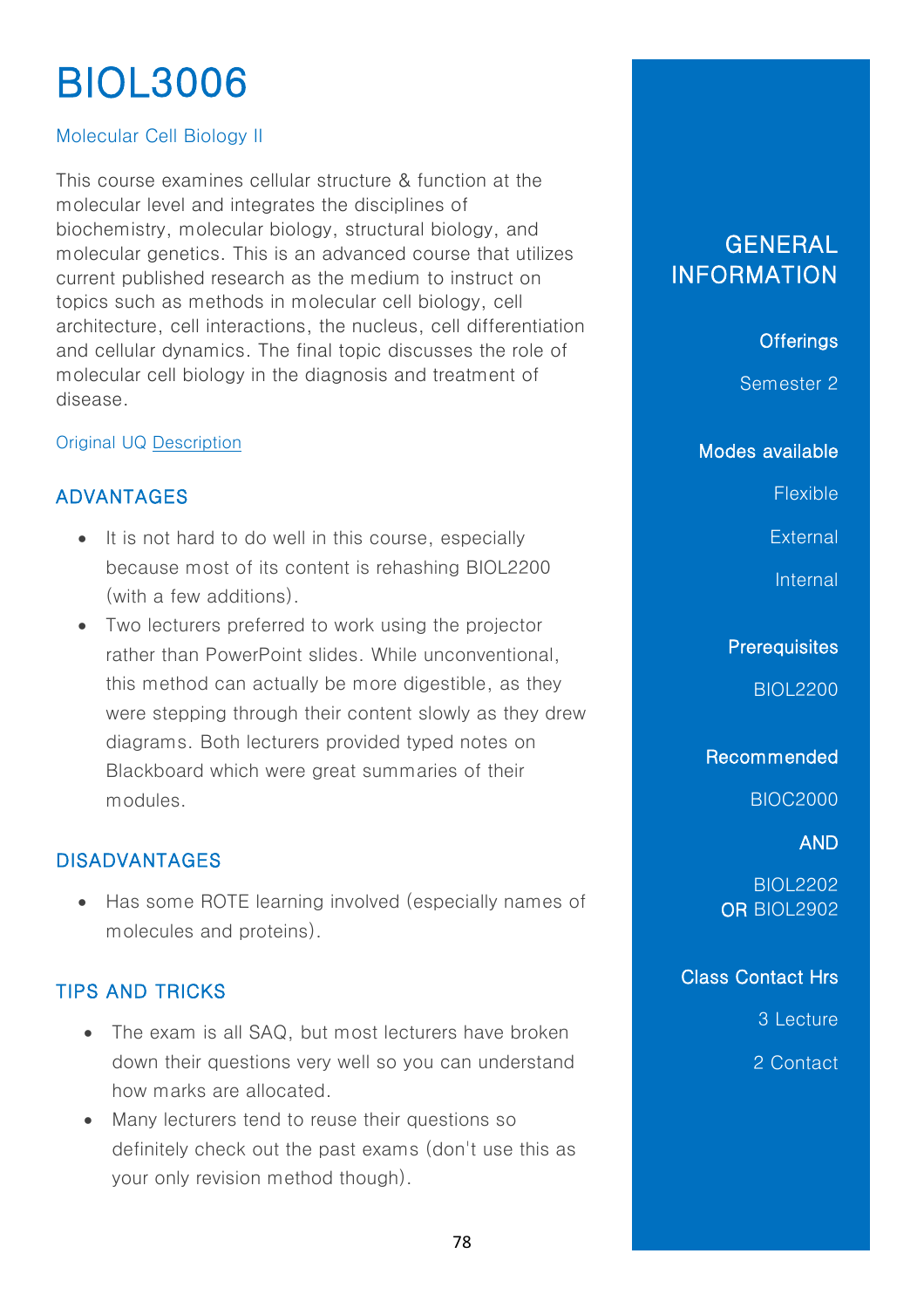# BIOL3006

Molecular Cell Biology II

This course examines cellular structure & function at the molecular level and integrates the disciplines of biochemistry, molecular biology, structural biology, and molecular genetics. This is an advanced course that utilizes current published research as the medium to instruct on topics such as methods in molecular cell biology, cell architecture, cell interactions, the nucleus, cell differentiation and cellular dynamics. The final topic discusses the role of molecular cell biology in the diagnosis and treatment of disease.

Original UQ Description

## ADVANTAGES

- It is not hard to do well in this course, especially because most of its content is rehashing BIOL2200 (with a few additions).
- Two lecturers preferred to work using the projector rather than PowerPoint slides. While unconventional, this method can actually be more digestible, as they were stepping through their content slowly as they drew diagrams. Both lecturers provided typed notes on Blackboard which were great summaries of their modules.

## DISADVANTAGES

- Has some ROTE learning involved (especially names of molecules and proteins).

## TIPS AND TRICKS

- The exam is all SAQ, but most lecturers have broken down their questions very well so you can understand how marks are allocated.
- Many lecturers tend to reuse their questions so definitely check out the past exams (don't use this as your only revision method though).

## GENERAL INFORMATION

**Offerings**

Semester 2

**Modes available**

Flexible

External

Internal

**Prerequisites**

BIOL2200

**Recommended**

BIOC2000

**AND**

BIOL2202
**OR** BIOL2902

**Class Contact Hrs**

3 Lecture

2 Contact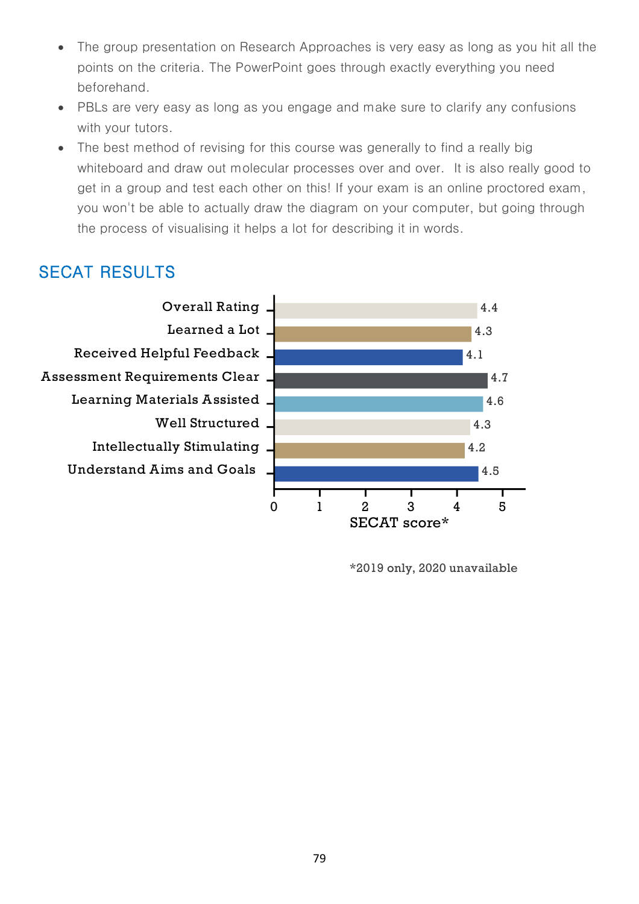- The group presentation on Research Approaches is very easy as long as you hit all the points on the criteria. The PowerPoint goes through exactly everything you need beforehand.
- PBLs are very easy as long as you engage and make sure to clarify any confusions with your tutors.
- The best method of revising for this course was generally to find a really big whiteboard and draw out molecular processes over and over. It is also really good to get in a group and test each other on this! If your exam is an online proctored exam, you won't be able to actually draw the diagram on your computer, but going through the process of visualising it helps a lot for describing it in words.

## SECAT RESULTS

| Item | SECAT score* |
|---|---|
| Overall Rating | 4.4 |
| Learned a Lot | 4.3 |
| Received Helpful Feedback | 4.1 |
| Assessment Requirements Clear | 4.7 |
| Learning Materials Assisted | 4.6 |
| Well Structured | 4.3 |
| Intellectually Stimulating | 4.2 |
| Understand Aims and Goals | 4.5 |

*2019 only, 2020 unavailable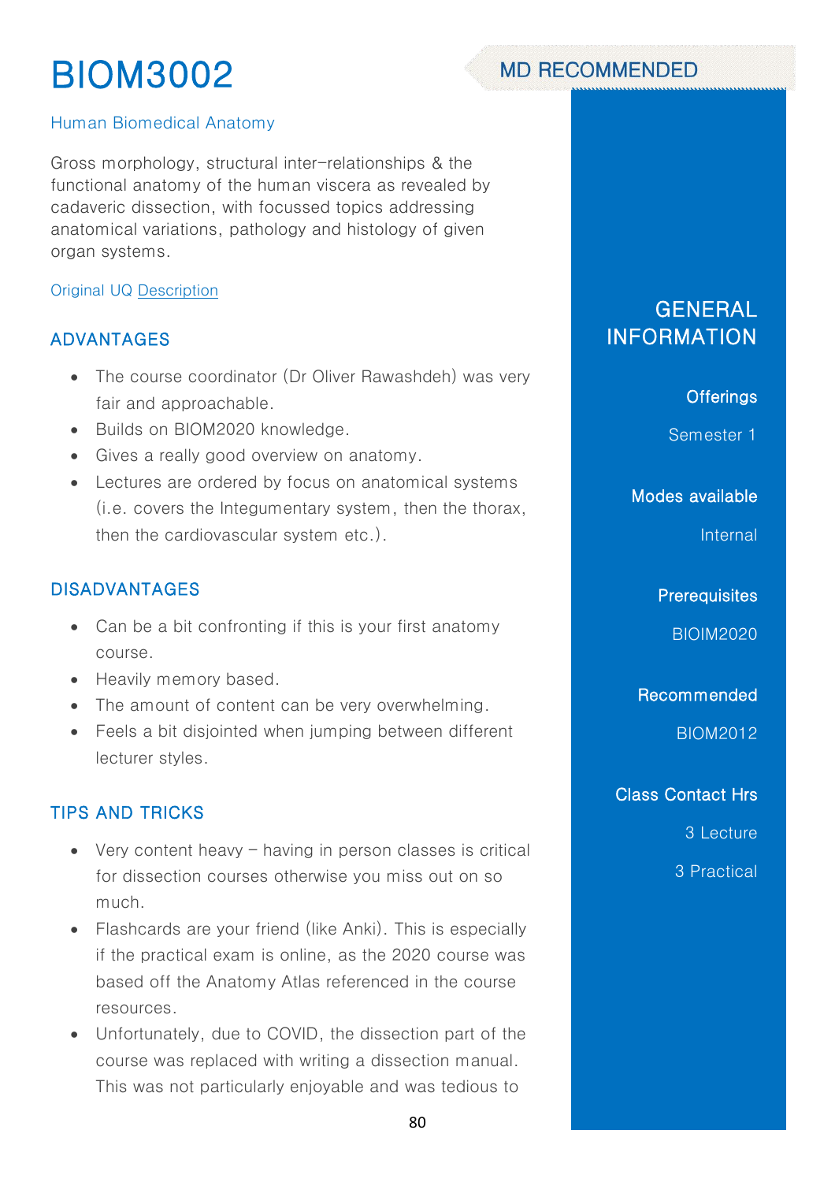# BIOM3002

MD RECOMMENDED

## Human Biomedical Anatomy

Gross morphology, structural inter-relationships & the functional anatomy of the human viscera as revealed by cadaveric dissection, with focussed topics addressing anatomical variations, pathology and histology of given organ systems.

Original UQ Description

### ADVANTAGES

- The course coordinator (Dr Oliver Rawashdeh) was very fair and approachable.
- Builds on BIOM2020 knowledge.
- Gives a really good overview on anatomy.
- Lectures are ordered by focus on anatomical systems (i.e. covers the Integumentary system, then the thorax, then the cardiovascular system etc.).

### DISADVANTAGES

- Can be a bit confronting if this is your first anatomy course.
- Heavily memory based.
- The amount of content can be very overwhelming.
- Feels a bit disjointed when jumping between different lecturer styles.

### TIPS AND TRICKS

- Very content heavy – having in person classes is critical for dissection courses otherwise you miss out on so much.
- Flashcards are your friend (like Anki). This is especially if the practical exam is online, as the 2020 course was based off the Anatomy Atlas referenced in the course resources.
- Unfortunately, due to COVID, the dissection part of the course was replaced with writing a dissection manual. This was not particularly enjoyable and was tedious to

### GENERAL INFORMATION

**Offerings**

Semester 1

**Modes available**

Internal

**Prerequisites**

BIOIM2020

**Recommended**

BIOM2012

**Class Contact Hrs**

3 Lecture

3 Practical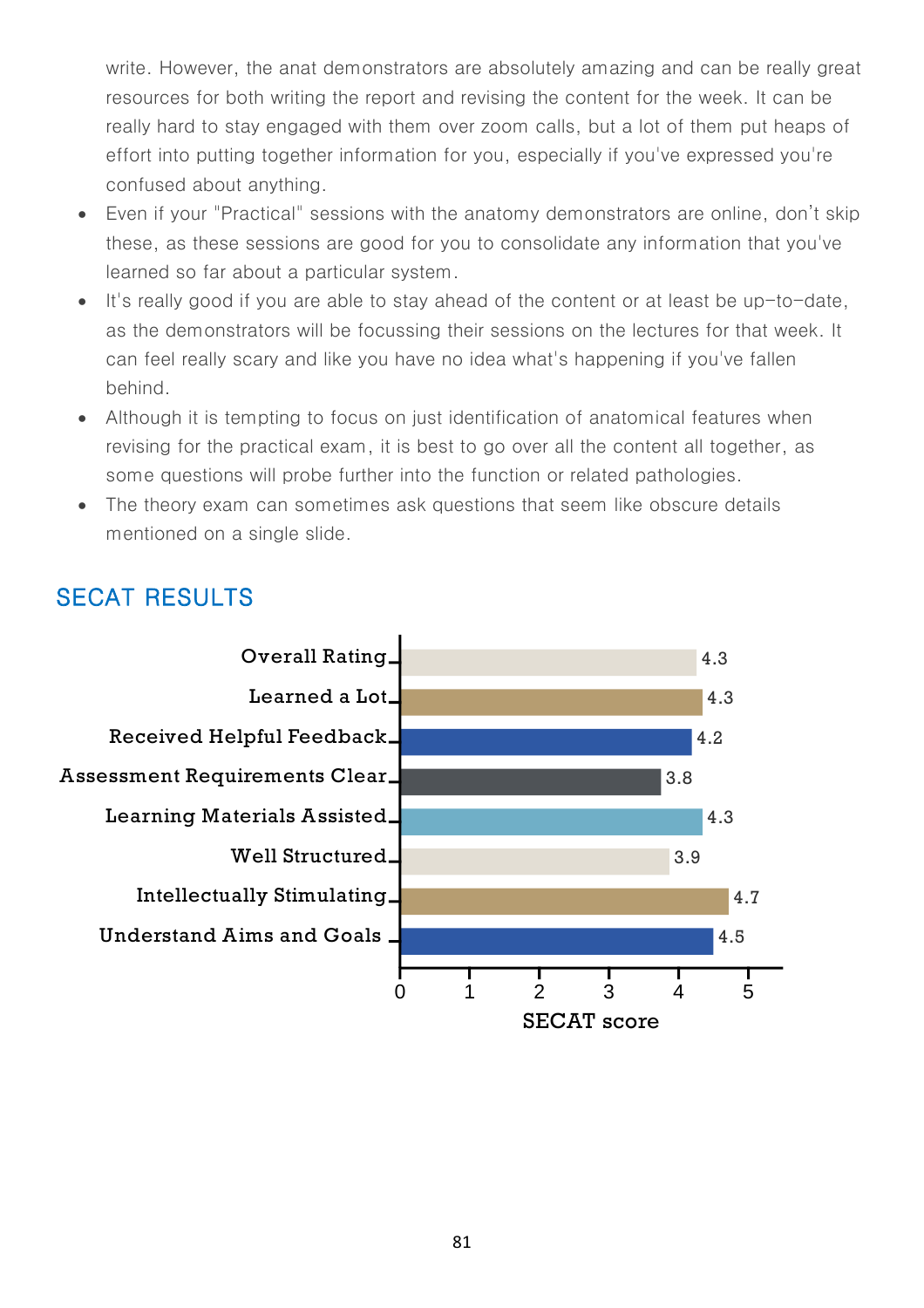write. However, the anat demonstrators are absolutely amazing and can be really great resources for both writing the report and revising the content for the week. It can be really hard to stay engaged with them over zoom calls, but a lot of them put heaps of effort into putting together information for you, especially if you've expressed you're confused about anything.

- Even if your "Practical" sessions with the anatomy demonstrators are online, don't skip these, as these sessions are good for you to consolidate any information that you've learned so far about a particular system.
- It's really good if you are able to stay ahead of the content or at least be up-to-date, as the demonstrators will be focussing their sessions on the lectures for that week. It can feel really scary and like you have no idea what's happening if you've fallen behind.
- Although it is tempting to focus on just identification of anatomical features when revising for the practical exam, it is best to go over all the content all together, as some questions will probe further into the function or related pathologies.
- The theory exam can sometimes ask questions that seem like obscure details mentioned on a single slide.

## SECAT RESULTS

| Item | SECAT score |
|---|---|
| Overall Rating | 4.3 |
| Learned a Lot | 4.3 |
| Received Helpful Feedback | 4.2 |
| Assessment Requirements Clear | 3.8 |
| Learning Materials Assisted | 4.3 |
| Well Structured | 3.9 |
| Intellectually Stimulating | 4.7 |
| Understand Aims and Goals | 4.5 |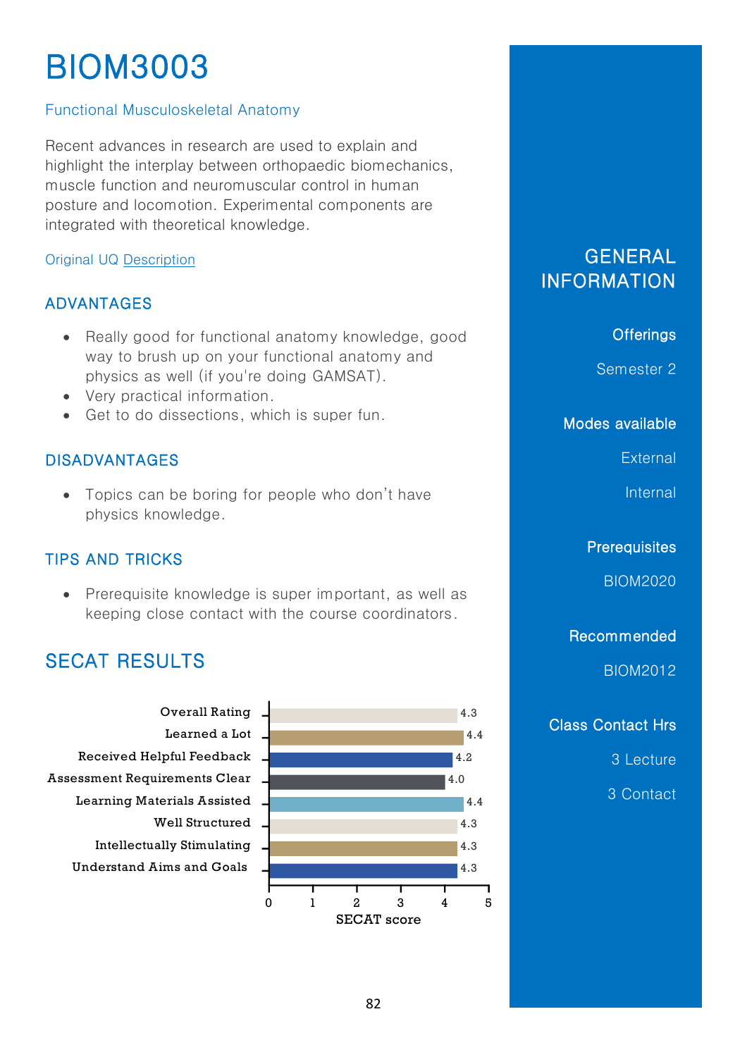# BIOM3003

Functional Musculoskeletal Anatomy

Recent advances in research are used to explain and highlight the interplay between orthopaedic biomechanics, muscle function and neuromuscular control in human posture and locomotion. Experimental components are integrated with theoretical knowledge.

Original UQ Description

## ADVANTAGES

- Really good for functional anatomy knowledge, good way to brush up on your functional anatomy and physics as well (if you're doing GAMSAT).
- Very practical information.
- Get to do dissections, which is super fun.

## DISADVANTAGES

- Topics can be boring for people who don't have physics knowledge.

## TIPS AND TRICKS

- Prerequisite knowledge is super important, as well as keeping close contact with the course coordinators.

## SECAT RESULTS

| Measure | SECAT score |
|---|---|
| Overall Rating | 4.3 |
| Learned a Lot | 4.4 |
| Received Helpful Feedback | 4.2 |
| Assessment Requirements Clear | 4.0 |
| Learning Materials Assisted | 4.4 |
| Well Structured | 4.3 |
| Intellectually Stimulating | 4.3 |
| Understand Aims and Goals | 4.3 |

## GENERAL INFORMATION

### Offerings

Semester 2

### Modes available

External

Internal

### Prerequisites

BIOM2020

### Recommended

BIOM2012

### Class Contact Hrs

3 Lecture

3 Contact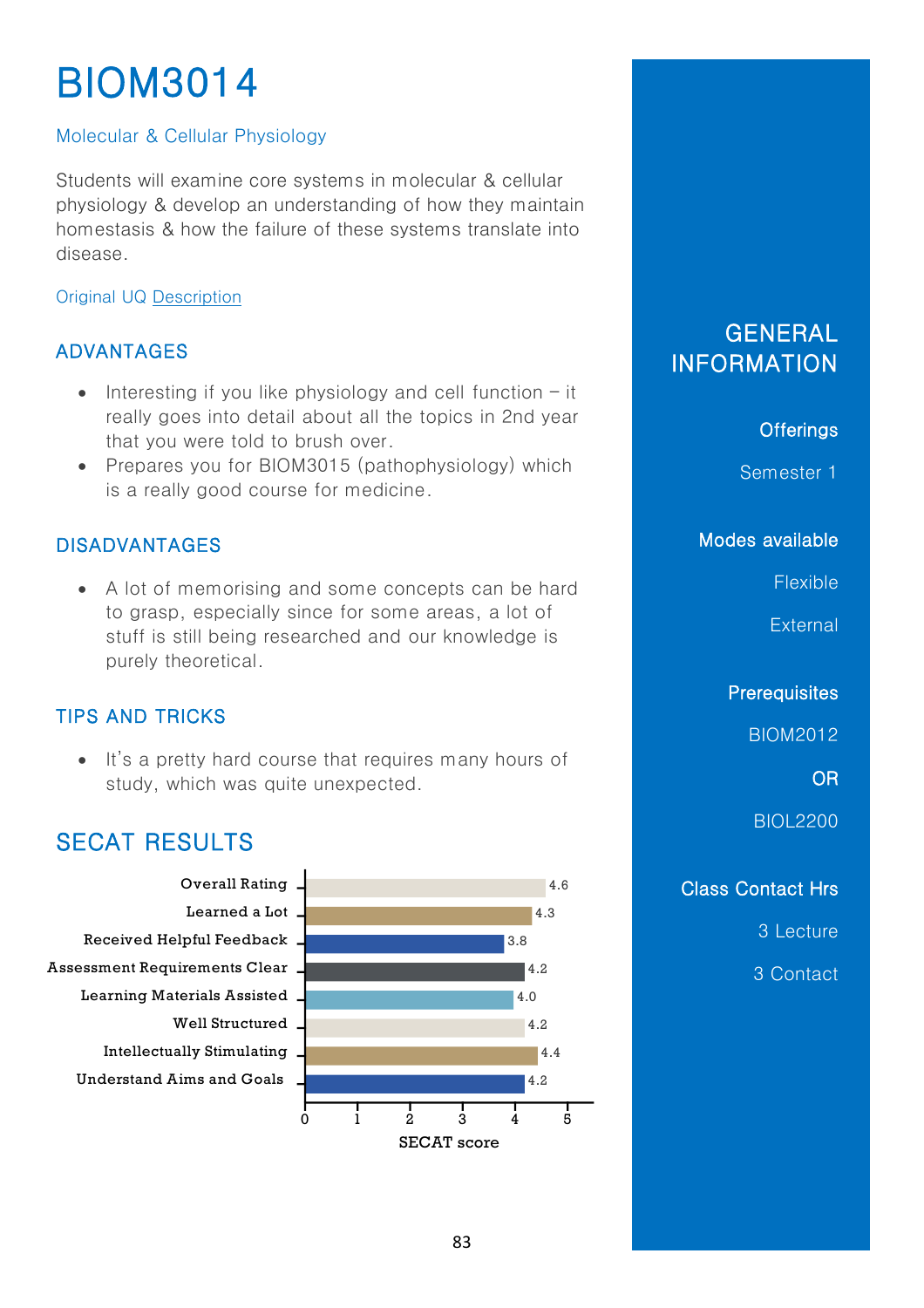# BIOM3014

Molecular & Cellular Physiology

Students will examine core systems in molecular & cellular physiology & develop an understanding of how they maintain homestasis & how the failure of these systems translate into disease.

Original UQ Description

## ADVANTAGES

- Interesting if you like physiology and cell function – it really goes into detail about all the topics in 2nd year that you were told to brush over.
- Prepares you for BIOM3015 (pathophysiology) which is a really good course for medicine.

## DISADVANTAGES

- A lot of memorising and some concepts can be hard to grasp, especially since for some areas, a lot of stuff is still being researched and our knowledge is purely theoretical.

## TIPS AND TRICKS

- It's a pretty hard course that requires many hours of study, which was quite unexpected.

## SECAT RESULTS

| Category | SECAT score |
|---|---|
| Overall Rating | 4.6 |
| Learned a Lot | 4.3 |
| Received Helpful Feedback | 3.8 |
| Assessment Requirements Clear | 4.2 |
| Learning Materials Assisted | 4.0 |
| Well Structured | 4.2 |
| Intellectually Stimulating | 4.4 |
| Understand Aims and Goals | 4.2 |

## GENERAL INFORMATION

**Offerings**

Semester 1

**Modes available**

Flexible

External

**Prerequisites**

BIOM2012

OR

BIOL2200

**Class Contact Hrs**

3 Lecture

3 Contact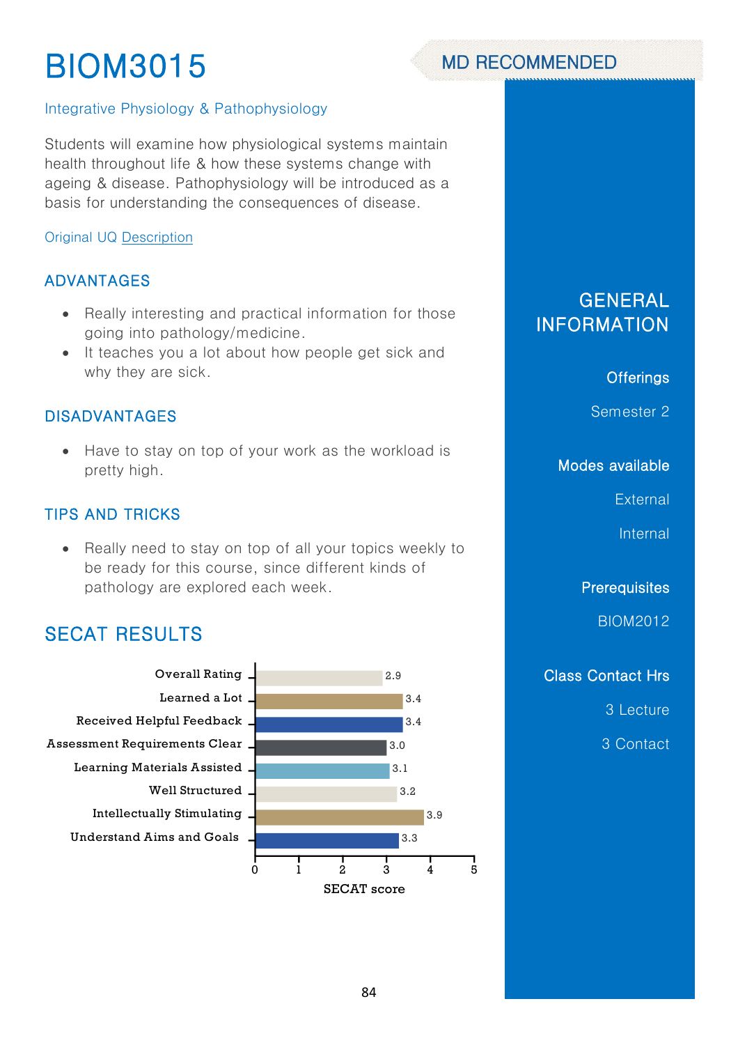# BIOM3015

MD RECOMMENDED

Integrative Physiology & Pathophysiology

Students will examine how physiological systems maintain health throughout life & how these systems change with ageing & disease. Pathophysiology will be introduced as a basis for understanding the consequences of disease.

Original UQ Description

## ADVANTAGES

- Really interesting and practical information for those going into pathology/medicine.
- It teaches you a lot about how people get sick and why they are sick.

## DISADVANTAGES

- Have to stay on top of your work as the workload is pretty high.

## TIPS AND TRICKS

- Really need to stay on top of all your topics weekly to be ready for this course, since different kinds of pathology are explored each week.

## SECAT RESULTS

| Category | SECAT score |
| --- | --- |
| Overall Rating | 2.9 |
| Learned a Lot | 3.4 |
| Received Helpful Feedback | 3.4 |
| Assessment Requirements Clear | 3.0 |
| Learning Materials Assisted | 3.1 |
| Well Structured | 3.2 |
| Intellectually Stimulating | 3.9 |
| Understand Aims and Goals | 3.3 |

## GENERAL INFORMATION

**Offerings**

Semester 2

**Modes available**

External

Internal

**Prerequisites**

BIOM2012

**Class Contact Hrs**

3 Lecture

3 Contact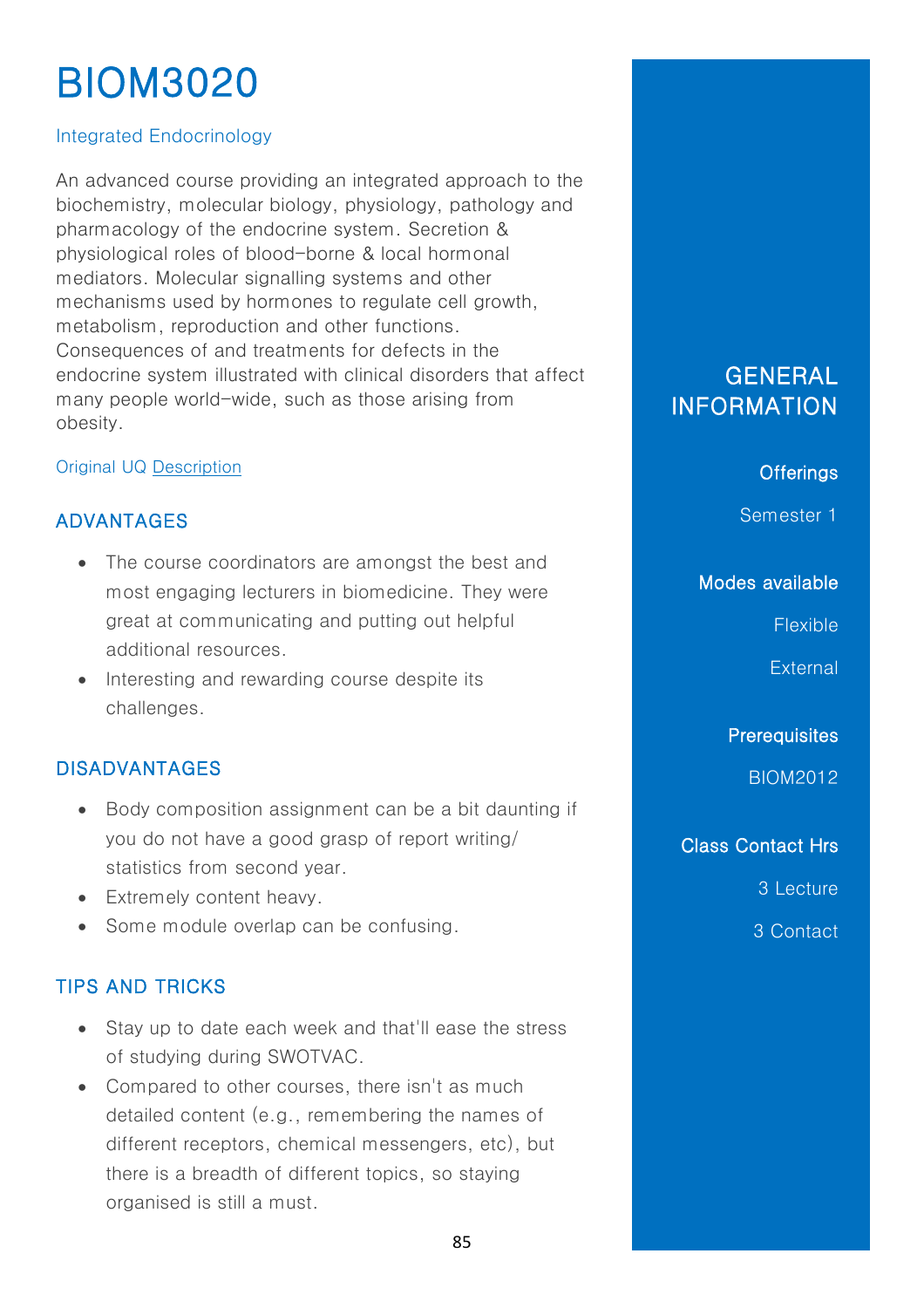# BIOM3020

Integrated Endocrinology

An advanced course providing an integrated approach to the biochemistry, molecular biology, physiology, pathology and pharmacology of the endocrine system. Secretion & physiological roles of blood-borne & local hormonal mediators. Molecular signalling systems and other mechanisms used by hormones to regulate cell growth, metabolism, reproduction and other functions. Consequences of and treatments for defects in the endocrine system illustrated with clinical disorders that affect many people world-wide, such as those arising from obesity.

Original UQ Description

## ADVANTAGES

- The course coordinators are amongst the best and most engaging lecturers in biomedicine. They were great at communicating and putting out helpful additional resources.
- Interesting and rewarding course despite its challenges.

## DISADVANTAGES

- Body composition assignment can be a bit daunting if you do not have a good grasp of report writing/ statistics from second year.
- Extremely content heavy.
- Some module overlap can be confusing.

## TIPS AND TRICKS

- Stay up to date each week and that'll ease the stress of studying during SWOTVAC.
- Compared to other courses, there isn't as much detailed content (e.g., remembering the names of different receptors, chemical messengers, etc), but there is a breadth of different topics, so staying organised is still a must.

## GENERAL INFORMATION

### Offerings

Semester 1

### Modes available

Flexible

External

### Prerequisites

BIOM2012

### Class Contact Hrs

3 Lecture

3 Contact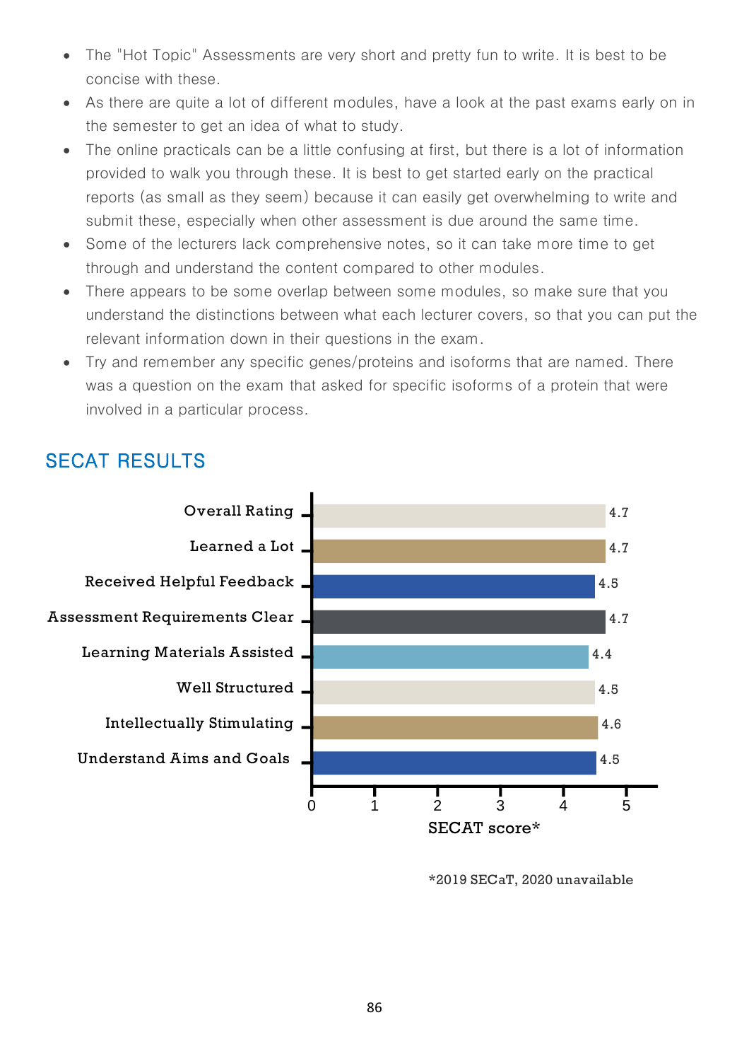- The "Hot Topic" Assessments are very short and pretty fun to write. It is best to be concise with these.
- As there are quite a lot of different modules, have a look at the past exams early on in the semester to get an idea of what to study.
- The online practicals can be a little confusing at first, but there is a lot of information provided to walk you through these. It is best to get started early on the practical reports (as small as they seem) because it can easily get overwhelming to write and submit these, especially when other assessment is due around the same time.
- Some of the lecturers lack comprehensive notes, so it can take more time to get through and understand the content compared to other modules.
- There appears to be some overlap between some modules, so make sure that you understand the distinctions between what each lecturer covers, so that you can put the relevant information down in their questions in the exam.
- Try and remember any specific genes/proteins and isoforms that are named. There was a question on the exam that asked for specific isoforms of a protein that were involved in a particular process.

## SECAT RESULTS

| Item | SECAT score* |
|---|---|
| Overall Rating | 4.7 |
| Learned a Lot | 4.7 |
| Received Helpful Feedback | 4.5 |
| Assessment Requirements Clear | 4.7 |
| Learning Materials Assisted | 4.4 |
| Well Structured | 4.5 |
| Intellectually Stimulating | 4.6 |
| Understand Aims and Goals | 4.5 |

*2019 SECaT, 2020 unavailable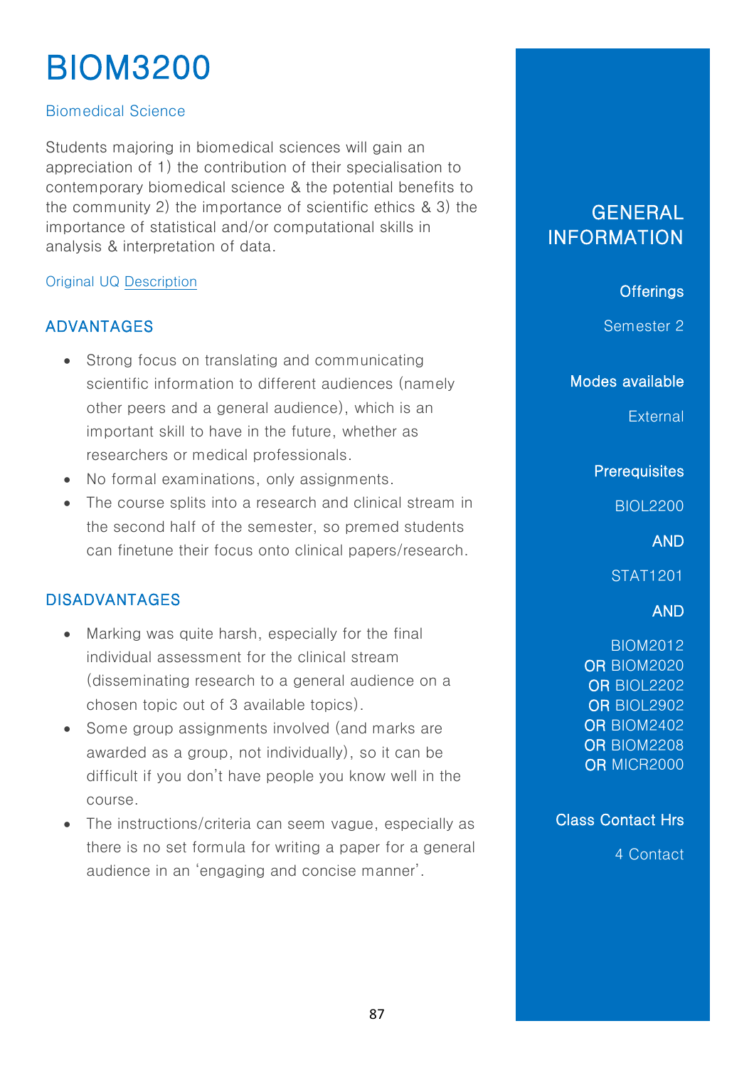# BIOM3200

Biomedical Science

Students majoring in biomedical sciences will gain an appreciation of 1) the contribution of their specialisation to contemporary biomedical science & the potential benefits to the community 2) the importance of scientific ethics & 3) the importance of statistical and/or computational skills in analysis & interpretation of data.

Original UQ Description

## ADVANTAGES

- Strong focus on translating and communicating scientific information to different audiences (namely other peers and a general audience), which is an important skill to have in the future, whether as researchers or medical professionals.
- No formal examinations, only assignments.
- The course splits into a research and clinical stream in the second half of the semester, so premed students can finetune their focus onto clinical papers/research.

## DISADVANTAGES

- Marking was quite harsh, especially for the final individual assessment for the clinical stream (disseminating research to a general audience on a chosen topic out of 3 available topics).
- Some group assignments involved (and marks are awarded as a group, not individually), so it can be difficult if you don't have people you know well in the course.
- The instructions/criteria can seem vague, especially as there is no set formula for writing a paper for a general audience in an 'engaging and concise manner'.

## GENERAL INFORMATION

**Offerings**

Semester 2

**Modes available**

External

**Prerequisites**

BIOL2200

**AND**

STAT1201

**AND**

BIOM2012
**OR** BIOM2020
**OR** BIOL2202
**OR** BIOL2902
**OR** BIOM2402
**OR** BIOM2208
**OR** MICR2000

**Class Contact Hrs**

4 Contact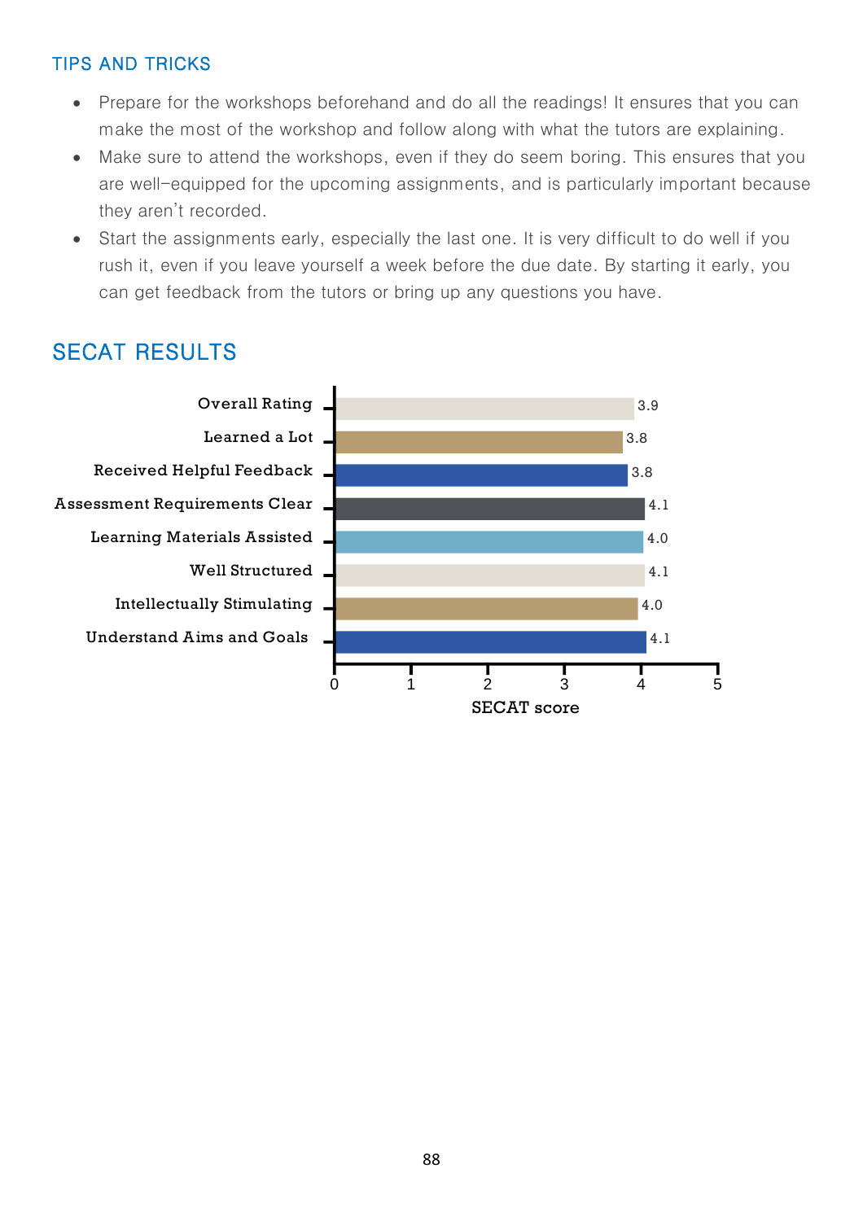### TIPS AND TRICKS

- Prepare for the workshops beforehand and do all the readings! It ensures that you can make the most of the workshop and follow along with what the tutors are explaining.
- Make sure to attend the workshops, even if they do seem boring. This ensures that you are well-equipped for the upcoming assignments, and is particularly important because they aren't recorded.
- Start the assignments early, especially the last one. It is very difficult to do well if you rush it, even if you leave yourself a week before the due date. By starting it early, you can get feedback from the tutors or bring up any questions you have.

## SECAT RESULTS

| Category | SECAT score |
|---|---|
| Overall Rating | 3.9 |
| Learned a Lot | 3.8 |
| Received Helpful Feedback | 3.8 |
| Assessment Requirements Clear | 4.1 |
| Learning Materials Assisted | 4.0 |
| Well Structured | 4.1 |
| Intellectually Stimulating | 4.0 |
| Understand Aims and Goals | 4.1 |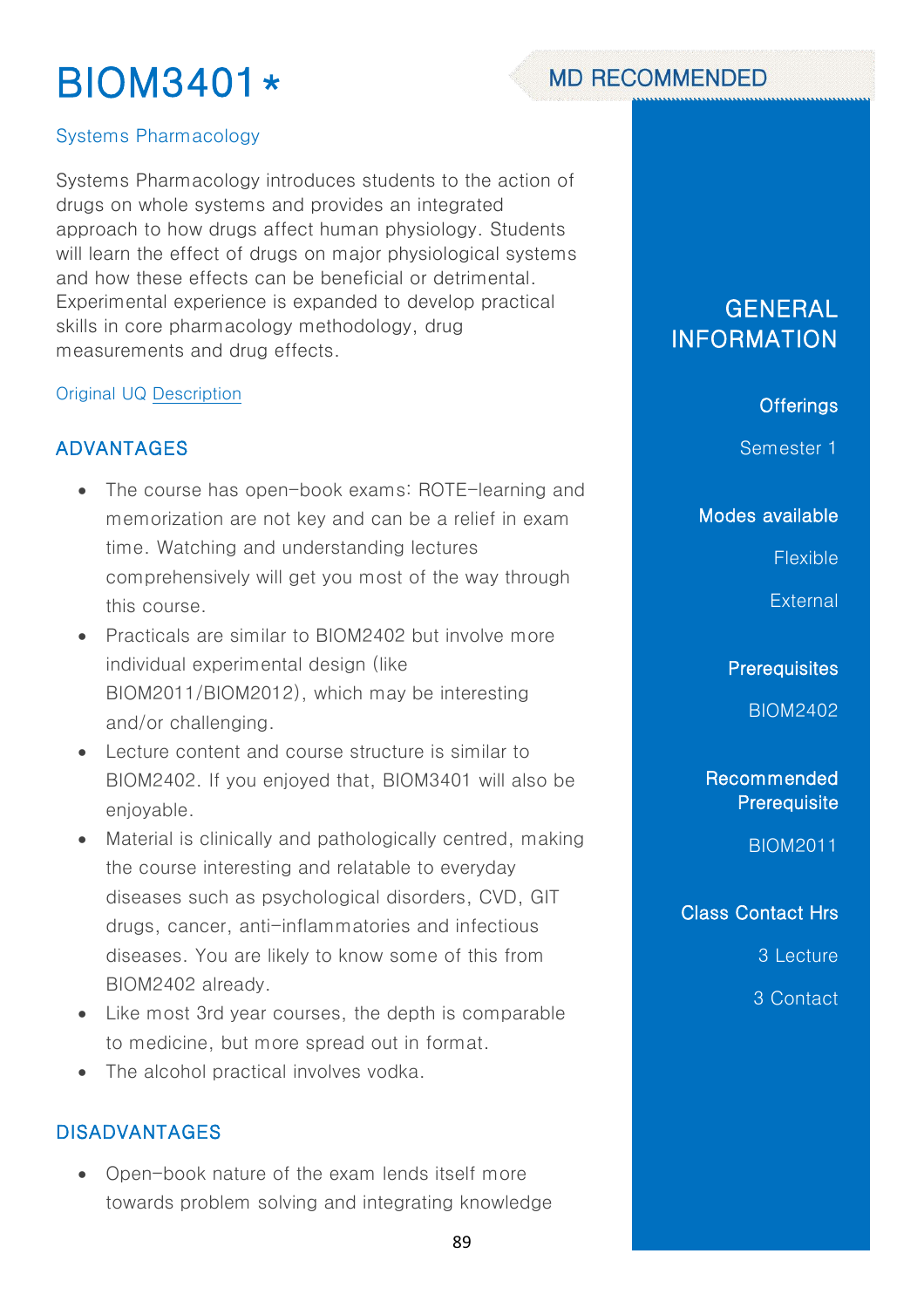# BIOM3401*

MD RECOMMENDED

Systems Pharmacology

Systems Pharmacology introduces students to the action of drugs on whole systems and provides an integrated approach to how drugs affect human physiology. Students will learn the effect of drugs on major physiological systems and how these effects can be beneficial or detrimental. Experimental experience is expanded to develop practical skills in core pharmacology methodology, drug measurements and drug effects.

Original UQ Description

## ADVANTAGES

- The course has open-book exams: ROTE-learning and memorization are not key and can be a relief in exam time. Watching and understanding lectures comprehensively will get you most of the way through this course.
- Practicals are similar to BIOM2402 but involve more individual experimental design (like BIOM2011/BIOM2012), which may be interesting and/or challenging.
- Lecture content and course structure is similar to BIOM2402. If you enjoyed that, BIOM3401 will also be enjoyable.
- Material is clinically and pathologically centred, making the course interesting and relatable to everyday diseases such as psychological disorders, CVD, GIT drugs, cancer, anti-inflammatories and infectious diseases. You are likely to know some of this from BIOM2402 already.
- Like most 3rd year courses, the depth is comparable to medicine, but more spread out in format.
- The alcohol practical involves vodka.

## DISADVANTAGES

- Open-book nature of the exam lends itself more towards problem solving and integrating knowledge

## GENERAL INFORMATION

**Offerings**

Semester 1

**Modes available**

Flexible

External

**Prerequisites**

BIOM2402

**Recommended Prerequisite**

BIOM2011

**Class Contact Hrs**

3 Lecture

3 Contact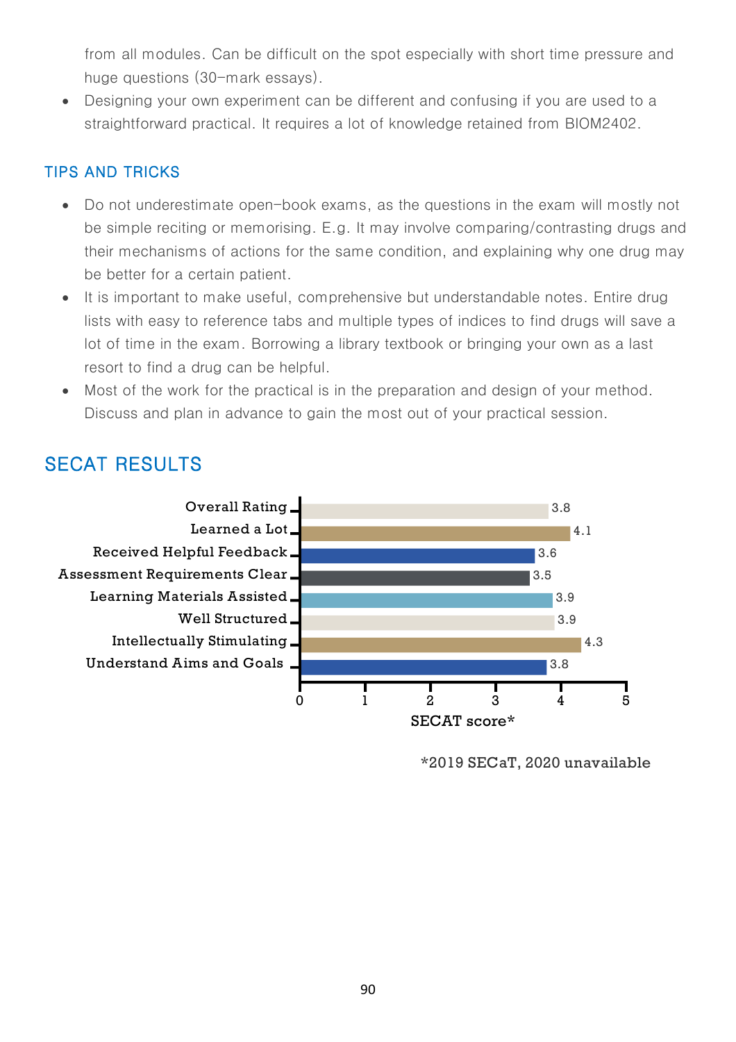from all modules. Can be difficult on the spot especially with short time pressure and huge questions (30-mark essays).

- Designing your own experiment can be different and confusing if you are used to a straightforward practical. It requires a lot of knowledge retained from BIOM2402.

### TIPS AND TRICKS

- Do not underestimate open-book exams, as the questions in the exam will mostly not be simple reciting or memorising. E.g. It may involve comparing/contrasting drugs and their mechanisms of actions for the same condition, and explaining why one drug may be better for a certain patient.
- It is important to make useful, comprehensive but understandable notes. Entire drug lists with easy to reference tabs and multiple types of indices to find drugs will save a lot of time in the exam. Borrowing a library textbook or bringing your own as a last resort to find a drug can be helpful.
- Most of the work for the practical is in the preparation and design of your method. Discuss and plan in advance to gain the most out of your practical session.

## SECAT RESULTS

| Category | SECAT score* |
|---|---|
| Overall Rating | 3.8 |
| Learned a Lot | 4.1 |
| Received Helpful Feedback | 3.6 |
| Assessment Requirements Clear | 3.5 |
| Learning Materials Assisted | 3.9 |
| Well Structured | 3.9 |
| Intellectually Stimulating | 4.3 |
| Understand Aims and Goals | 3.8 |

*2019 SECaT, 2020 unavailable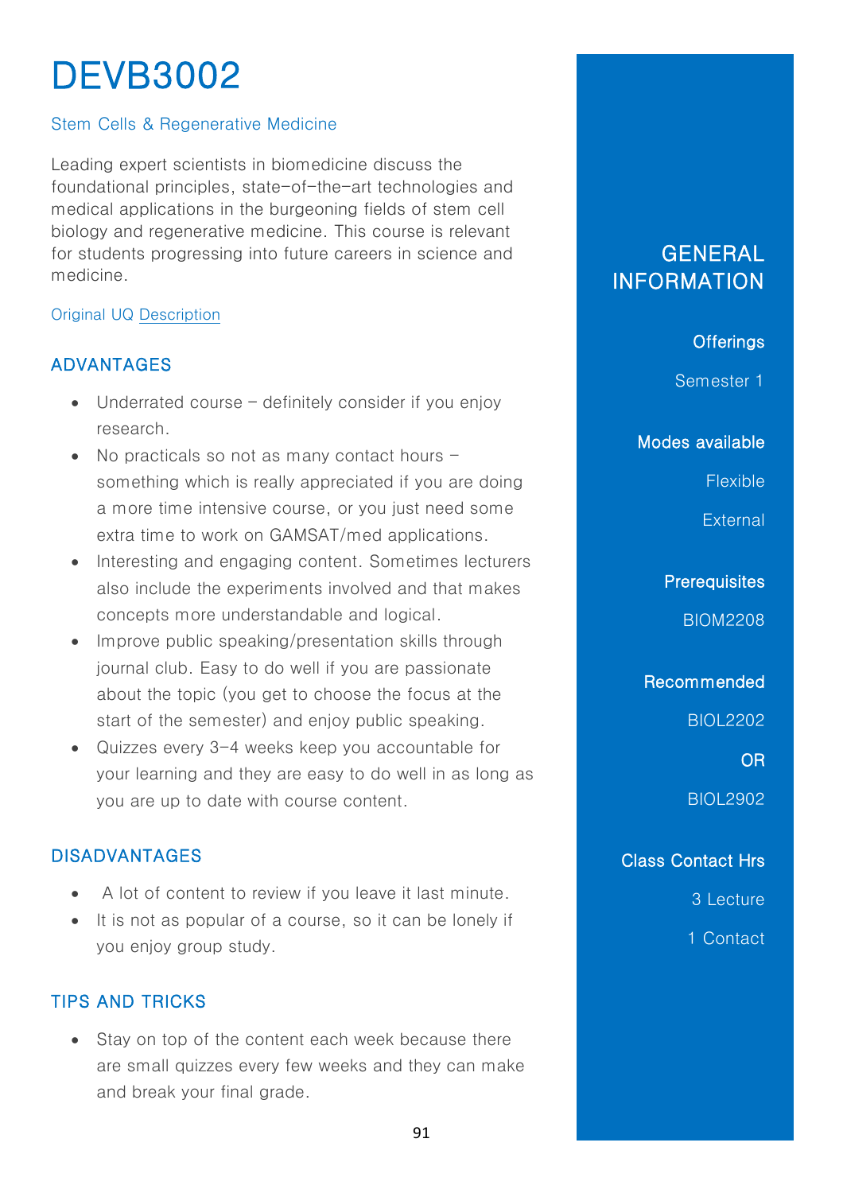# DEVB3002

Stem Cells & Regenerative Medicine

Leading expert scientists in biomedicine discuss the foundational principles, state-of-the-art technologies and medical applications in the burgeoning fields of stem cell biology and regenerative medicine. This course is relevant for students progressing into future careers in science and medicine.

Original UQ Description

## ADVANTAGES

- Underrated course – definitely consider if you enjoy research.
- No practicals so not as many contact hours – something which is really appreciated if you are doing a more time intensive course, or you just need some extra time to work on GAMSAT/med applications.
- Interesting and engaging content. Sometimes lecturers also include the experiments involved and that makes concepts more understandable and logical.
- Improve public speaking/presentation skills through journal club. Easy to do well if you are passionate about the topic (you get to choose the focus at the start of the semester) and enjoy public speaking.
- Quizzes every 3-4 weeks keep you accountable for your learning and they are easy to do well in as long as you are up to date with course content.

## DISADVANTAGES

- A lot of content to review if you leave it last minute.
- It is not as popular of a course, so it can be lonely if you enjoy group study.

## TIPS AND TRICKS

- Stay on top of the content each week because there are small quizzes every few weeks and they can make and break your final grade.

## GENERAL INFORMATION

### Offerings

Semester 1

### Modes available

Flexible

External

### Prerequisites

BIOM2208

### Recommended

BIOL2202

OR

BIOL2902

### Class Contact Hrs

3 Lecture

1 Contact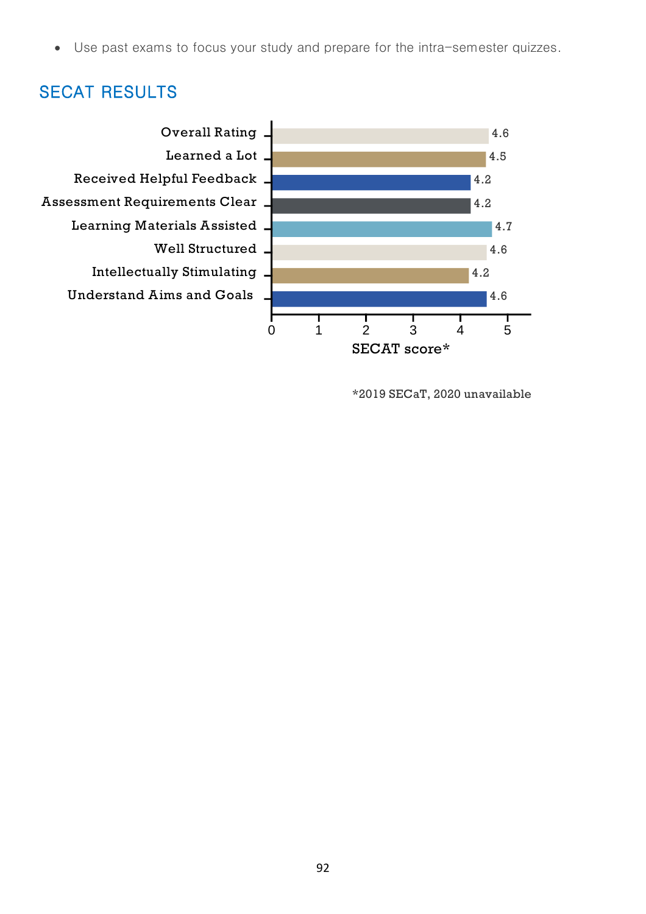- Use past exams to focus your study and prepare for the intra-semester quizzes.

## SECAT RESULTS

| Item | SECAT score* |
|---|---|
| Overall Rating | 4.6 |
| Learned a Lot | 4.5 |
| Received Helpful Feedback | 4.2 |
| Assessment Requirements Clear | 4.2 |
| Learning Materials Assisted | 4.7 |
| Well Structured | 4.6 |
| Intellectually Stimulating | 4.2 |
| Understand Aims and Goals | 4.6 |

*2019 SECaT, 2020 unavailable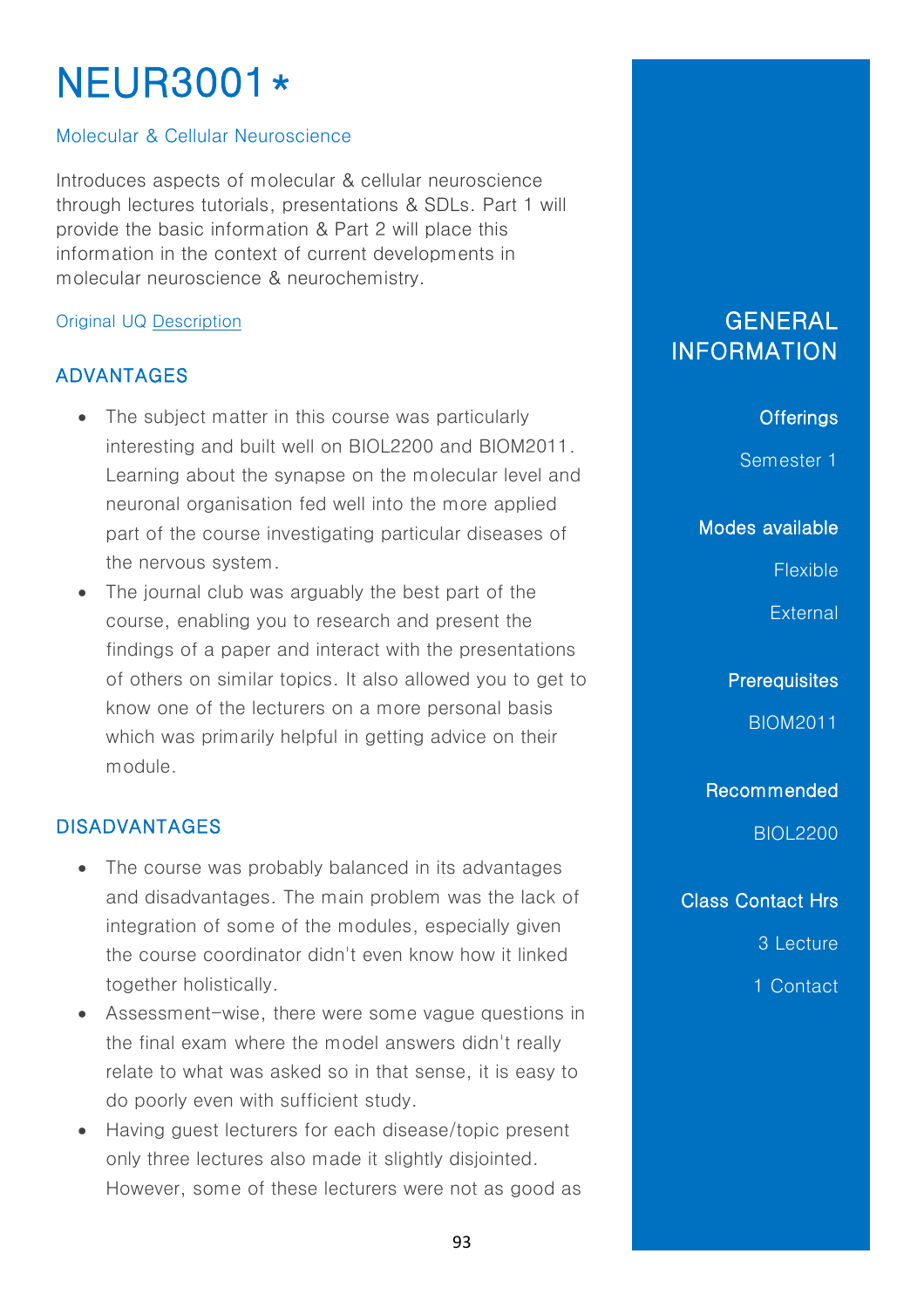# NEUR3001 *

Molecular & Cellular Neuroscience

Introduces aspects of molecular & cellular neuroscience through lectures tutorials, presentations & SDLs. Part 1 will provide the basic information & Part 2 will place this information in the context of current developments in molecular neuroscience & neurochemistry.

Original UQ Description

## ADVANTAGES

- The subject matter in this course was particularly interesting and built well on BIOL2200 and BIOM2011. Learning about the synapse on the molecular level and neuronal organisation fed well into the more applied part of the course investigating particular diseases of the nervous system.
- The journal club was arguably the best part of the course, enabling you to research and present the findings of a paper and interact with the presentations of others on similar topics. It also allowed you to get to know one of the lecturers on a more personal basis which was primarily helpful in getting advice on their module.

## DISADVANTAGES

- The course was probably balanced in its advantages and disadvantages. The main problem was the lack of integration of some of the modules, especially given the course coordinator didn't even know how it linked together holistically.
- Assessment-wise, there were some vague questions in the final exam where the model answers didn't really relate to what was asked so in that sense, it is easy to do poorly even with sufficient study.
- Having guest lecturers for each disease/topic present only three lectures also made it slightly disjointed. However, some of these lecturers were not as good as

## GENERAL INFORMATION

**Offerings**

Semester 1

**Modes available**

Flexible

External

**Prerequisites**

BIOM2011

**Recommended**

BIOL2200

**Class Contact Hrs**

3 Lecture

1 Contact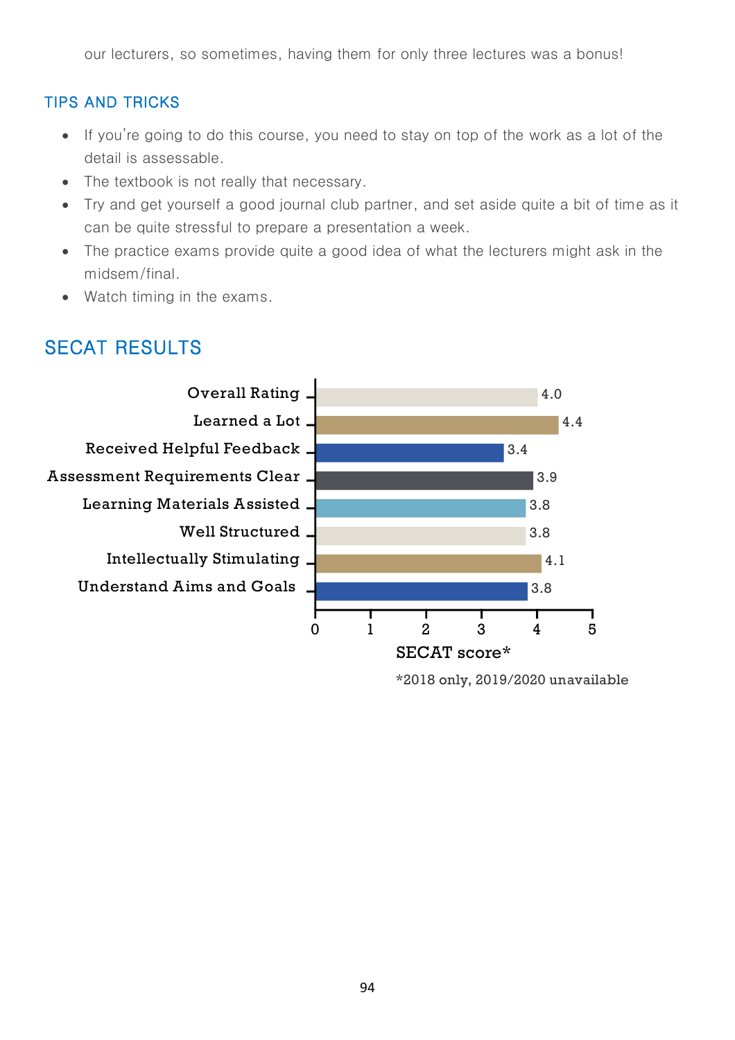our lecturers, so sometimes, having them for only three lectures was a bonus!

### TIPS AND TRICKS

- If you're going to do this course, you need to stay on top of the work as a lot of the detail is assessable.
- The textbook is not really that necessary.
- Try and get yourself a good journal club partner, and set aside quite a bit of time as it can be quite stressful to prepare a presentation a week.
- The practice exams provide quite a good idea of what the lecturers might ask in the midsem/final.
- Watch timing in the exams.

## SECAT RESULTS

| Item | SECAT score* |
|---|---|
| Overall Rating | 4.0 |
| Learned a Lot | 4.4 |
| Received Helpful Feedback | 3.4 |
| Assessment Requirements Clear | 3.9 |
| Learning Materials Assisted | 3.8 |
| Well Structured | 3.8 |
| Intellectually Stimulating | 4.1 |
| Understand Aims and Goals | 3.8 |

*2018 only, 2019/2020 unavailable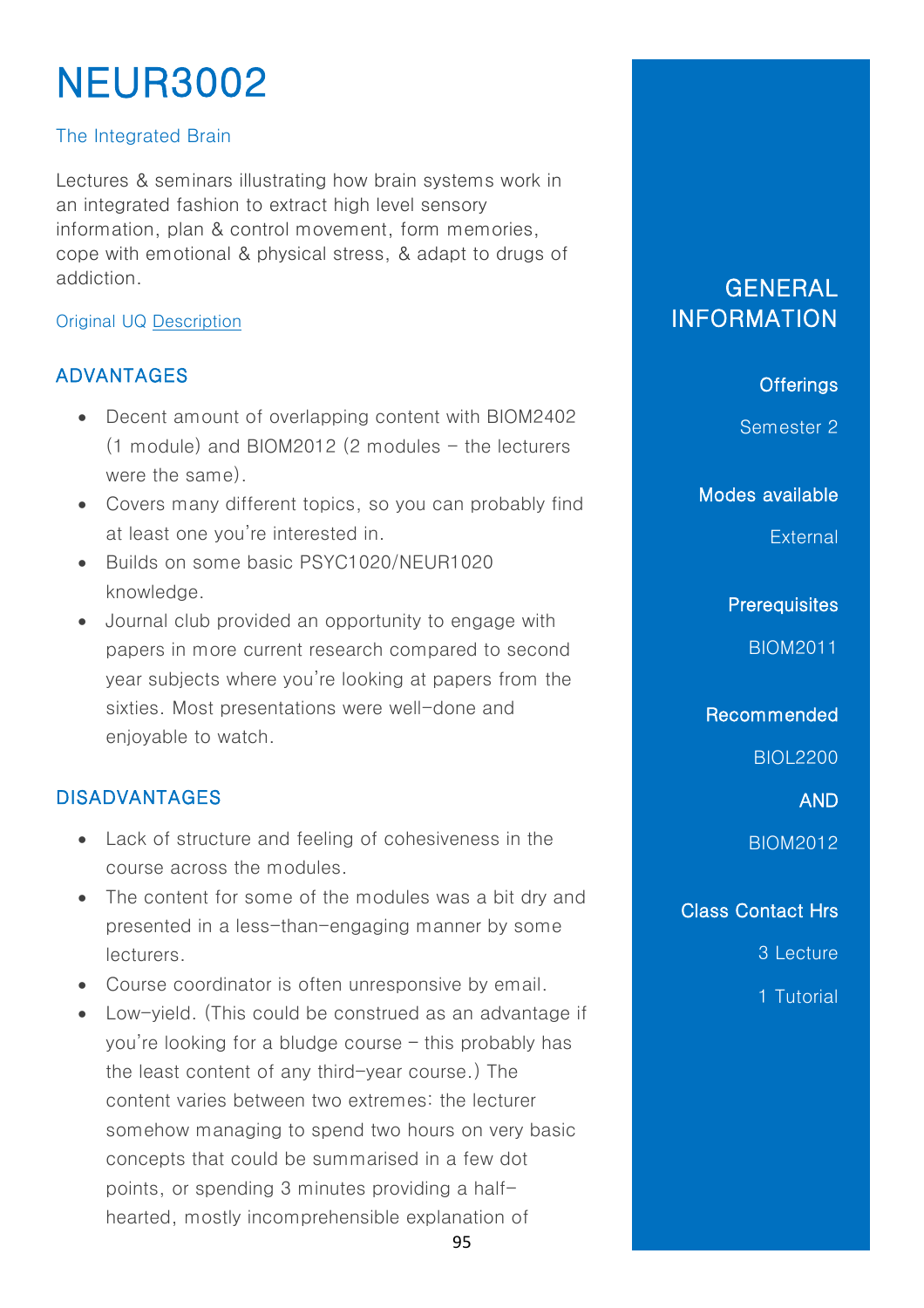# NEUR3002

The Integrated Brain

Lectures & seminars illustrating how brain systems work in an integrated fashion to extract high level sensory information, plan & control movement, form memories, cope with emotional & physical stress, & adapt to drugs of addiction.

Original UQ [Description]

## ADVANTAGES

- Decent amount of overlapping content with BIOM2402 (1 module) and BIOM2012 (2 modules – the lecturers were the same).
- Covers many different topics, so you can probably find at least one you're interested in.
- Builds on some basic PSYC1020/NEUR1020 knowledge.
- Journal club provided an opportunity to engage with papers in more current research compared to second year subjects where you're looking at papers from the sixties. Most presentations were well-done and enjoyable to watch.

## DISADVANTAGES

- Lack of structure and feeling of cohesiveness in the course across the modules.
- The content for some of the modules was a bit dry and presented in a less-than-engaging manner by some lecturers.
- Course coordinator is often unresponsive by email.
- Low-yield. (This could be construed as an advantage if you're looking for a bludge course – this probably has the least content of any third-year course.) The content varies between two extremes: the lecturer somehow managing to spend two hours on very basic concepts that could be summarised in a few dot points, or spending 3 minutes providing a half-hearted, mostly incomprehensible explanation of

## GENERAL INFORMATION

**Offerings**

Semester 2

**Modes available**

External

**Prerequisites**

BIOM2011

**Recommended**

BIOL2200

**AND**

BIOM2012

**Class Contact Hrs**

3 Lecture

1 Tutorial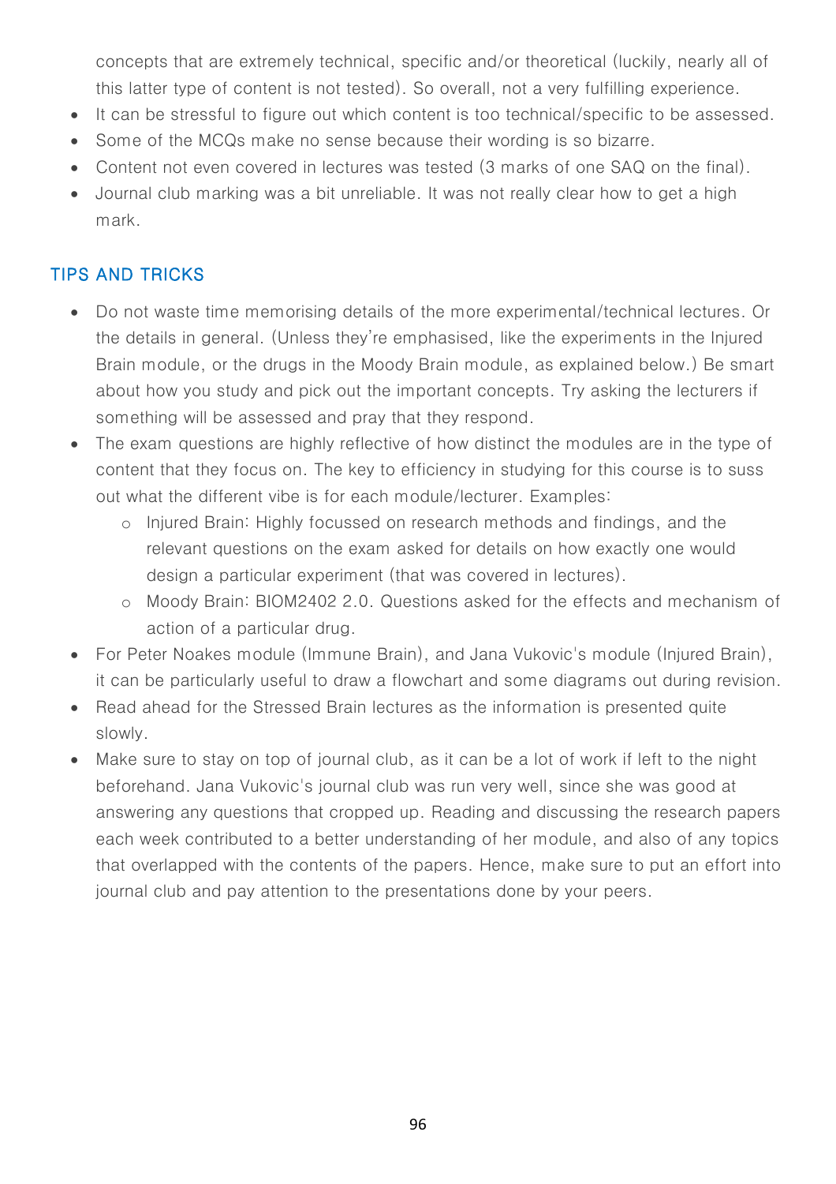concepts that are extremely technical, specific and/or theoretical (luckily, nearly all of this latter type of content is not tested). So overall, not a very fulfilling experience.

- It can be stressful to figure out which content is too technical/specific to be assessed.
- Some of the MCQs make no sense because their wording is so bizarre.
- Content not even covered in lectures was tested (3 marks of one SAQ on the final).
- Journal club marking was a bit unreliable. It was not really clear how to get a high mark.

## TIPS AND TRICKS

- Do not waste time memorising details of the more experimental/technical lectures. Or the details in general. (Unless they're emphasised, like the experiments in the Injured Brain module, or the drugs in the Moody Brain module, as explained below.) Be smart about how you study and pick out the important concepts. Try asking the lecturers if something will be assessed and pray that they respond.
- The exam questions are highly reflective of how distinct the modules are in the type of content that they focus on. The key to efficiency in studying for this course is to suss out what the different vibe is for each module/lecturer. Examples:
    - Injured Brain: Highly focussed on research methods and findings, and the relevant questions on the exam asked for details on how exactly one would design a particular experiment (that was covered in lectures).
    - Moody Brain: BIOM2402 2.0. Questions asked for the effects and mechanism of action of a particular drug.
- For Peter Noakes module (Immune Brain), and Jana Vukovic's module (Injured Brain), it can be particularly useful to draw a flowchart and some diagrams out during revision.
- Read ahead for the Stressed Brain lectures as the information is presented quite slowly.
- Make sure to stay on top of journal club, as it can be a lot of work if left to the night beforehand. Jana Vukovic's journal club was run very well, since she was good at answering any questions that cropped up. Reading and discussing the research papers each week contributed to a better understanding of her module, and also of any topics that overlapped with the contents of the papers. Hence, make sure to put an effort into journal club and pay attention to the presentations done by your peers.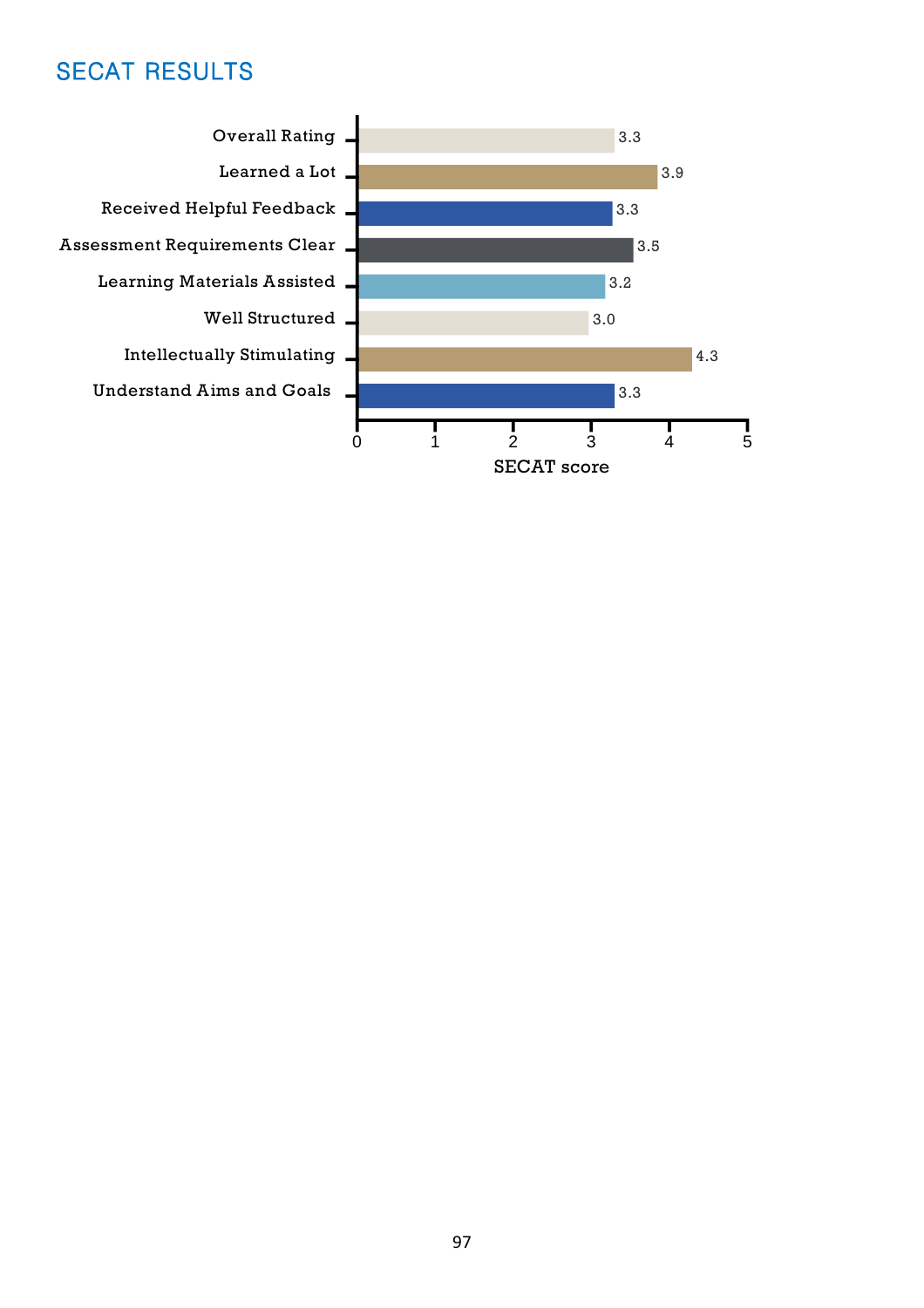## SECAT RESULTS

Overall Rating
3.3
Learned a Lot
3.9
Received Helpful Feedback
3.3
Assessment Requirements Clear
3.5
Learning Materials Assisted
3.2
Well Structured
3.0
Intellectually Stimulating
4.3
Understand Aims and Goals
3.3

0
1
2
3
4
5

SECAT score